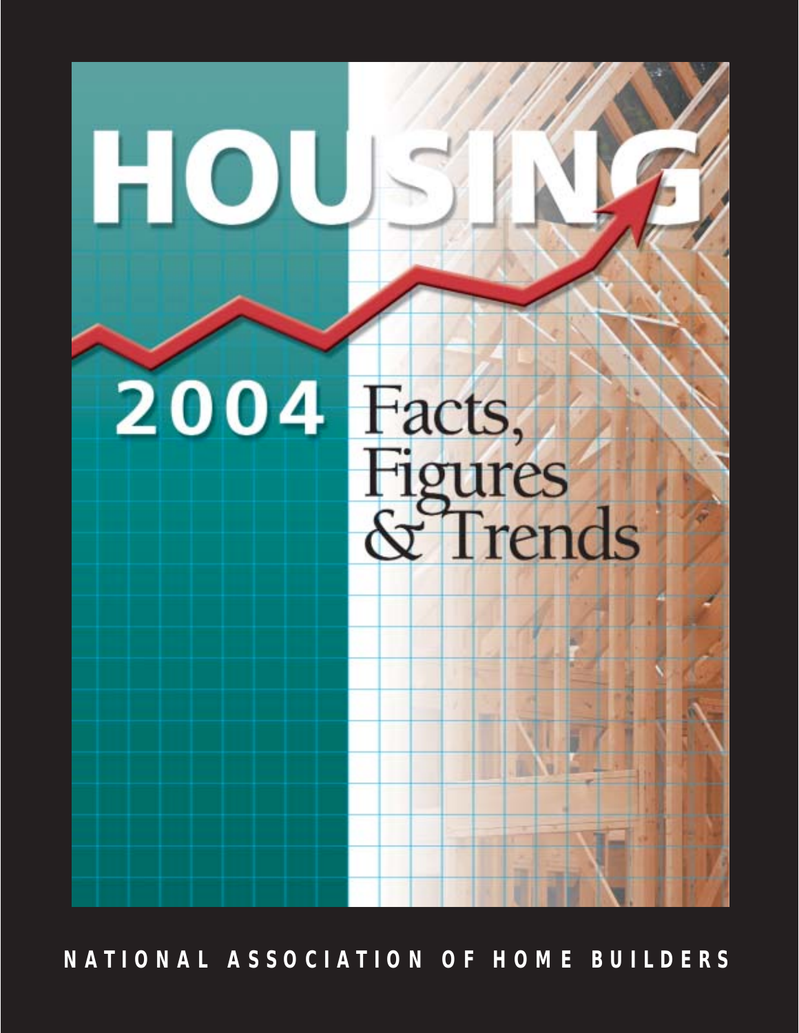# HOUSING

## 2004 Facts, Figures & Trends

NATIONAL ASSOCIATION OF HOME BUILDERS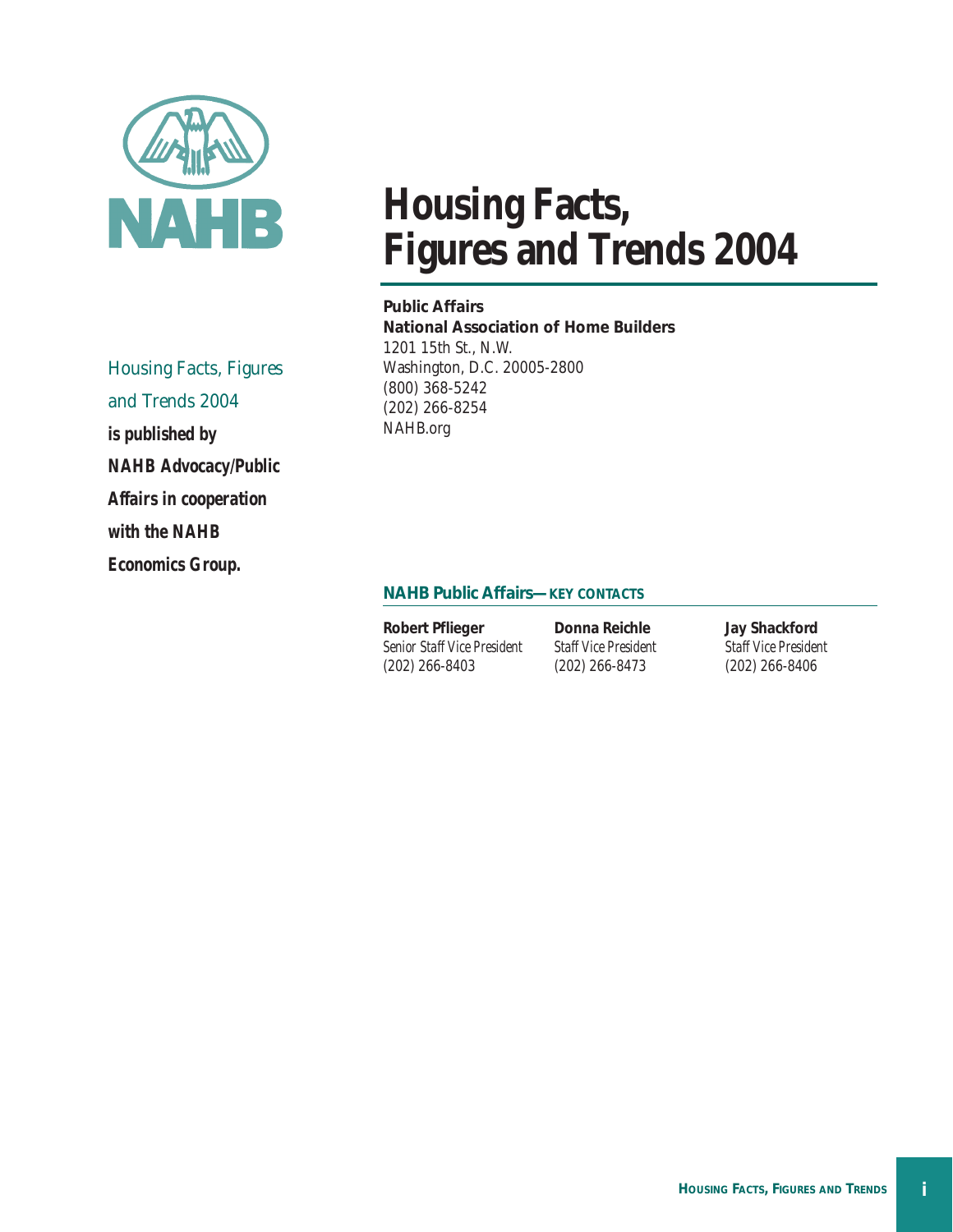# Housing Facts, Figures and Trends 2004

*Housing Facts, Figures and Trends 2004* **is published by NAHB Advocacy/Public Affairs in cooperation with the NAHB Economics Group.**

**Public Affairs**
**National Association of Home Builders**
1201 15th St., N.W.
Washington, D.C. 20005-2800
(800) 368-5242
(202) 266-8254
NAHB.org

## NAHB Public Affairs—KEY CONTACTS

**Robert Pflieger**
*Senior Staff Vice President*
(202) 266-8403

**Donna Reichle**
*Staff Vice President*
(202) 266-8473

**Jay Shackford**
*Staff Vice President*
(202) 266-8406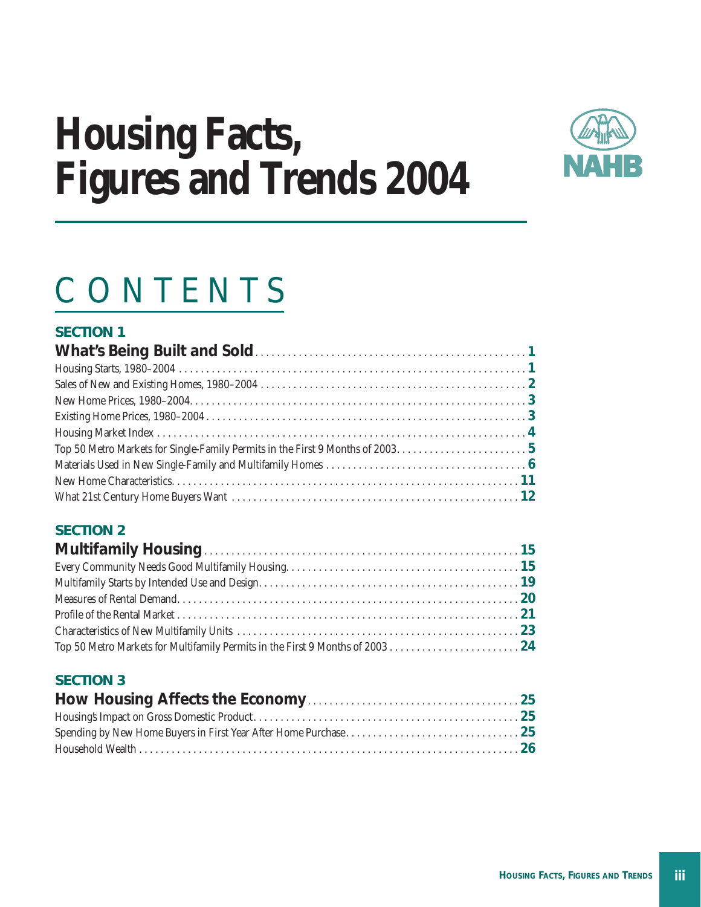# Housing Facts, Figures and Trends 2004

NAHB

## CONTENTS

### SECTION 1

**What's Being Built and Sold** .......... **1**

Housing Starts, 1980–2004 .......... **1**

Sales of New and Existing Homes, 1980–2004 .......... **2**

New Home Prices, 1980–2004 .......... **3**

Existing Home Prices, 1980–2004 .......... **3**

Housing Market Index .......... **4**

Top 50 Metro Markets for Single-Family Permits in the First 9 Months of 2003 .......... **5**

Materials Used in New Single-Family and Multifamily Homes .......... **6**

New Home Characteristics .......... **11**

What 21st Century Home Buyers Want .......... **12**

### SECTION 2

**Multifamily Housing** .......... **15**

Every Community Needs Good Multifamily Housing .......... **15**

Multifamily Starts by Intended Use and Design .......... **19**

Measures of Rental Demand .......... **20**

Profile of the Rental Market .......... **21**

Characteristics of New Multifamily Units .......... **23**

Top 50 Metro Markets for Multifamily Permits in the First 9 Months of 2003 .......... **24**

### SECTION 3

**How Housing Affects the Economy** .......... **25**

Housing's Impact on Gross Domestic Product .......... **25**

Spending by New Home Buyers in First Year After Home Purchase .......... **25**

Household Wealth .......... **26**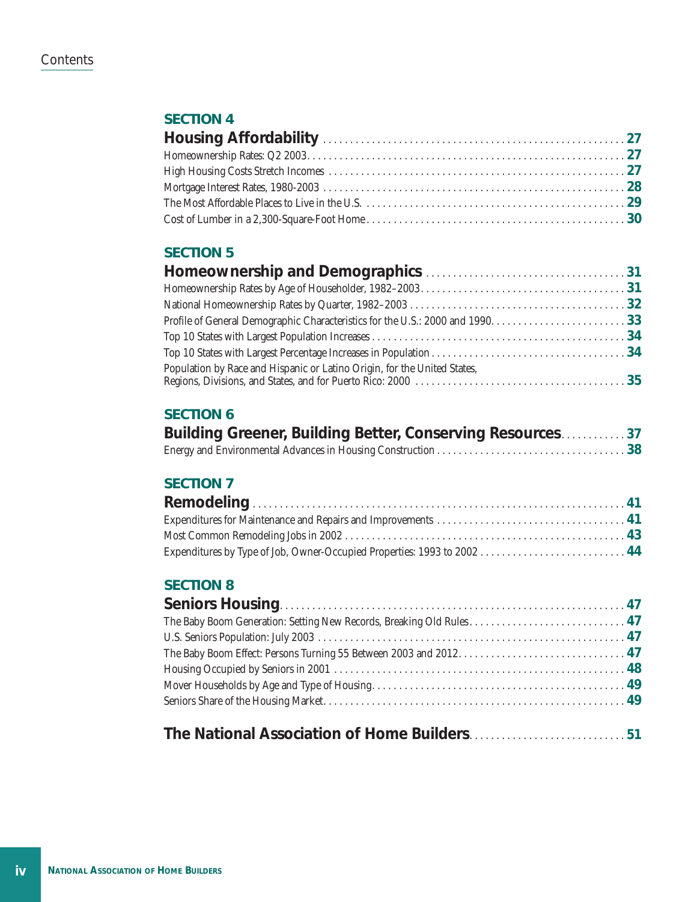# Contents

## SECTION 4

**Housing Affordability** ... 27

Homeownership Rates: Q2 2003 ... 27

High Housing Costs Stretch Incomes ... 27

Mortgage Interest Rates, 1980-2003 ... 28

The Most Affordable Places to Live in the U.S. ... 29

Cost of Lumber in a 2,300-Square-Foot Home ... 30

## SECTION 5

**Homeownership and Demographics** ... 31

Homeownership Rates by Age of Householder, 1982–2003 ... 31

National Homeownership Rates by Quarter, 1982–2003 ... 32

Profile of General Demographic Characteristics for the U.S.: 2000 and 1990 ... 33

Top 10 States with Largest Population Increases ... 34

Top 10 States with Largest Percentage Increases in Population ... 34

Population by Race and Hispanic or Latino Origin, for the United States, Regions, Divisions, and States, and for Puerto Rico: 2000 ... 35

## SECTION 6

**Building Greener, Building Better, Conserving Resources** ... 37

Energy and Environmental Advances in Housing Construction ... 38

## SECTION 7

**Remodeling** ... 41

Expenditures for Maintenance and Repairs and Improvements ... 41

Most Common Remodeling Jobs in 2002 ... 43

Expenditures by Type of Job, Owner-Occupied Properties: 1993 to 2002 ... 44

## SECTION 8

**Seniors Housing** ... 47

The Baby Boom Generation: Setting New Records, Breaking Old Rules ... 47

U.S. Seniors Population: July 2003 ... 47

The Baby Boom Effect: Persons Turning 55 Between 2003 and 2012 ... 47

Housing Occupied by Seniors in 2001 ... 48

Mover Households by Age and Type of Housing ... 49

Seniors Share of the Housing Market ... 49

**The National Association of Home Builders** ... 51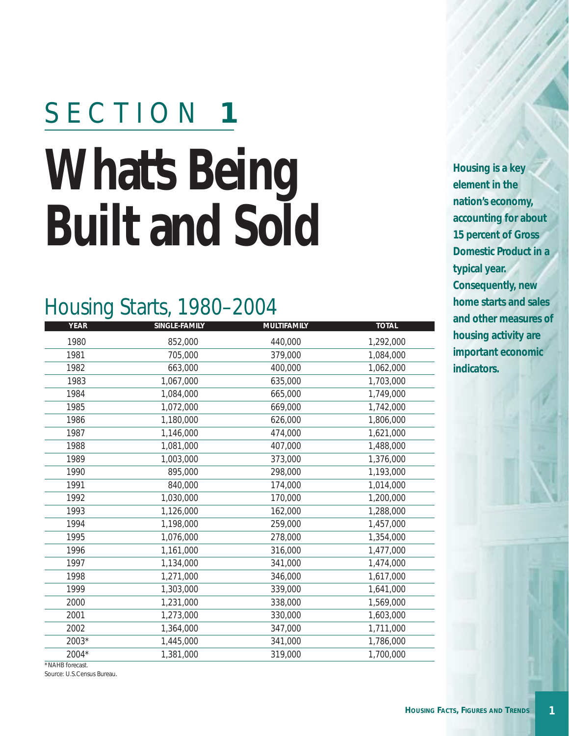# SECTION 1

# What's Being Built and Sold

**Housing is a key element in the nation's economy, accounting for about 15 percent of Gross Domestic Product in a typical year. Consequently, new home starts and sales and other measures of housing activity are important economic indicators.**

## Housing Starts, 1980–2004

| YEAR | SINGLE-FAMILY | MULTIFAMILY | TOTAL |
|---|---|---|---|
| 1980 | 852,000 | 440,000 | 1,292,000 |
| 1981 | 705,000 | 379,000 | 1,084,000 |
| 1982 | 663,000 | 400,000 | 1,062,000 |
| 1983 | 1,067,000 | 635,000 | 1,703,000 |
| 1984 | 1,084,000 | 665,000 | 1,749,000 |
| 1985 | 1,072,000 | 669,000 | 1,742,000 |
| 1986 | 1,180,000 | 626,000 | 1,806,000 |
| 1987 | 1,146,000 | 474,000 | 1,621,000 |
| 1988 | 1,081,000 | 407,000 | 1,488,000 |
| 1989 | 1,003,000 | 373,000 | 1,376,000 |
| 1990 | 895,000 | 298,000 | 1,193,000 |
| 1991 | 840,000 | 174,000 | 1,014,000 |
| 1992 | 1,030,000 | 170,000 | 1,200,000 |
| 1993 | 1,126,000 | 162,000 | 1,288,000 |
| 1994 | 1,198,000 | 259,000 | 1,457,000 |
| 1995 | 1,076,000 | 278,000 | 1,354,000 |
| 1996 | 1,161,000 | 316,000 | 1,477,000 |
| 1997 | 1,134,000 | 341,000 | 1,474,000 |
| 1998 | 1,271,000 | 346,000 | 1,617,000 |
| 1999 | 1,303,000 | 339,000 | 1,641,000 |
| 2000 | 1,231,000 | 338,000 | 1,569,000 |
| 2001 | 1,273,000 | 330,000 | 1,603,000 |
| 2002 | 1,364,000 | 347,000 | 1,711,000 |
| 2003* | 1,445,000 | 341,000 | 1,786,000 |
| 2004* | 1,381,000 | 319,000 | 1,700,000 |

*NAHB forecast.

Source: U.S.Census Bureau.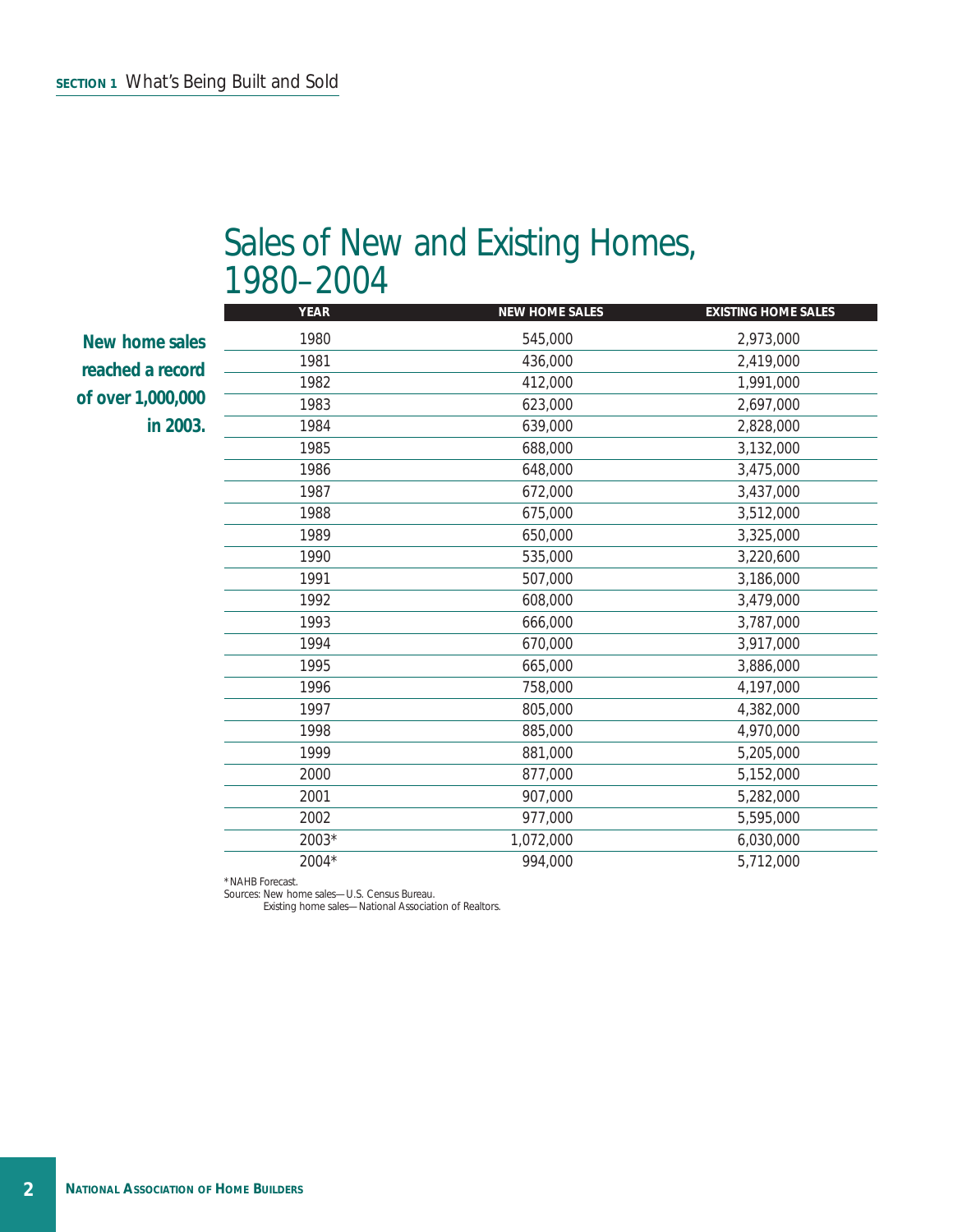# Sales of New and Existing Homes, 1980–2004

**New home sales reached a record of over 1,000,000 in 2003.**

| YEAR | NEW HOME SALES | EXISTING HOME SALES |
|---|---|---|
| 1980 | 545,000 | 2,973,000 |
| 1981 | 436,000 | 2,419,000 |
| 1982 | 412,000 | 1,991,000 |
| 1983 | 623,000 | 2,697,000 |
| 1984 | 639,000 | 2,828,000 |
| 1985 | 688,000 | 3,132,000 |
| 1986 | 648,000 | 3,475,000 |
| 1987 | 672,000 | 3,437,000 |
| 1988 | 675,000 | 3,512,000 |
| 1989 | 650,000 | 3,325,000 |
| 1990 | 535,000 | 3,220,600 |
| 1991 | 507,000 | 3,186,000 |
| 1992 | 608,000 | 3,479,000 |
| 1993 | 666,000 | 3,787,000 |
| 1994 | 670,000 | 3,917,000 |
| 1995 | 665,000 | 3,886,000 |
| 1996 | 758,000 | 4,197,000 |
| 1997 | 805,000 | 4,382,000 |
| 1998 | 885,000 | 4,970,000 |
| 1999 | 881,000 | 5,205,000 |
| 2000 | 877,000 | 5,152,000 |
| 2001 | 907,000 | 5,282,000 |
| 2002 | 977,000 | 5,595,000 |
| 2003* | 1,072,000 | 6,030,000 |
| 2004* | 994,000 | 5,712,000 |

*NAHB Forecast.

Sources: New home sales—U.S. Census Bureau.
Existing home sales—National Association of Realtors.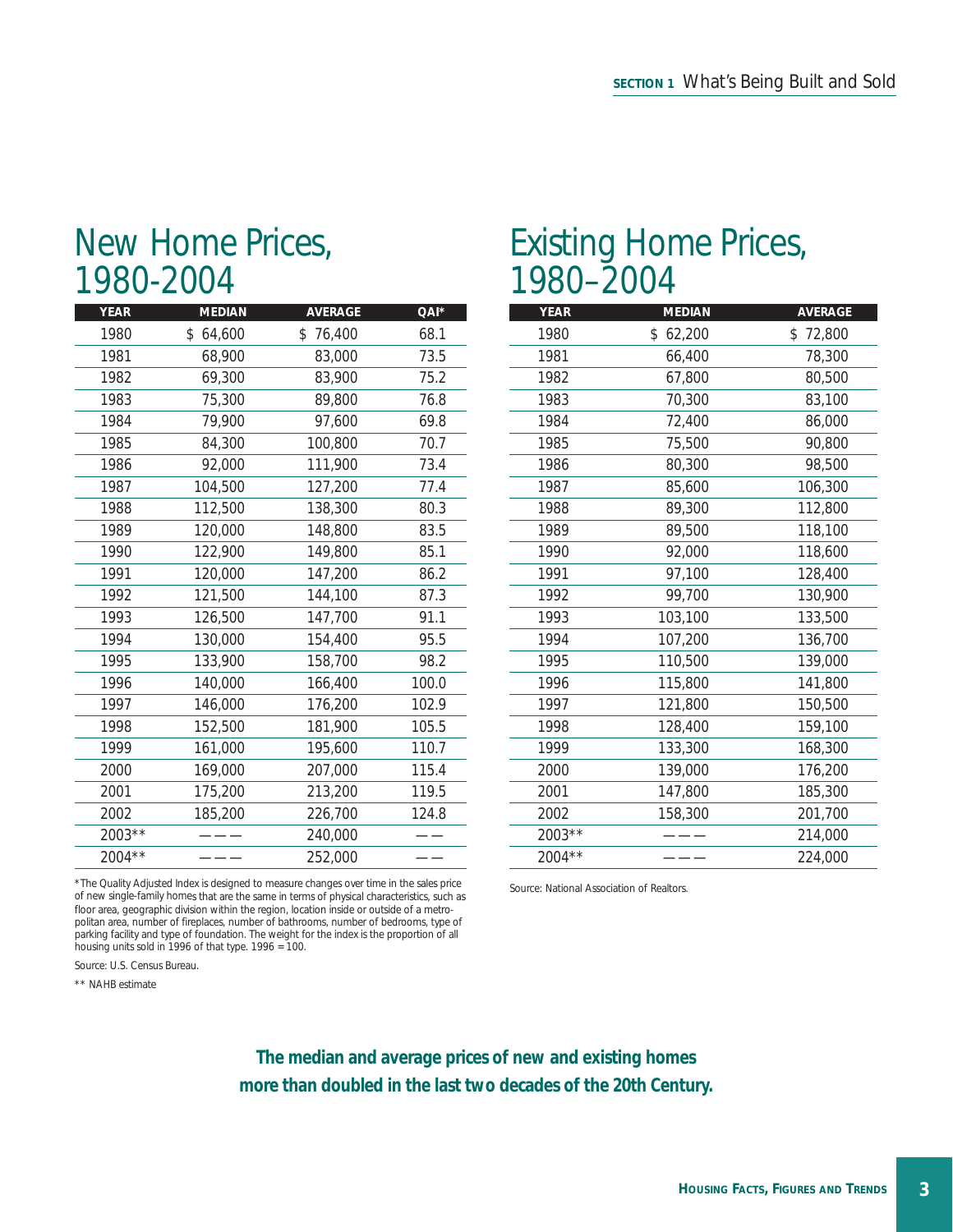## New Home Prices, 1980-2004

| YEAR | MEDIAN | AVERAGE | QAI* |
|---|---|---|---|
| 1980 | $ 64,600 | $ 76,400 | 68.1 |
| 1981 | 68,900 | 83,000 | 73.5 |
| 1982 | 69,300 | 83,900 | 75.2 |
| 1983 | 75,300 | 89,800 | 76.8 |
| 1984 | 79,900 | 97,600 | 69.8 |
| 1985 | 84,300 | 100,800 | 70.7 |
| 1986 | 92,000 | 111,900 | 73.4 |
| 1987 | 104,500 | 127,200 | 77.4 |
| 1988 | 112,500 | 138,300 | 80.3 |
| 1989 | 120,000 | 148,800 | 83.5 |
| 1990 | 122,900 | 149,800 | 85.1 |
| 1991 | 120,000 | 147,200 | 86.2 |
| 1992 | 121,500 | 144,100 | 87.3 |
| 1993 | 126,500 | 147,700 | 91.1 |
| 1994 | 130,000 | 154,400 | 95.5 |
| 1995 | 133,900 | 158,700 | 98.2 |
| 1996 | 140,000 | 166,400 | 100.0 |
| 1997 | 146,000 | 176,200 | 102.9 |
| 1998 | 152,500 | 181,900 | 105.5 |
| 1999 | 161,000 | 195,600 | 110.7 |
| 2000 | 169,000 | 207,000 | 115.4 |
| 2001 | 175,200 | 213,200 | 119.5 |
| 2002 | 185,200 | 226,700 | 124.8 |
| 2003** | ——— | 240,000 | —— |
| 2004** | ——— | 252,000 | —— |

*The Quality Adjusted Index is designed to measure changes over time in the sales price of new single-family homes that are the same in terms of physical characteristics, such as floor area, geographic division within the region, location inside or outside of a metropolitan area, number of fireplaces, number of bathrooms, number of bedrooms, type of parking facility and type of foundation. The weight for the index is the proportion of all housing units sold in 1996 of that type. 1996 = 100.

Source: U.S. Census Bureau.

** NAHB estimate

## Existing Home Prices, 1980–2004

| YEAR | MEDIAN | AVERAGE |
|---|---|---|
| 1980 | $ 62,200 | $ 72,800 |
| 1981 | 66,400 | 78,300 |
| 1982 | 67,800 | 80,500 |
| 1983 | 70,300 | 83,100 |
| 1984 | 72,400 | 86,000 |
| 1985 | 75,500 | 90,800 |
| 1986 | 80,300 | 98,500 |
| 1987 | 85,600 | 106,300 |
| 1988 | 89,300 | 112,800 |
| 1989 | 89,500 | 118,100 |
| 1990 | 92,000 | 118,600 |
| 1991 | 97,100 | 128,400 |
| 1992 | 99,700 | 130,900 |
| 1993 | 103,100 | 133,500 |
| 1994 | 107,200 | 136,700 |
| 1995 | 110,500 | 139,000 |
| 1996 | 115,800 | 141,800 |
| 1997 | 121,800 | 150,500 |
| 1998 | 128,400 | 159,100 |
| 1999 | 133,300 | 168,300 |
| 2000 | 139,000 | 176,200 |
| 2001 | 147,800 | 185,300 |
| 2002 | 158,300 | 201,700 |
| 2003** | ——— | 214,000 |
| 2004** | ——— | 224,000 |

Source: National Association of Realtors.

**The median and average prices of new and existing homes more than doubled in the last two decades of the 20th Century.**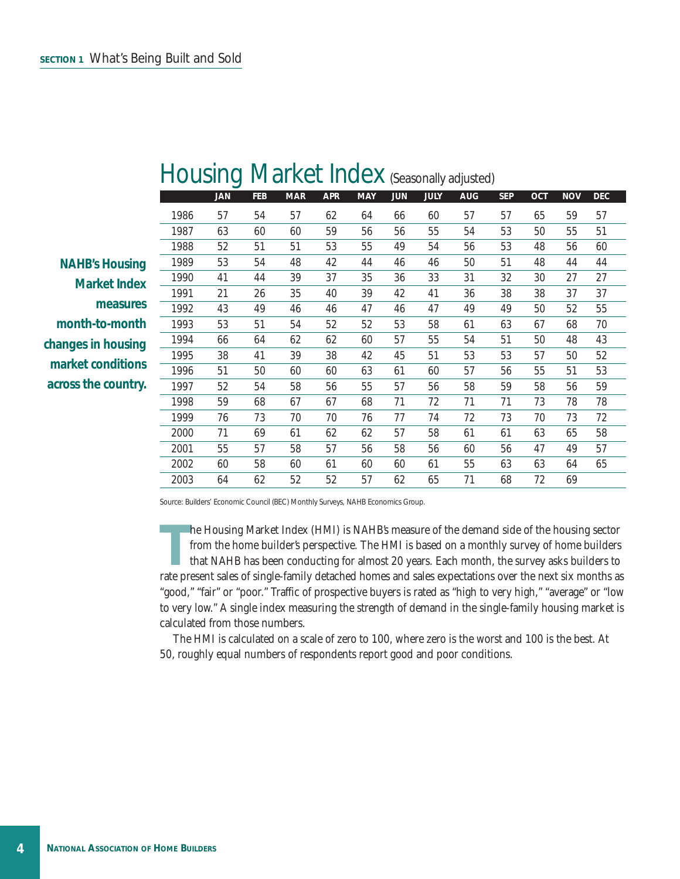# Housing Market Index (Seasonally adjusted)

**NAHB's Housing Market Index measures month-to-month changes in housing market conditions across the country.**

| | JAN | FEB | MAR | APR | MAY | JUN | JULY | AUG | SEP | OCT | NOV | DEC |
|---|---|---|---|---|---|---|---|---|---|---|---|---|
| 1986 | 57 | 54 | 57 | 62 | 64 | 66 | 60 | 57 | 57 | 65 | 59 | 57 |
| 1987 | 63 | 60 | 60 | 59 | 56 | 56 | 55 | 54 | 53 | 50 | 55 | 51 |
| 1988 | 52 | 51 | 51 | 53 | 55 | 49 | 54 | 56 | 53 | 48 | 56 | 60 |
| 1989 | 53 | 54 | 48 | 42 | 44 | 46 | 46 | 50 | 51 | 48 | 44 | 44 |
| 1990 | 41 | 44 | 39 | 37 | 35 | 36 | 33 | 31 | 32 | 30 | 27 | 27 |
| 1991 | 21 | 26 | 35 | 40 | 39 | 42 | 41 | 36 | 38 | 38 | 37 | 37 |
| 1992 | 43 | 49 | 46 | 46 | 47 | 46 | 47 | 49 | 49 | 50 | 52 | 55 |
| 1993 | 53 | 51 | 54 | 52 | 52 | 53 | 58 | 61 | 63 | 67 | 68 | 70 |
| 1994 | 66 | 64 | 62 | 62 | 60 | 57 | 55 | 54 | 51 | 50 | 48 | 43 |
| 1995 | 38 | 41 | 39 | 38 | 42 | 45 | 51 | 53 | 53 | 57 | 50 | 52 |
| 1996 | 51 | 50 | 60 | 60 | 63 | 61 | 60 | 57 | 56 | 55 | 51 | 53 |
| 1997 | 52 | 54 | 58 | 56 | 55 | 57 | 56 | 58 | 59 | 58 | 56 | 59 |
| 1998 | 59 | 68 | 67 | 67 | 68 | 71 | 72 | 71 | 71 | 73 | 78 | 78 |
| 1999 | 76 | 73 | 70 | 70 | 76 | 77 | 74 | 72 | 73 | 70 | 73 | 72 |
| 2000 | 71 | 69 | 61 | 62 | 62 | 57 | 58 | 61 | 61 | 63 | 65 | 58 |
| 2001 | 55 | 57 | 58 | 57 | 56 | 58 | 56 | 60 | 56 | 47 | 49 | 57 |
| 2002 | 60 | 58 | 60 | 61 | 60 | 60 | 61 | 55 | 63 | 63 | 64 | 65 |
| 2003 | 64 | 62 | 52 | 52 | 57 | 62 | 65 | 71 | 68 | 72 | 69 | |

Source: Builders' Economic Council (BEC) Monthly Surveys, NAHB Economics Group.

The Housing Market Index (HMI) is NAHB's measure of the demand side of the housing sector from the home builder's perspective. The HMI is based on a monthly survey of home builders that NAHB has been conducting for almost 20 years. Each month, the survey asks builders to rate present sales of single-family detached homes and sales expectations over the next six months as "good," "fair" or "poor." Traffic of prospective buyers is rated as "high to very high," "average" or "low to very low." A single index measuring the strength of demand in the single-family housing market is calculated from those numbers.

The HMI is calculated on a scale of zero to 100, where zero is the worst and 100 is the best. At 50, roughly equal numbers of respondents report good and poor conditions.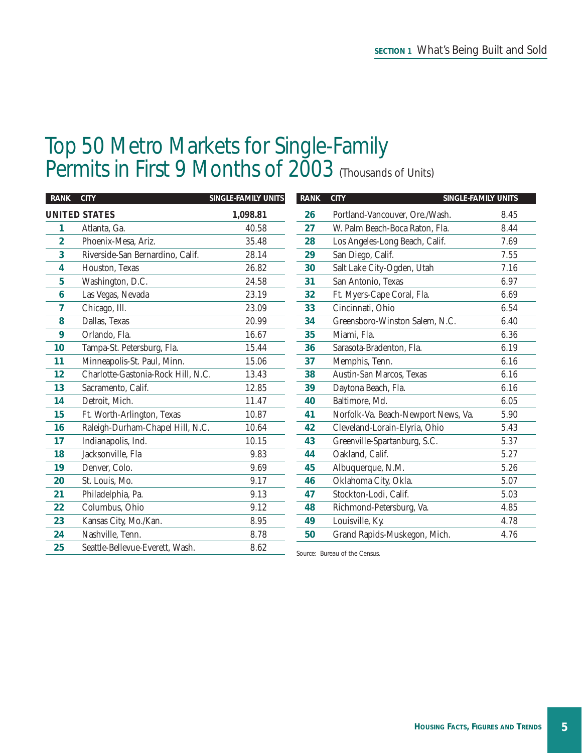# Top 50 Metro Markets for Single-Family Permits in First 9 Months of 2003 (Thousands of Units)

| RANK | CITY | SINGLE-FAMILY UNITS |
|---|---|---|
| **UNITED STATES** | | **1,098.81** |
| 1 | Atlanta, Ga. | 40.58 |
| 2 | Phoenix-Mesa, Ariz. | 35.48 |
| 3 | Riverside-San Bernardino, Calif. | 28.14 |
| 4 | Houston, Texas | 26.82 |
| 5 | Washington, D.C. | 24.58 |
| 6 | Las Vegas, Nevada | 23.19 |
| 7 | Chicago, Ill. | 23.09 |
| 8 | Dallas, Texas | 20.99 |
| 9 | Orlando, Fla. | 16.67 |
| 10 | Tampa-St. Petersburg, Fla. | 15.44 |
| 11 | Minneapolis-St. Paul, Minn. | 15.06 |
| 12 | Charlotte-Gastonia-Rock Hill, N.C. | 13.43 |
| 13 | Sacramento, Calif. | 12.85 |
| 14 | Detroit, Mich. | 11.47 |
| 15 | Ft. Worth-Arlington, Texas | 10.87 |
| 16 | Raleigh-Durham-Chapel Hill, N.C. | 10.64 |
| 17 | Indianapolis, Ind. | 10.15 |
| 18 | Jacksonville, Fla | 9.83 |
| 19 | Denver, Colo. | 9.69 |
| 20 | St. Louis, Mo. | 9.17 |
| 21 | Philadelphia, Pa. | 9.13 |
| 22 | Columbus, Ohio | 9.12 |
| 23 | Kansas City, Mo./Kan. | 8.95 |
| 24 | Nashville, Tenn. | 8.78 |
| 25 | Seattle-Bellevue-Everett, Wash. | 8.62 |
| 26 | Portland-Vancouver, Ore./Wash. | 8.45 |
| 27 | W. Palm Beach-Boca Raton, Fla. | 8.44 |
| 28 | Los Angeles-Long Beach, Calif. | 7.69 |
| 29 | San Diego, Calif. | 7.55 |
| 30 | Salt Lake City-Ogden, Utah | 7.16 |
| 31 | San Antonio, Texas | 6.97 |
| 32 | Ft. Myers-Cape Coral, Fla. | 6.69 |
| 33 | Cincinnati, Ohio | 6.54 |
| 34 | Greensboro-Winston Salem, N.C. | 6.40 |
| 35 | Miami, Fla. | 6.36 |
| 36 | Sarasota-Bradenton, Fla. | 6.19 |
| 37 | Memphis, Tenn. | 6.16 |
| 38 | Austin-San Marcos, Texas | 6.16 |
| 39 | Daytona Beach, Fla. | 6.16 |
| 40 | Baltimore, Md. | 6.05 |
| 41 | Norfolk-Va. Beach-Newport News, Va. | 5.90 |
| 42 | Cleveland-Lorain-Elyria, Ohio | 5.43 |
| 43 | Greenville-Spartanburg, S.C. | 5.37 |
| 44 | Oakland, Calif. | 5.27 |
| 45 | Albuquerque, N.M. | 5.26 |
| 46 | Oklahoma City, Okla. | 5.07 |
| 47 | Stockton-Lodi, Calif. | 5.03 |
| 48 | Richmond-Petersburg, Va. | 4.85 |
| 49 | Louisville, Ky. | 4.78 |
| 50 | Grand Rapids-Muskegon, Mich. | 4.76 |

Source: Bureau of the Census.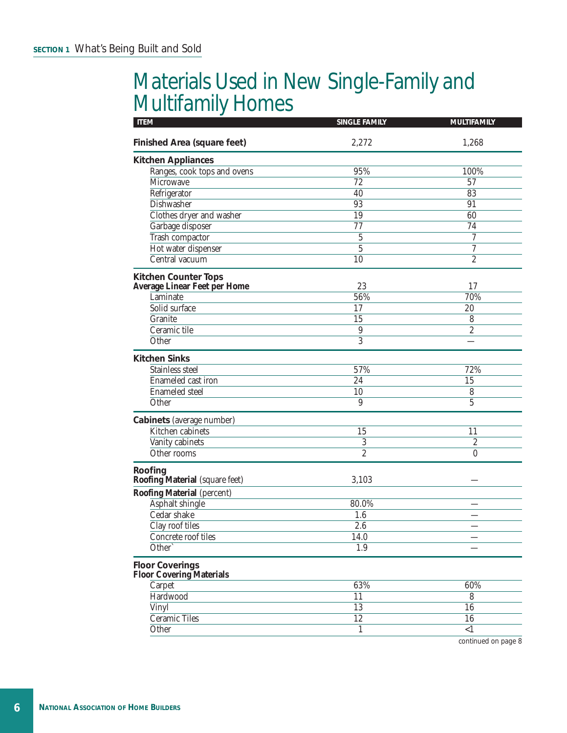# Materials Used in New Single-Family and Multifamily Homes

| ITEM | SINGLE FAMILY | MULTIFAMILY |
|---|---|---|
| **Finished Area (square feet)** | 2,272 | 1,268 |
| **Kitchen Appliances** | | |
| Ranges, cook tops and ovens | 95% | 100% |
| Microwave | 72 | 57 |
| Refrigerator | 40 | 83 |
| Dishwasher | 93 | 91 |
| Clothes dryer and washer | 19 | 60 |
| Garbage disposer | 77 | 74 |
| Trash compactor | 5 | 7 |
| Hot water dispenser | 5 | 7 |
| Central vacuum | 10 | 2 |
| **Kitchen Counter Tops** | | |
| **Average Linear Feet per Home** | 23 | 17 |
| Laminate | 56% | 70% |
| Solid surface | 17 | 20 |
| Granite | 15 | 8 |
| Ceramic tile | 9 | 2 |
| Other | 3 | — |
| **Kitchen Sinks** | | |
| Stainless steel | 57% | 72% |
| Enameled cast iron | 24 | 15 |
| Enameled steel | 10 | 8 |
| Other | 9 | 5 |
| **Cabinets** (average number) | | |
| Kitchen cabinets | 15 | 11 |
| Vanity cabinets | 3 | 2 |
| Other rooms | 2 | 0 |
| **Roofing** | | |
| **Roofing Material** (square feet) | 3,103 | — |
| **Roofing Material** (percent) | | |
| Asphalt shingle | 80.0% | — |
| Cedar shake | 1.6 | — |
| Clay roof tiles | 2.6 | — |
| Concrete roof tiles | 14.0 | — |
| Other` | 1.9 | — |
| **Floor Coverings** | | |
| **Floor Covering Materials** | | |
| Carpet | 63% | 60% |
| Hardwood | 11 | 8 |
| Vinyl | 13 | 16 |
| Ceramic Tiles | 12 | 16 |
| Other | 1 | <1 |

continued on page 8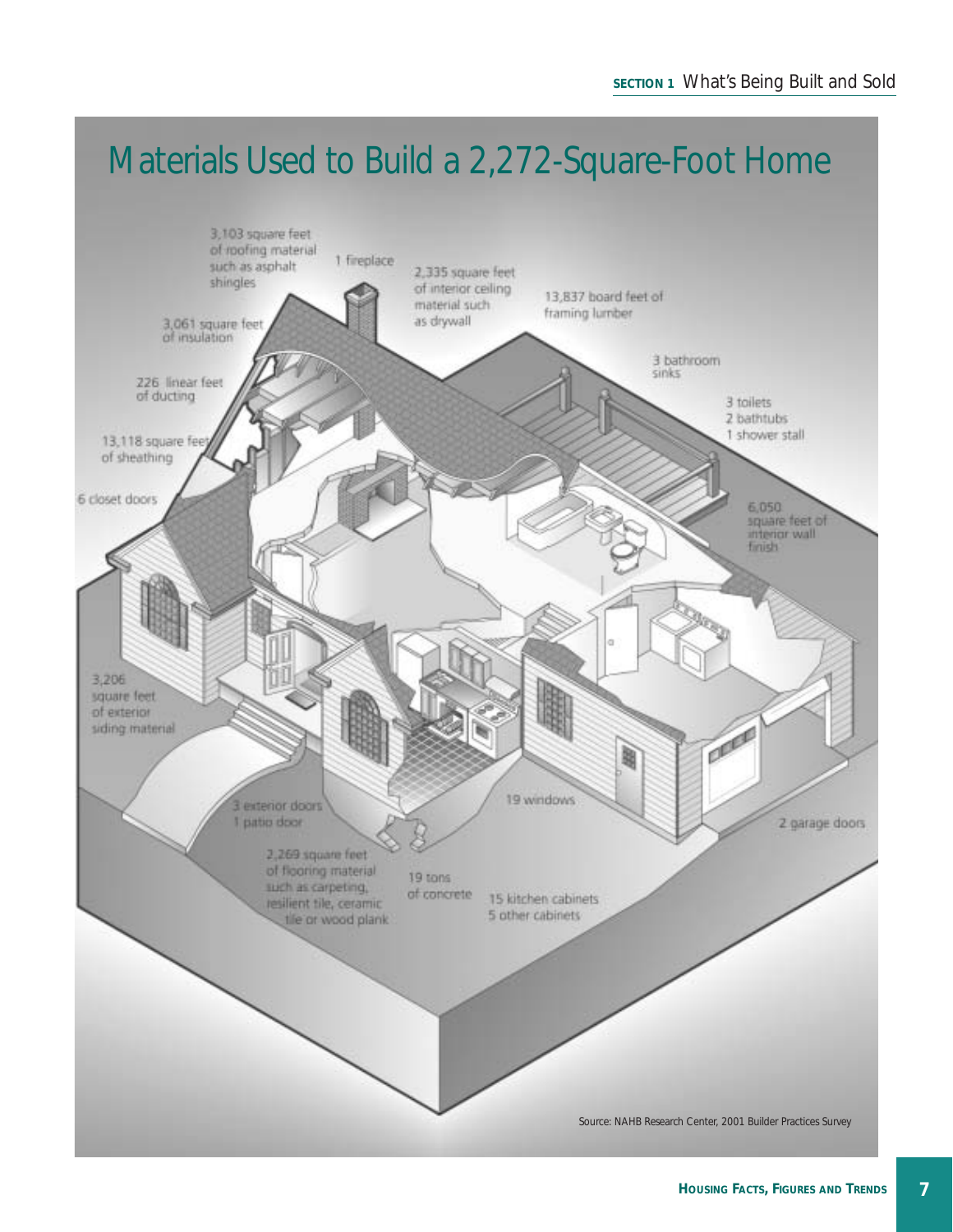# Materials Used to Build a 2,272-Square-Foot Home

- 3,103 square feet of roofing material such as asphalt shingles
- 1 fireplace
- 2,335 square feet of interior ceiling material such as drywall
- 13,837 board feet of framing lumber
- 3,061 square feet of insulation
- 3 bathroom sinks
- 226 linear feet of ducting
- 3 toilets
- 2 bathtubs
- 1 shower stall
- 13,118 square feet of sheathing
- 6 closet doors
- 6,050 square feet of interior wall finish
- 3,206 square feet of exterior siding material
- 3 exterior doors
- 1 patio door
- 19 windows
- 2 garage doors
- 2,269 square feet of flooring material such as carpeting, resilient tile, ceramic tile or wood plank
- 19 tons of concrete
- 15 kitchen cabinets
- 5 other cabinets

Source: NAHB Research Center, 2001 Builder Practices Survey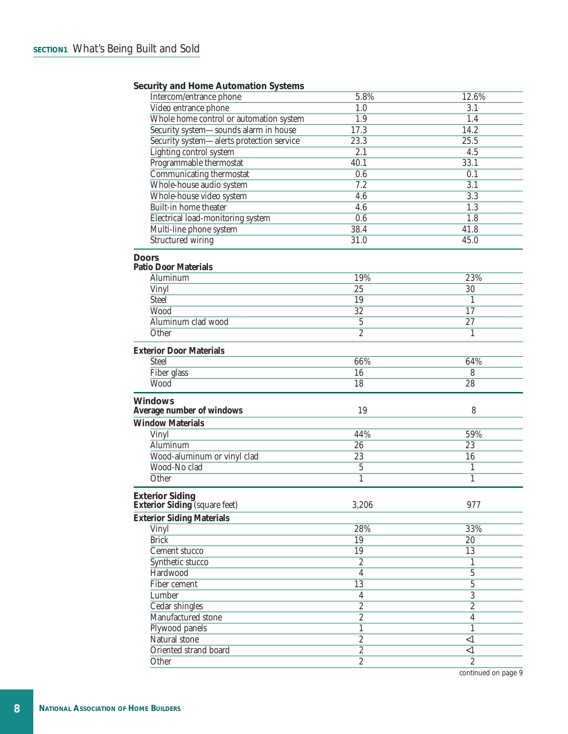### Security and Home Automation Systems

| | | |
|---|---|---|
| Intercom/entrance phone | 5.8% | 12.6% |
| Video entrance phone | 1.0 | 3.1 |
| Whole home control or automation system | 1.9 | 1.4 |
| Security system—sounds alarm in house | 17.3 | 14.2 |
| Security system—alerts protection service | 23.3 | 25.5 |
| Lighting control system | 2.1 | 4.5 |
| Programmable thermostat | 40.1 | 33.1 |
| Communicating thermostat | 0.6 | 0.1 |
| Whole-house audio system | 7.2 | 3.1 |
| Whole-house video system | 4.6 | 3.3 |
| Built-in home theater | 4.6 | 1.3 |
| Electrical load-monitoring system | 0.6 | 1.8 |
| Multi-line phone system | 38.4 | 41.8 |
| Structured wiring | 31.0 | 45.0 |

### Doors

**Patio Door Materials**

| | | |
|---|---|---|
| Aluminum | 19% | 23% |
| Vinyl | 25 | 30 |
| Steel | 19 | 1 |
| Wood | 32 | 17 |
| Aluminum clad wood | 5 | 27 |
| Other | 2 | 1 |

**Exterior Door Materials**

| | | |
|---|---|---|
| Steel | 66% | 64% |
| Fiber glass | 16 | 8 |
| Wood | 18 | 28 |

### Windows

| | | |
|---|---|---|
| **Average number of windows** | 19 | 8 |

**Window Materials**

| | | |
|---|---|---|
| Vinyl | 44% | 59% |
| Aluminum | 26 | 23 |
| Wood-aluminum or vinyl clad | 23 | 16 |
| Wood-No clad | 5 | 1 |
| Other | 1 | 1 |

### Exterior Siding

| | | |
|---|---|---|
| **Exterior Siding** (square feet) | 3,206 | 977 |

**Exterior Siding Materials**

| | | |
|---|---|---|
| Vinyl | 28% | 33% |
| Brick | 19 | 20 |
| Cement stucco | 19 | 13 |
| Synthetic stucco | 2 | 1 |
| Hardwood | 4 | 5 |
| Fiber cement | 13 | 5 |
| Lumber | 4 | 3 |
| Cedar shingles | 2 | 2 |
| Manufactured stone | 2 | 4 |
| Plywood panels | 1 | 1 |
| Natural stone | 2 | <1 |
| Oriented strand board | 2 | <1 |
| Other | 2 | 2 |

continued on page 9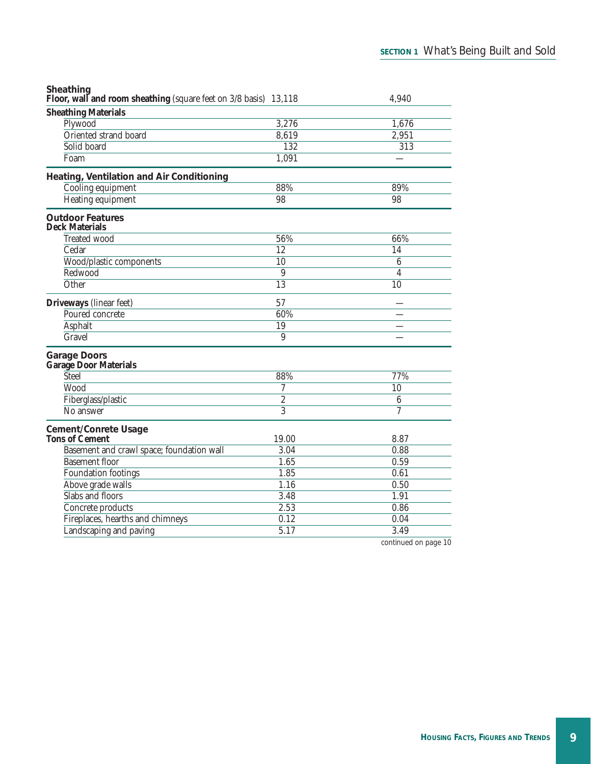| | | |
|---|---|---|
| **Sheathing** | | |
| **Floor, wall and room sheathing** (square feet on 3/8 basis) | 13,118 | 4,940 |
| **Sheathing Materials** | | |
| Plywood | 3,276 | 1,676 |
| Oriented strand board | 8,619 | 2,951 |
| Solid board | 132 | 313 |
| Foam | 1,091 | — |
| **Heating, Ventilation and Air Conditioning** | | |
| Cooling equipment | 88% | 89% |
| Heating equipment | 98 | 98 |
| **Outdoor Features** | | |
| **Deck Materials** | | |
| Treated wood | 56% | 66% |
| Cedar | 12 | 14 |
| Wood/plastic components | 10 | 6 |
| Redwood | 9 | 4 |
| Other | 13 | 10 |
| **Driveways** (linear feet) | 57 | — |
| Poured concrete | 60% | — |
| Asphalt | 19 | — |
| Gravel | 9 | — |
| **Garage Doors** | | |
| **Garage Door Materials** | | |
| Steel | 88% | 77% |
| Wood | 7 | 10 |
| Fiberglass/plastic | 2 | 6 |
| No answer | 3 | 7 |
| **Cement/Conrete Usage** | | |
| **Tons of Cement** | 19.00 | 8.87 |
| Basement and crawl space; foundation wall | 3.04 | 0.88 |
| Basement floor | 1.65 | 0.59 |
| Foundation footings | 1.85 | 0.61 |
| Above grade walls | 1.16 | 0.50 |
| Slabs and floors | 3.48 | 1.91 |
| Concrete products | 2.53 | 0.86 |
| Fireplaces, hearths and chimneys | 0.12 | 0.04 |
| Landscaping and paving | 5.17 | 3.49 |

continued on page 10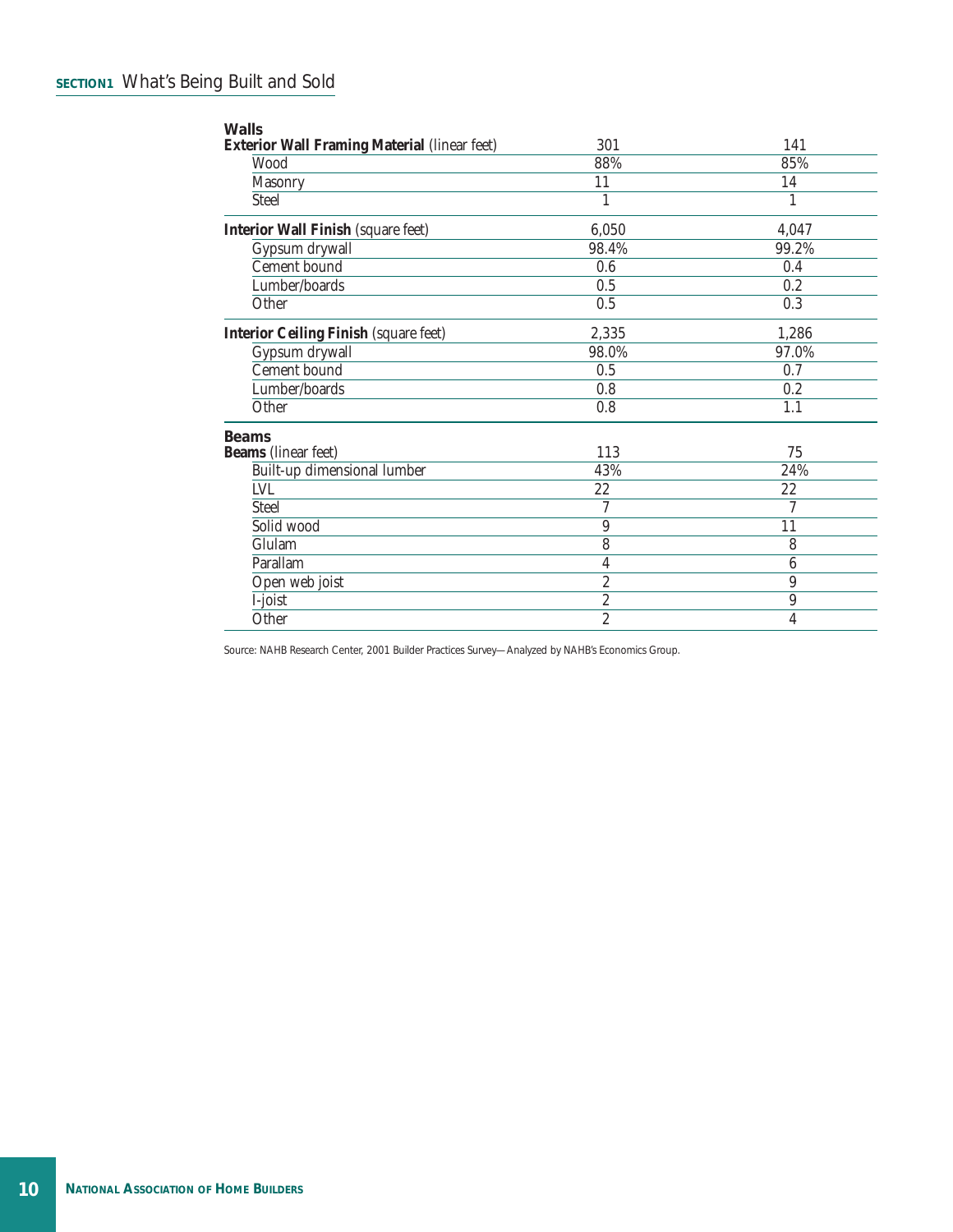| Walls | | |
|---|---|---|
| **Exterior Wall Framing Material** (linear feet) | 301 | 141 |
| Wood | 88% | 85% |
| Masonry | 11 | 14 |
| Steel | 1 | 1 |
| **Interior Wall Finish** (square feet) | 6,050 | 4,047 |
| Gypsum drywall | 98.4% | 99.2% |
| Cement bound | 0.6 | 0.4 |
| Lumber/boards | 0.5 | 0.2 |
| Other | 0.5 | 0.3 |
| **Interior Ceiling Finish** (square feet) | 2,335 | 1,286 |
| Gypsum drywall | 98.0% | 97.0% |
| Cement bound | 0.5 | 0.7 |
| Lumber/boards | 0.8 | 0.2 |
| Other | 0.8 | 1.1 |

| Beams | | |
|---|---|---|
| **Beams** (linear feet) | 113 | 75 |
| Built-up dimensional lumber | 43% | 24% |
| LVL | 22 | 22 |
| Steel | 7 | 7 |
| Solid wood | 9 | 11 |
| Glulam | 8 | 8 |
| Parallam | 4 | 6 |
| Open web joist | 2 | 9 |
| I-joist | 2 | 9 |
| Other | 2 | 4 |

Source: NAHB Research Center, 2001 Builder Practices Survey—Analyzed by NAHB's Economics Group.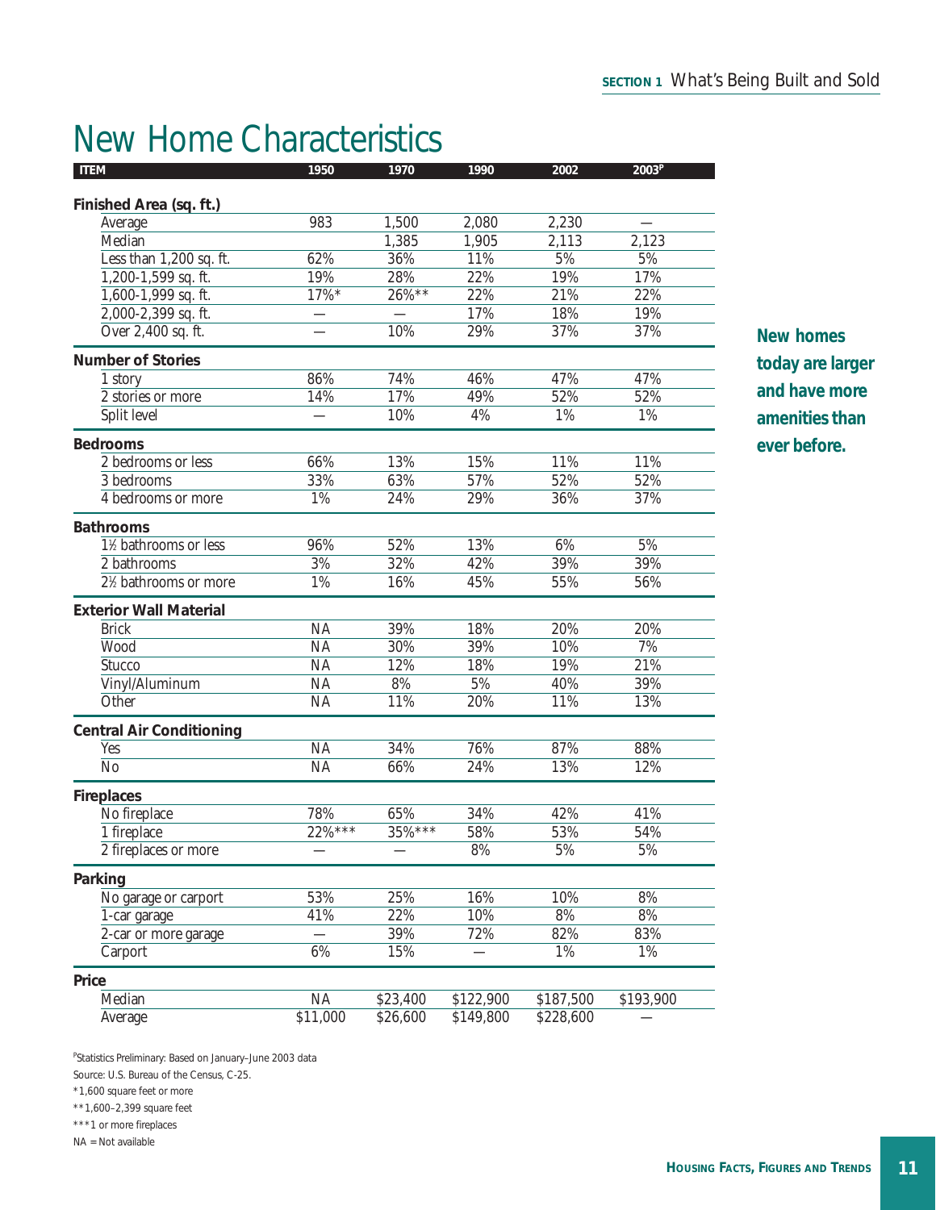# New Home Characteristics

| ITEM | 1950 | 1970 | 1990 | 2002 | 2003[P] |
|---|---|---|---|---|---|
| **Finished Area (sq. ft.)** | | | | | |
| Average | 983 | 1,500 | 2,080 | 2,230 | — |
| Median | | 1,385 | 1,905 | 2,113 | 2,123 |
| Less than 1,200 sq. ft. | 62% | 36% | 11% | 5% | 5% |
| 1,200-1,599 sq. ft. | 19% | 28% | 22% | 19% | 17% |
| 1,600-1,999 sq. ft. | 17%* | 26%** | 22% | 21% | 22% |
| 2,000-2,399 sq. ft. | — | — | 17% | 18% | 19% |
| Over 2,400 sq. ft. | — | 10% | 29% | 37% | 37% |
| **Number of Stories** | | | | | |
| 1 story | 86% | 74% | 46% | 47% | 47% |
| 2 stories or more | 14% | 17% | 49% | 52% | 52% |
| Split level | — | 10% | 4% | 1% | 1% |
| **Bedrooms** | | | | | |
| 2 bedrooms or less | 66% | 13% | 15% | 11% | 11% |
| 3 bedrooms | 33% | 63% | 57% | 52% | 52% |
| 4 bedrooms or more | 1% | 24% | 29% | 36% | 37% |
| **Bathrooms** | | | | | |
| 1½ bathrooms or less | 96% | 52% | 13% | 6% | 5% |
| 2 bathrooms | 3% | 32% | 42% | 39% | 39% |
| 2½ bathrooms or more | 1% | 16% | 45% | 55% | 56% |
| **Exterior Wall Material** | | | | | |
| Brick | NA | 39% | 18% | 20% | 20% |
| Wood | NA | 30% | 39% | 10% | 7% |
| Stucco | NA | 12% | 18% | 19% | 21% |
| Vinyl/Aluminum | NA | 8% | 5% | 40% | 39% |
| Other | NA | 11% | 20% | 11% | 13% |
| **Central Air Conditioning** | | | | | |
| Yes | NA | 34% | 76% | 87% | 88% |
| No | NA | 66% | 24% | 13% | 12% |
| **Fireplaces** | | | | | |
| No fireplace | 78% | 65% | 34% | 42% | 41% |
| 1 fireplace | 22%*** | 35%*** | 58% | 53% | 54% |
| 2 fireplaces or more | — | — | 8% | 5% | 5% |
| **Parking** | | | | | |
| No garage or carport | 53% | 25% | 16% | 10% | 8% |
| 1-car garage | 41% | 22% | 10% | 8% | 8% |
| 2-car or more garage | — | 39% | 72% | 82% | 83% |
| Carport | 6% | 15% | — | 1% | 1% |
| **Price** | | | | | |
| Median | NA | $23,400 | $122,900 | $187,500 | $193,900 |
| Average | $11,000 | $26,600 | $149,800 | $228,600 | — |

[P]Statistics Preliminary: Based on January–June 2003 data

Source: U.S. Bureau of the Census, C-25.

*1,600 square feet or more

**1,600–2,399 square feet

***1 or more fireplaces

NA = Not available

**New homes today are larger and have more amenities than ever before.**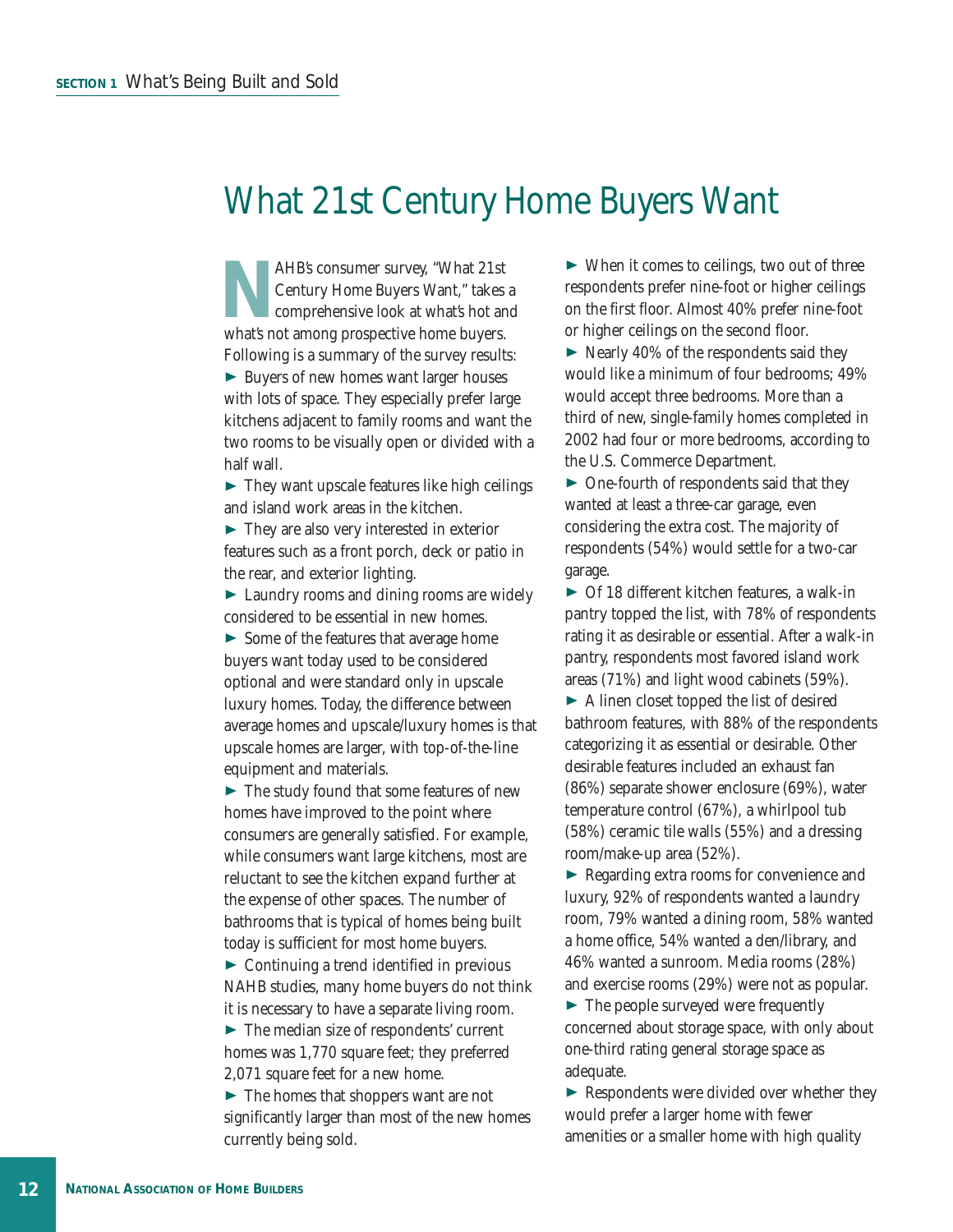# What 21st Century Home Buyers Want

NAHB's consumer survey, "What 21st Century Home Buyers Want," takes a comprehensive look at what's hot and what's not among prospective home buyers. Following is a summary of the survey results:

- ► Buyers of new homes want larger houses with lots of space. They especially prefer large kitchens adjacent to family rooms and want the two rooms to be visually open or divided with a half wall.
- ► They want upscale features like high ceilings and island work areas in the kitchen.
- ► They are also very interested in exterior features such as a front porch, deck or patio in the rear, and exterior lighting.
- ► Laundry rooms and dining rooms are widely considered to be essential in new homes.
- ► Some of the features that average home buyers want today used to be considered optional and were standard only in upscale luxury homes. Today, the difference between average homes and upscale/luxury homes is that upscale homes are larger, with top-of-the-line equipment and materials.
- ► The study found that some features of new homes have improved to the point where consumers are generally satisfied. For example, while consumers want large kitchens, most are reluctant to see the kitchen expand further at the expense of other spaces. The number of bathrooms that is typical of homes being built today is sufficient for most home buyers.
- ► Continuing a trend identified in previous NAHB studies, many home buyers do not think it is necessary to have a separate living room.
- ► The median size of respondents' current homes was 1,770 square feet; they preferred 2,071 square feet for a new home.
- ► The homes that shoppers want are not significantly larger than most of the new homes currently being sold.
- ► When it comes to ceilings, two out of three respondents prefer nine-foot or higher ceilings on the first floor. Almost 40% prefer nine-foot or higher ceilings on the second floor.
- ► Nearly 40% of the respondents said they would like a minimum of four bedrooms; 49% would accept three bedrooms. More than a third of new, single-family homes completed in 2002 had four or more bedrooms, according to the U.S. Commerce Department.
- ► One-fourth of respondents said that they wanted at least a three-car garage, even considering the extra cost. The majority of respondents (54%) would settle for a two-car garage.
- ► Of 18 different kitchen features, a walk-in pantry topped the list, with 78% of respondents rating it as desirable or essential. After a walk-in pantry, respondents most favored island work areas (71%) and light wood cabinets (59%).
- ► A linen closet topped the list of desired bathroom features, with 88% of the respondents categorizing it as essential or desirable. Other desirable features included an exhaust fan (86%) separate shower enclosure (69%), water temperature control (67%), a whirlpool tub (58%) ceramic tile walls (55%) and a dressing room/make-up area (52%).
- ► Regarding extra rooms for convenience and luxury, 92% of respondents wanted a laundry room, 79% wanted a dining room, 58% wanted a home office, 54% wanted a den/library, and 46% wanted a sunroom. Media rooms (28%) and exercise rooms (29%) were not as popular.
- ► The people surveyed were frequently concerned about storage space, with only about one-third rating general storage space as adequate.
- ► Respondents were divided over whether they would prefer a larger home with fewer amenities or a smaller home with high quality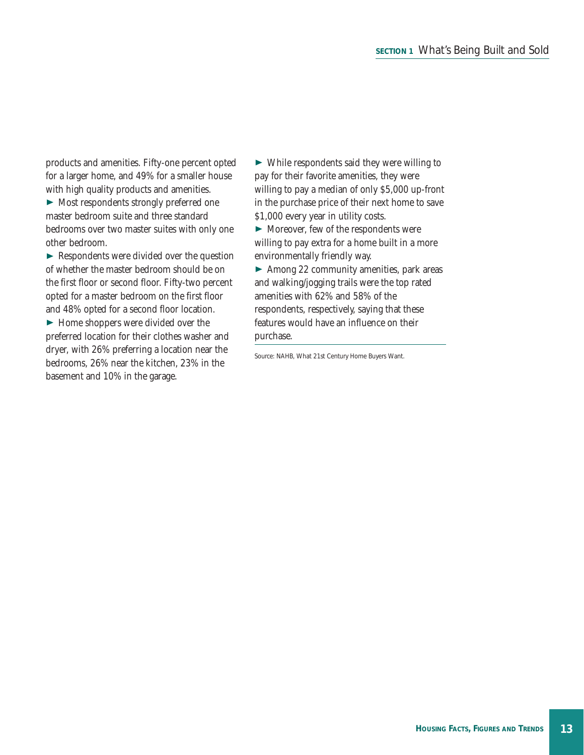products and amenities. Fifty-one percent opted for a larger home, and 49% for a smaller house with high quality products and amenities.

► Most respondents strongly preferred one master bedroom suite and three standard bedrooms over two master suites with only one other bedroom.

► Respondents were divided over the question of whether the master bedroom should be on the first floor or second floor. Fifty-two percent opted for a master bedroom on the first floor and 48% opted for a second floor location.

► Home shoppers were divided over the preferred location for their clothes washer and dryer, with 26% preferring a location near the bedrooms, 26% near the kitchen, 23% in the basement and 10% in the garage.

► While respondents said they were willing to pay for their favorite amenities, they were willing to pay a median of only $5,000 up-front in the purchase price of their next home to save $1,000 every year in utility costs.

► Moreover, few of the respondents were willing to pay extra for a home built in a more environmentally friendly way.

► Among 22 community amenities, park areas and walking/jogging trails were the top rated amenities with 62% and 58% of the respondents, respectively, saying that these features would have an influence on their purchase.

Source: NAHB, What 21st Century Home Buyers Want.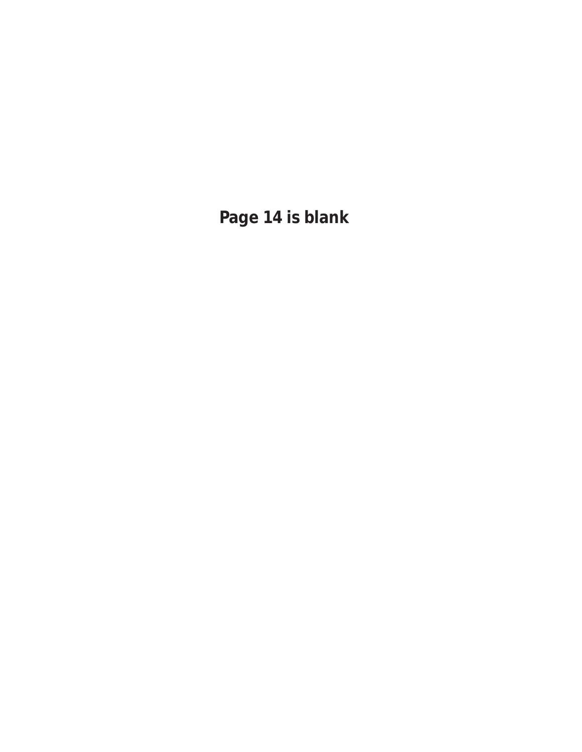**Page 14 is blank**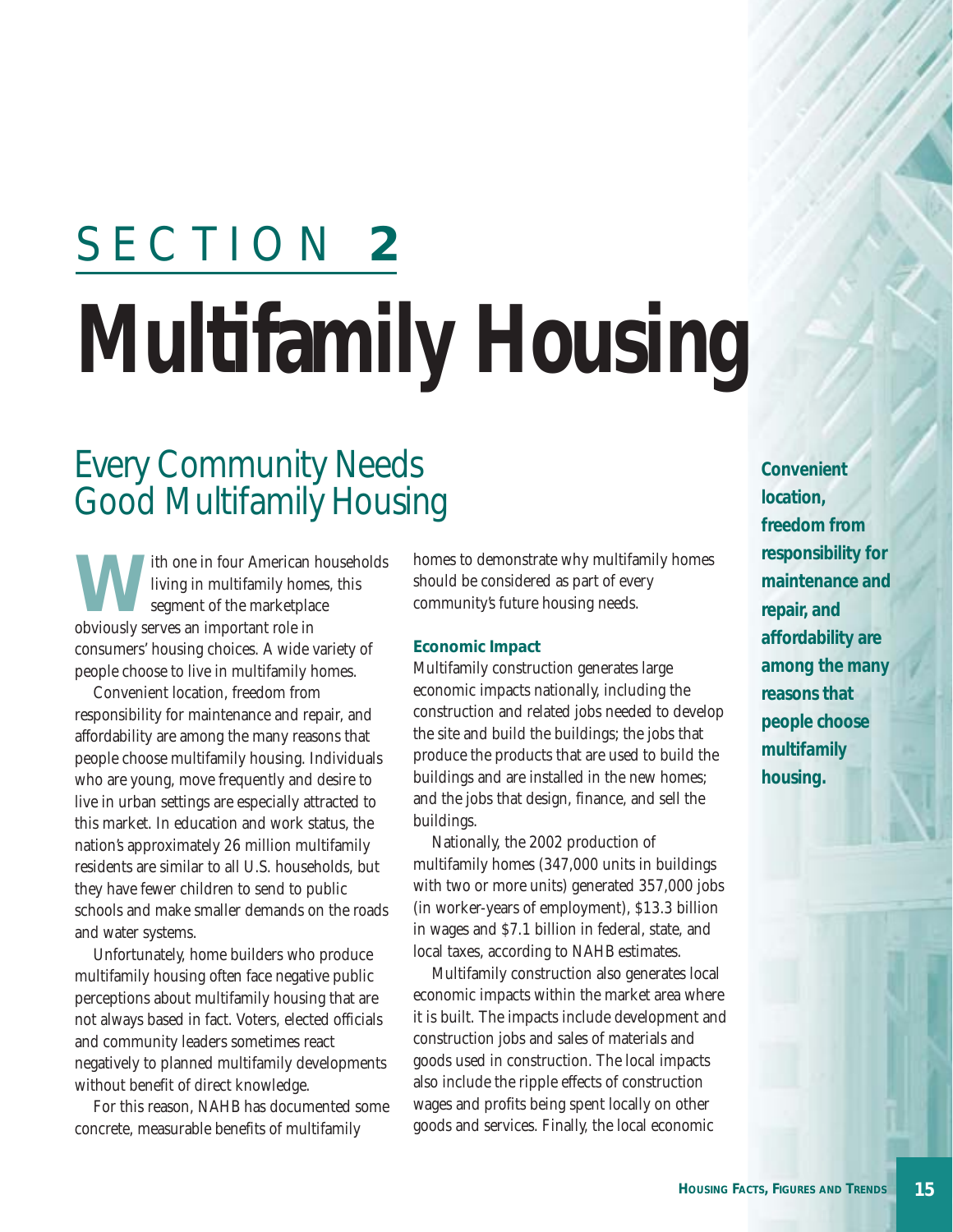# SECTION 2

# Multifamily Housing

## Every Community Needs Good Multifamily Housing

With one in four American households living in multifamily homes, this segment of the marketplace obviously serves an important role in consumers' housing choices. A wide variety of people choose to live in multifamily homes.

Convenient location, freedom from responsibility for maintenance and repair, and affordability are among the many reasons that people choose multifamily housing. Individuals who are young, move frequently and desire to live in urban settings are especially attracted to this market. In education and work status, the nation's approximately 26 million multifamily residents are similar to all U.S. households, but they have fewer children to send to public schools and make smaller demands on the roads and water systems.

Unfortunately, home builders who produce multifamily housing often face negative public perceptions about multifamily housing that are not always based in fact. Voters, elected officials and community leaders sometimes react negatively to planned multifamily developments without benefit of direct knowledge.

For this reason, NAHB has documented some concrete, measurable benefits of multifamily homes to demonstrate why multifamily homes should be considered as part of every community's future housing needs.

### Economic Impact

Multifamily construction generates large economic impacts nationally, including the construction and related jobs needed to develop the site and build the buildings; the jobs that produce the products that are used to build the buildings and are installed in the new homes; and the jobs that design, finance, and sell the buildings.

Nationally, the 2002 production of multifamily homes (347,000 units in buildings with two or more units) generated 357,000 jobs (in worker-years of employment), $13.3 billion in wages and $7.1 billion in federal, state, and local taxes, according to NAHB estimates.

Multifamily construction also generates local economic impacts within the market area where it is built. The impacts include development and construction jobs and sales of materials and goods used in construction. The local impacts also include the ripple effects of construction wages and profits being spent locally on other goods and services. Finally, the local economic

**Convenient location, freedom from responsibility for maintenance and repair, and affordability are among the many reasons that people choose multifamily housing.**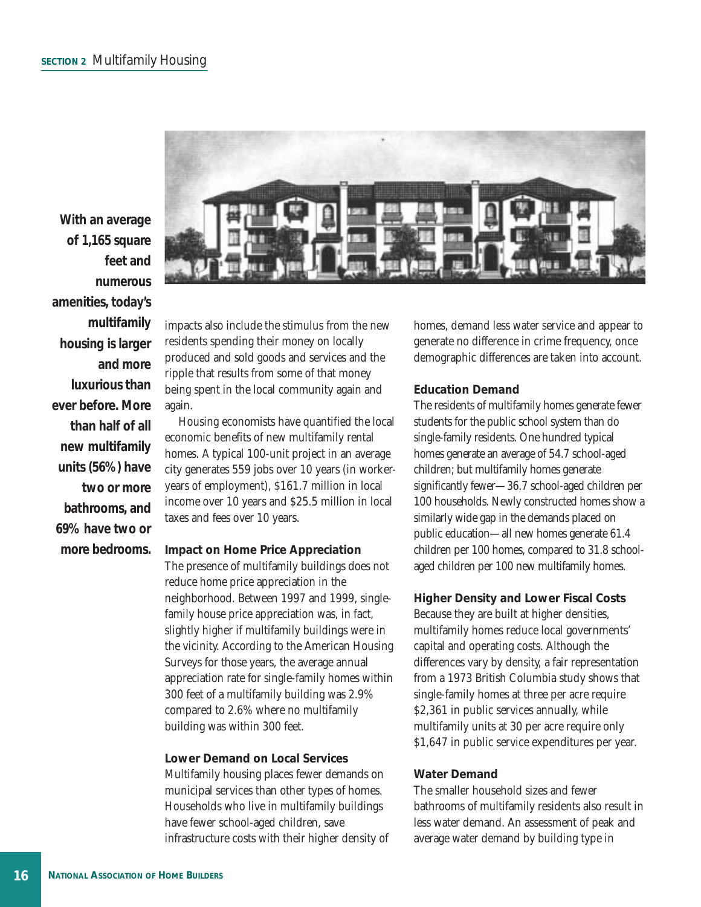**With an average of 1,165 square feet and numerous amenities, today's multifamily housing is larger and more luxurious than ever before. More than half of all new multifamily units (56%) have two or more bathrooms, and 69% have two or more bedrooms.**

impacts also include the stimulus from the new residents spending their money on locally produced and sold goods and services and the ripple that results from some of that money being spent in the local community again and again.

Housing economists have quantified the local economic benefits of new multifamily rental homes. A typical 100-unit project in an average city generates 559 jobs over 10 years (in worker-years of employment), $161.7 million in local income over 10 years and $25.5 million in local taxes and fees over 10 years.

### Impact on Home Price Appreciation

The presence of multifamily buildings does not reduce home price appreciation in the neighborhood. Between 1997 and 1999, single-family house price appreciation was, in fact, slightly higher if multifamily buildings were in the vicinity. According to the American Housing Surveys for those years, the average annual appreciation rate for single-family homes within 300 feet of a multifamily building was 2.9% compared to 2.6% where no multifamily building was within 300 feet.

### Lower Demand on Local Services

Multifamily housing places fewer demands on municipal services than other types of homes. Households who live in multifamily buildings have fewer school-aged children, save infrastructure costs with their higher density of homes, demand less water service and appear to generate no difference in crime frequency, once demographic differences are taken into account.

### Education Demand

The residents of multifamily homes generate fewer students for the public school system than do single-family residents. One hundred typical homes generate an average of 54.7 school-aged children; but multifamily homes generate significantly fewer—36.7 school-aged children per 100 households. Newly constructed homes show a similarly wide gap in the demands placed on public education—all new homes generate 61.4 children per 100 homes, compared to 31.8 school-aged children per 100 new multifamily homes.

### Higher Density and Lower Fiscal Costs

Because they are built at higher densities, multifamily homes reduce local governments' capital and operating costs. Although the differences vary by density, a fair representation from a 1973 British Columbia study shows that single-family homes at three per acre require $2,361 in public services annually, while multifamily units at 30 per acre require only $1,647 in public service expenditures per year.

### Water Demand

The smaller household sizes and fewer bathrooms of multifamily residents also result in less water demand. An assessment of peak and average water demand by building type in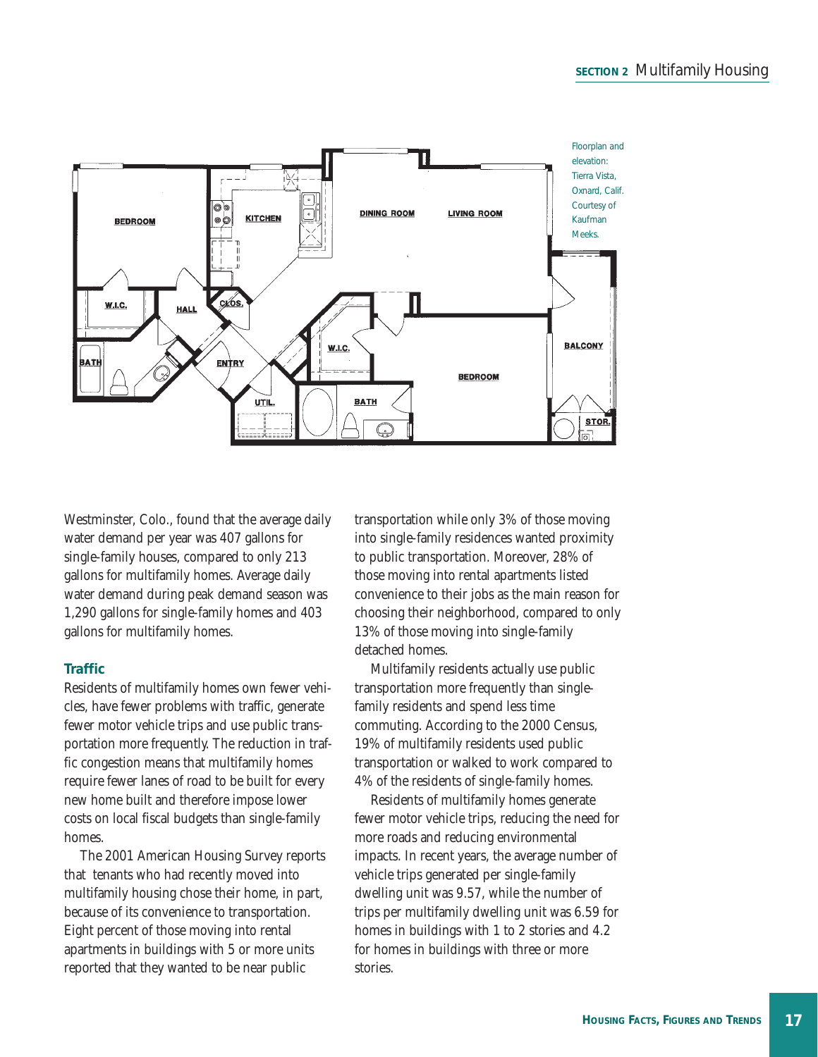Floorplan and elevation: Tierra Vista, Oxnard, Calif. Courtesy of Kaufman Meeks.

Westminster, Colo., found that the average daily water demand per year was 407 gallons for single-family houses, compared to only 213 gallons for multifamily homes. Average daily water demand during peak demand season was 1,290 gallons for single-family homes and 403 gallons for multifamily homes.

### Traffic

Residents of multifamily homes own fewer vehicles, have fewer problems with traffic, generate fewer motor vehicle trips and use public transportation more frequently. The reduction in traffic congestion means that multifamily homes require fewer lanes of road to be built for every new home built and therefore impose lower costs on local fiscal budgets than single-family homes.

The 2001 American Housing Survey reports that tenants who had recently moved into multifamily housing chose their home, in part, because of its convenience to transportation. Eight percent of those moving into rental apartments in buildings with 5 or more units reported that they wanted to be near public transportation while only 3% of those moving into single-family residences wanted proximity to public transportation. Moreover, 28% of those moving into rental apartments listed convenience to their jobs as the main reason for choosing their neighborhood, compared to only 13% of those moving into single-family detached homes.

Multifamily residents actually use public transportation more frequently than single-family residents and spend less time commuting. According to the 2000 Census, 19% of multifamily residents used public transportation or walked to work compared to 4% of the residents of single-family homes.

Residents of multifamily homes generate fewer motor vehicle trips, reducing the need for more roads and reducing environmental impacts. In recent years, the average number of vehicle trips generated per single-family dwelling unit was 9.57, while the number of trips per multifamily dwelling unit was 6.59 for homes in buildings with 1 to 2 stories and 4.2 for homes in buildings with three or more stories.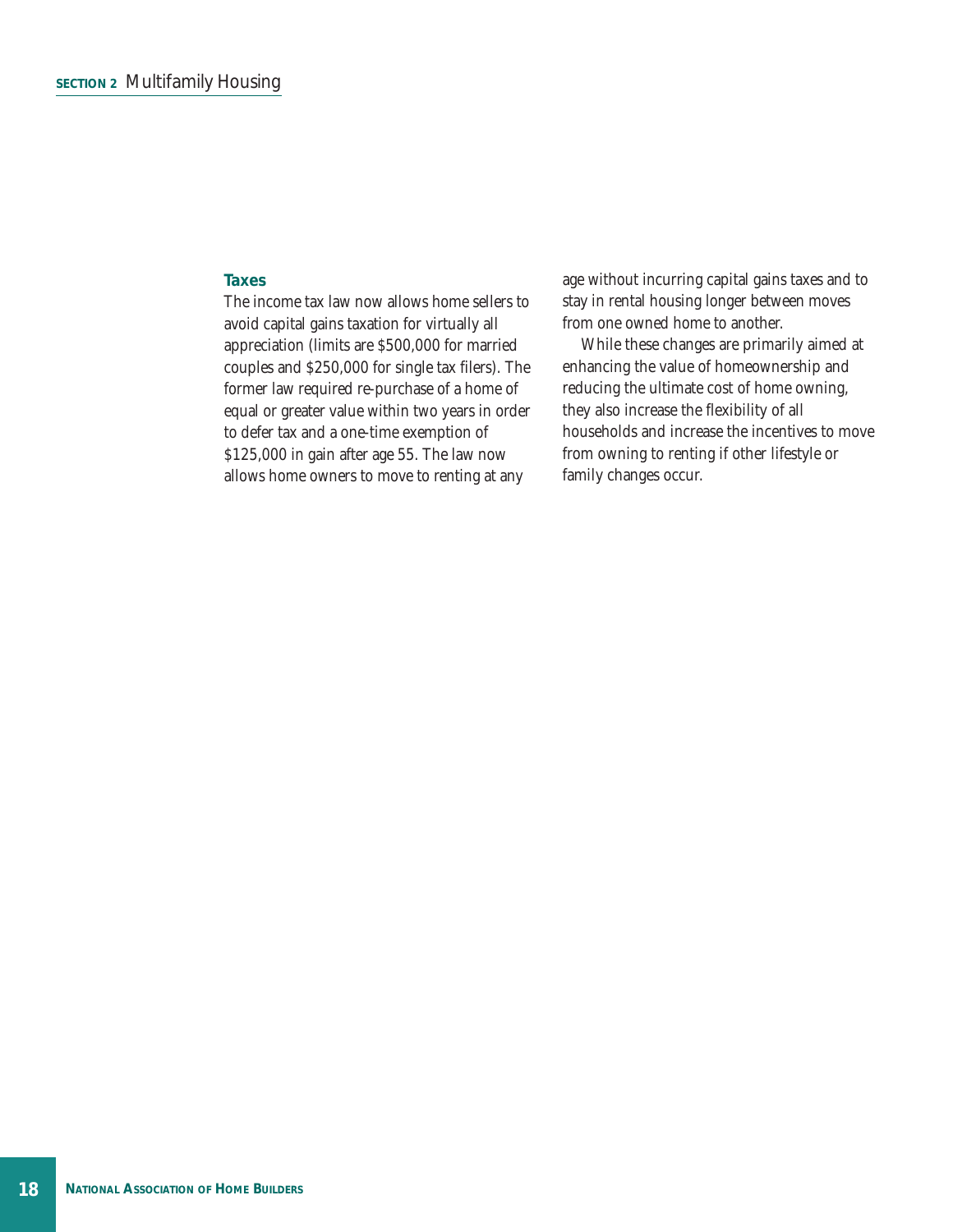### Taxes

The income tax law now allows home sellers to avoid capital gains taxation for virtually all appreciation (limits are $500,000 for married couples and $250,000 for single tax filers). The former law required re-purchase of a home of equal or greater value within two years in order to defer tax and a one-time exemption of $125,000 in gain after age 55. The law now allows home owners to move to renting at any age without incurring capital gains taxes and to stay in rental housing longer between moves from one owned home to another.

While these changes are primarily aimed at enhancing the value of homeownership and reducing the ultimate cost of home owning, they also increase the flexibility of all households and increase the incentives to move from owning to renting if other lifestyle or family changes occur.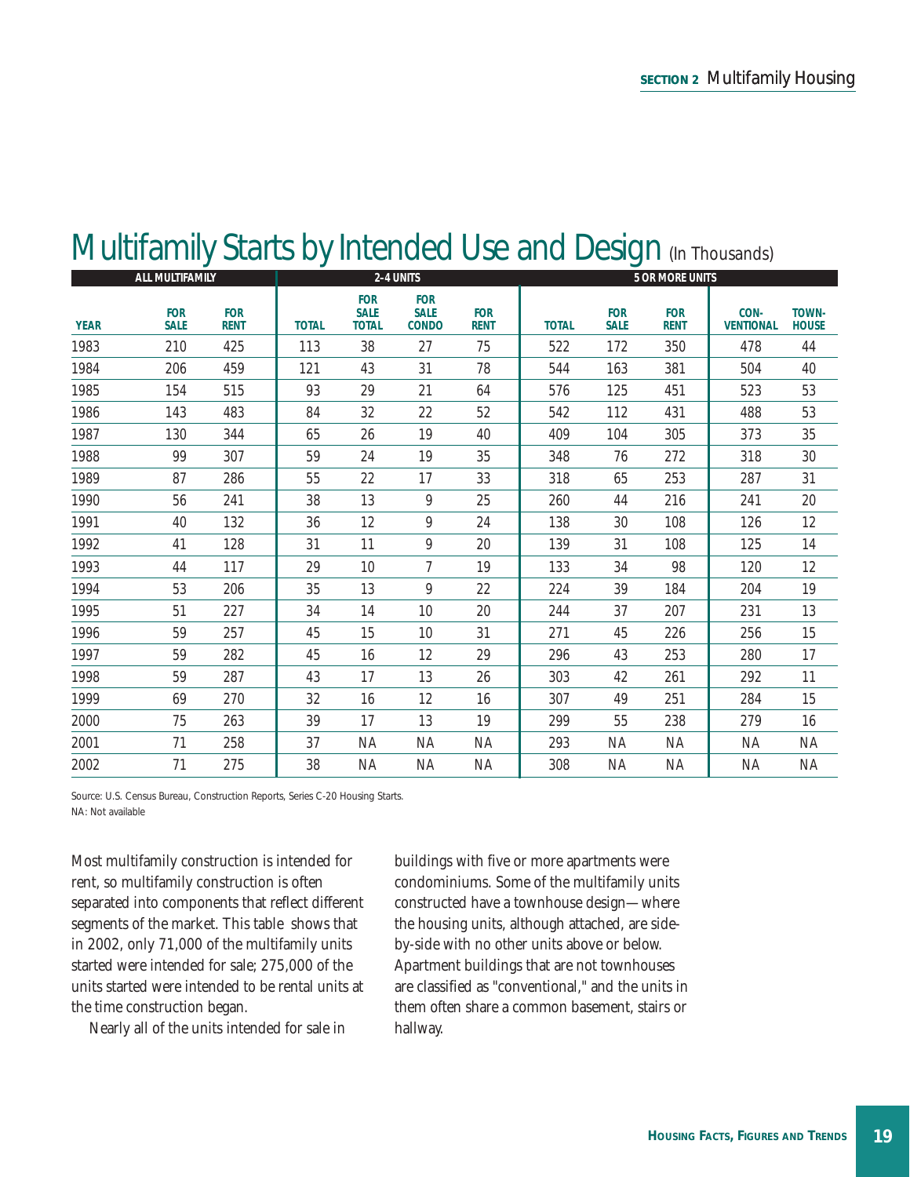# Multifamily Starts by Intended Use and Design (In Thousands)

| | ALL MULTIFAMILY | | 2–4 UNITS | | | | 5 OR MORE UNITS | | | | |
|---|---|---|---|---|---|---|---|---|---|---|---|
| YEAR | FOR SALE | FOR RENT | TOTAL | FOR SALE TOTAL | FOR SALE CONDO | FOR RENT | TOTAL | FOR SALE | FOR RENT | CON-VENTIONAL | TOWN-HOUSE |
| 1983 | 210 | 425 | 113 | 38 | 27 | 75 | 522 | 172 | 350 | 478 | 44 |
| 1984 | 206 | 459 | 121 | 43 | 31 | 78 | 544 | 163 | 381 | 504 | 40 |
| 1985 | 154 | 515 | 93 | 29 | 21 | 64 | 576 | 125 | 451 | 523 | 53 |
| 1986 | 143 | 483 | 84 | 32 | 22 | 52 | 542 | 112 | 431 | 488 | 53 |
| 1987 | 130 | 344 | 65 | 26 | 19 | 40 | 409 | 104 | 305 | 373 | 35 |
| 1988 | 99 | 307 | 59 | 24 | 19 | 35 | 348 | 76 | 272 | 318 | 30 |
| 1989 | 87 | 286 | 55 | 22 | 17 | 33 | 318 | 65 | 253 | 287 | 31 |
| 1990 | 56 | 241 | 38 | 13 | 9 | 25 | 260 | 44 | 216 | 241 | 20 |
| 1991 | 40 | 132 | 36 | 12 | 9 | 24 | 138 | 30 | 108 | 126 | 12 |
| 1992 | 41 | 128 | 31 | 11 | 9 | 20 | 139 | 31 | 108 | 125 | 14 |
| 1993 | 44 | 117 | 29 | 10 | 7 | 19 | 133 | 34 | 98 | 120 | 12 |
| 1994 | 53 | 206 | 35 | 13 | 9 | 22 | 224 | 39 | 184 | 204 | 19 |
| 1995 | 51 | 227 | 34 | 14 | 10 | 20 | 244 | 37 | 207 | 231 | 13 |
| 1996 | 59 | 257 | 45 | 15 | 10 | 31 | 271 | 45 | 226 | 256 | 15 |
| 1997 | 59 | 282 | 45 | 16 | 12 | 29 | 296 | 43 | 253 | 280 | 17 |
| 1998 | 59 | 287 | 43 | 17 | 13 | 26 | 303 | 42 | 261 | 292 | 11 |
| 1999 | 69 | 270 | 32 | 16 | 12 | 16 | 307 | 49 | 251 | 284 | 15 |
| 2000 | 75 | 263 | 39 | 17 | 13 | 19 | 299 | 55 | 238 | 279 | 16 |
| 2001 | 71 | 258 | 37 | NA | NA | NA | 293 | NA | NA | NA | NA |
| 2002 | 71 | 275 | 38 | NA | NA | NA | 308 | NA | NA | NA | NA |

Source: U.S. Census Bureau, Construction Reports, Series C-20 Housing Starts.
NA: Not available

Most multifamily construction is intended for rent, so multifamily construction is often separated into components that reflect different segments of the market. This table shows that in 2002, only 71,000 of the multifamily units started were intended for sale; 275,000 of the units started were intended to be rental units at the time construction began.

Nearly all of the units intended for sale in buildings with five or more apartments were condominiums. Some of the multifamily units constructed have a townhouse design—where the housing units, although attached, are side-by-side with no other units above or below. Apartment buildings that are not townhouses are classified as "conventional," and the units in them often share a common basement, stairs or hallway.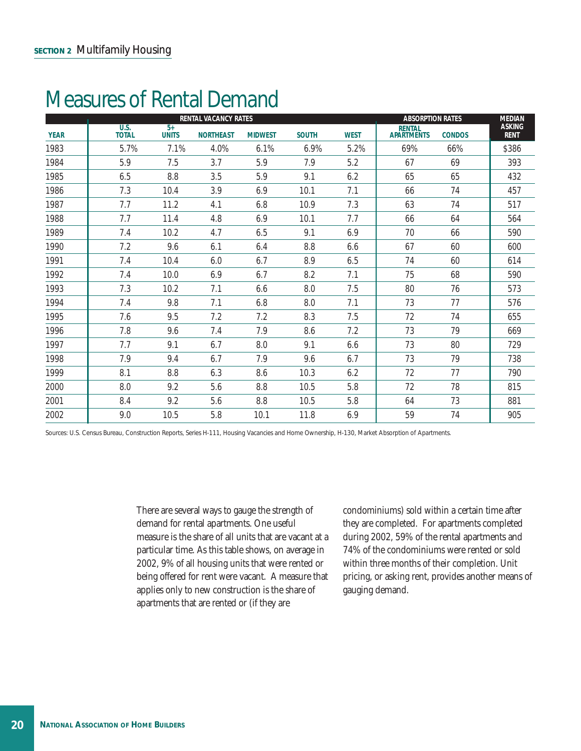# Measures of Rental Demand

| YEAR | RENTAL VACANCY RATES U.S. TOTAL | 5+ UNITS | NORTHEAST | MIDWEST | SOUTH | WEST | ABSORPTION RATES RENTAL APARTMENTS | CONDOS | MEDIAN ASKING RENT |
|---|---|---|---|---|---|---|---|---|---|
| 1983 | 5.7% | 7.1% | 4.0% | 6.1% | 6.9% | 5.2% | 69% | 66% | $386 |
| 1984 | 5.9 | 7.5 | 3.7 | 5.9 | 7.9 | 5.2 | 67 | 69 | 393 |
| 1985 | 6.5 | 8.8 | 3.5 | 5.9 | 9.1 | 6.2 | 65 | 65 | 432 |
| 1986 | 7.3 | 10.4 | 3.9 | 6.9 | 10.1 | 7.1 | 66 | 74 | 457 |
| 1987 | 7.7 | 11.2 | 4.1 | 6.8 | 10.9 | 7.3 | 63 | 74 | 517 |
| 1988 | 7.7 | 11.4 | 4.8 | 6.9 | 10.1 | 7.7 | 66 | 64 | 564 |
| 1989 | 7.4 | 10.2 | 4.7 | 6.5 | 9.1 | 6.9 | 70 | 66 | 590 |
| 1990 | 7.2 | 9.6 | 6.1 | 6.4 | 8.8 | 6.6 | 67 | 60 | 600 |
| 1991 | 7.4 | 10.4 | 6.0 | 6.7 | 8.9 | 6.5 | 74 | 60 | 614 |
| 1992 | 7.4 | 10.0 | 6.9 | 6.7 | 8.2 | 7.1 | 75 | 68 | 590 |
| 1993 | 7.3 | 10.2 | 7.1 | 6.6 | 8.0 | 7.5 | 80 | 76 | 573 |
| 1994 | 7.4 | 9.8 | 7.1 | 6.8 | 8.0 | 7.1 | 73 | 77 | 576 |
| 1995 | 7.6 | 9.5 | 7.2 | 7.2 | 8.3 | 7.5 | 72 | 74 | 655 |
| 1996 | 7.8 | 9.6 | 7.4 | 7.9 | 8.6 | 7.2 | 73 | 79 | 669 |
| 1997 | 7.7 | 9.1 | 6.7 | 8.0 | 9.1 | 6.6 | 73 | 80 | 729 |
| 1998 | 7.9 | 9.4 | 6.7 | 7.9 | 9.6 | 6.7 | 73 | 79 | 738 |
| 1999 | 8.1 | 8.8 | 6.3 | 8.6 | 10.3 | 6.2 | 72 | 77 | 790 |
| 2000 | 8.0 | 9.2 | 5.6 | 8.8 | 10.5 | 5.8 | 72 | 78 | 815 |
| 2001 | 8.4 | 9.2 | 5.6 | 8.8 | 10.5 | 5.8 | 64 | 73 | 881 |
| 2002 | 9.0 | 10.5 | 5.8 | 10.1 | 11.8 | 6.9 | 59 | 74 | 905 |

Sources: U.S. Census Bureau, Construction Reports, Series H-111, Housing Vacancies and Home Ownership, H-130, Market Absorption of Apartments.

There are several ways to gauge the strength of demand for rental apartments. One useful measure is the share of all units that are vacant at a particular time. As this table shows, on average in 2002, 9% of all housing units that were rented or being offered for rent were vacant. A measure that applies only to new construction is the share of apartments that are rented or (if they are condominiums) sold within a certain time after they are completed. For apartments completed during 2002, 59% of the rental apartments and 74% of the condominiums were rented or sold within three months of their completion. Unit pricing, or asking rent, provides another means of gauging demand.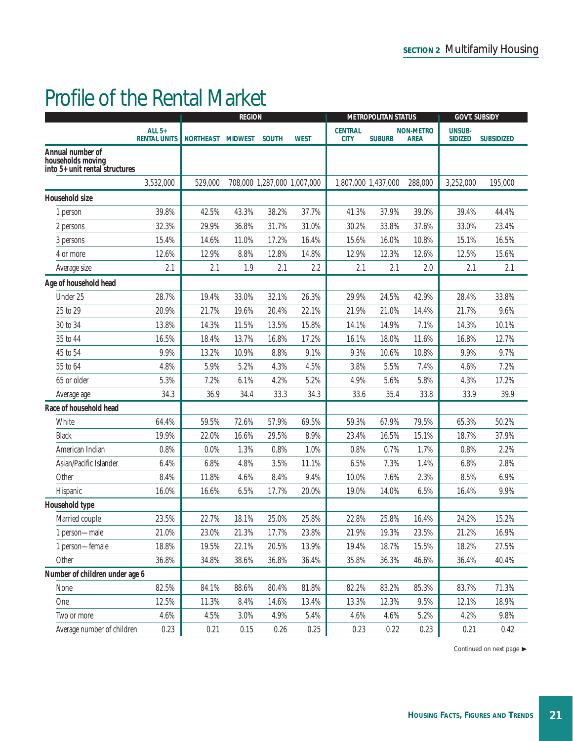# Profile of the Rental Market

| | ALL 5+ RENTAL UNITS | REGION | | | | METROPOLITAN STATUS | | | GOVT. SUBSIDY | |
|---|---|---|---|---|---|---|---|---|---|---|
| | | NORTHEAST | MIDWEST | SOUTH | WEST | CENTRAL CITY | SUBURB | NON-METRO AREA | UNSUB-SIDIZED | SUBSIDIZED |
| **Annual number of households moving into 5+ unit rental structures** | 3,532,000 | 529,000 | 708,000 | 1,287,000 | 1,007,000 | 1,807,000 | 1,437,000 | 288,000 | 3,252,000 | 195,000 |
| **Household size** | | | | | | | | | | |
| 1 person | 39.8% | 42.5% | 43.3% | 38.2% | 37.7% | 41.3% | 37.9% | 39.0% | 39.4% | 44.4% |
| 2 persons | 32.3% | 29.9% | 36.8% | 31.7% | 31.0% | 30.2% | 33.8% | 37.6% | 33.0% | 23.4% |
| 3 persons | 15.4% | 14.6% | 11.0% | 17.2% | 16.4% | 15.6% | 16.0% | 10.8% | 15.1% | 16.5% |
| 4 or more | 12.6% | 12.9% | 8.8% | 12.8% | 14.8% | 12.9% | 12.3% | 12.6% | 12.5% | 15.6% |
| Average size | 2.1 | 2.1 | 1.9 | 2.1 | 2.2 | 2.1 | 2.1 | 2.0 | 2.1 | 2.1 |
| **Age of household head** | | | | | | | | | | |
| Under 25 | 28.7% | 19.4% | 33.0% | 32.1% | 26.3% | 29.9% | 24.5% | 42.9% | 28.4% | 33.8% |
| 25 to 29 | 20.9% | 21.7% | 19.6% | 20.4% | 22.1% | 21.9% | 21.0% | 14.4% | 21.7% | 9.6% |
| 30 to 34 | 13.8% | 14.3% | 11.5% | 13.5% | 15.8% | 14.1% | 14.9% | 7.1% | 14.3% | 10.1% |
| 35 to 44 | 16.5% | 18.4% | 13.7% | 16.8% | 17.2% | 16.1% | 18.0% | 11.6% | 16.8% | 12.7% |
| 45 to 54 | 9.9% | 13.2% | 10.9% | 8.8% | 9.1% | 9.3% | 10.6% | 10.8% | 9.9% | 9.7% |
| 55 to 64 | 4.8% | 5.9% | 5.2% | 4.3% | 4.5% | 3.8% | 5.5% | 7.4% | 4.6% | 7.2% |
| 65 or older | 5.3% | 7.2% | 6.1% | 4.2% | 5.2% | 4.9% | 5.6% | 5.8% | 4.3% | 17.2% |
| Average age | 34.3 | 36.9 | 34.4 | 33.3 | 34.3 | 33.6 | 35.4 | 33.8 | 33.9 | 39.9 |
| **Race of household head** | | | | | | | | | | |
| White | 64.4% | 59.5% | 72.6% | 57.9% | 69.5% | 59.3% | 67.9% | 79.5% | 65.3% | 50.2% |
| Black | 19.9% | 22.0% | 16.6% | 29.5% | 8.9% | 23.4% | 16.5% | 15.1% | 18.7% | 37.9% |
| American Indian | 0.8% | 0.0% | 1.3% | 0.8% | 1.0% | 0.8% | 0.7% | 1.7% | 0.8% | 2.2% |
| Asian/Pacific Islander | 6.4% | 6.8% | 4.8% | 3.5% | 11.1% | 6.5% | 7.3% | 1.4% | 6.8% | 2.8% |
| Other | 8.4% | 11.8% | 4.6% | 8.4% | 9.4% | 10.0% | 7.6% | 2.3% | 8.5% | 6.9% |
| Hispanic | 16.0% | 16.6% | 6.5% | 17.7% | 20.0% | 19.0% | 14.0% | 6.5% | 16.4% | 9.9% |
| **Household type** | | | | | | | | | | |
| Married couple | 23.5% | 22.7% | 18.1% | 25.0% | 25.8% | 22.8% | 25.8% | 16.4% | 24.2% | 15.2% |
| 1 person—male | 21.0% | 23.0% | 21.3% | 17.7% | 23.8% | 21.9% | 19.3% | 23.5% | 21.2% | 16.9% |
| 1 person—female | 18.8% | 19.5% | 22.1% | 20.5% | 13.9% | 19.4% | 18.7% | 15.5% | 18.2% | 27.5% |
| Other | 36.8% | 34.8% | 38.6% | 36.8% | 36.4% | 35.8% | 36.3% | 46.6% | 36.4% | 40.4% |
| **Number of children under age 6** | | | | | | | | | | |
| None | 82.5% | 84.1% | 88.6% | 80.4% | 81.8% | 82.2% | 83.2% | 85.3% | 83.7% | 71.3% |
| One | 12.5% | 11.3% | 8.4% | 14.6% | 13.4% | 13.3% | 12.3% | 9.5% | 12.1% | 18.9% |
| Two or more | 4.6% | 4.5% | 3.0% | 4.9% | 5.4% | 4.6% | 4.6% | 5.2% | 4.2% | 9.8% |
| Average number of children | 0.23 | 0.21 | 0.15 | 0.26 | 0.25 | 0.23 | 0.22 | 0.23 | 0.21 | 0.42 |

Continued on next page ►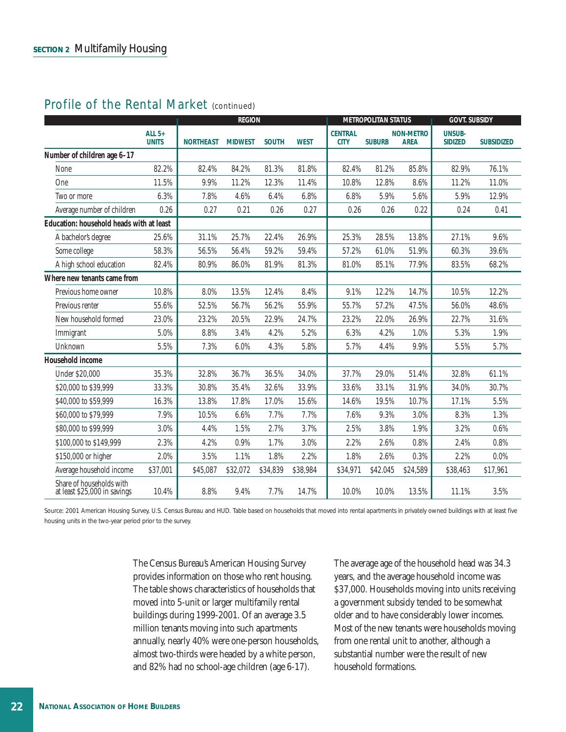## Profile of the Rental Market (continued)

| | ALL 5+ UNITS | REGION | | | | METROPOLITAN STATUS | | | GOVT. SUBSIDY | |
|---|---|---|---|---|---|---|---|---|---|---|
| | | NORTHEAST | MIDWEST | SOUTH | WEST | CENTRAL CITY | SUBURB | NON-METRO AREA | UNSUB-SIDIZED | SUBSIDIZED |
| **Number of children age 6–17** | | | | | | | | | | |
| None | 82.2% | 82.4% | 84.2% | 81.3% | 81.8% | 82.4% | 81.2% | 85.8% | 82.9% | 76.1% |
| One | 11.5% | 9.9% | 11.2% | 12.3% | 11.4% | 10.8% | 12.8% | 8.6% | 11.2% | 11.0% |
| Two or more | 6.3% | 7.8% | 4.6% | 6.4% | 6.8% | 6.8% | 5.9% | 5.6% | 5.9% | 12.9% |
| Average number of children | 0.26 | 0.27 | 0.21 | 0.26 | 0.27 | 0.26 | 0.26 | 0.22 | 0.24 | 0.41 |
| **Education: household heads with at least** | | | | | | | | | | |
| A bachelor's degree | 25.6% | 31.1% | 25.7% | 22.4% | 26.9% | 25.3% | 28.5% | 13.8% | 27.1% | 9.6% |
| Some college | 58.3% | 56.5% | 56.4% | 59.2% | 59.4% | 57.2% | 61.0% | 51.9% | 60.3% | 39.6% |
| A high school education | 82.4% | 80.9% | 86.0% | 81.9% | 81.3% | 81.0% | 85.1% | 77.9% | 83.5% | 68.2% |
| **Where new tenants came from** | | | | | | | | | | |
| Previous home owner | 10.8% | 8.0% | 13.5% | 12.4% | 8.4% | 9.1% | 12.2% | 14.7% | 10.5% | 12.2% |
| Previous renter | 55.6% | 52.5% | 56.7% | 56.2% | 55.9% | 55.7% | 57.2% | 47.5% | 56.0% | 48.6% |
| New household formed | 23.0% | 23.2% | 20.5% | 22.9% | 24.7% | 23.2% | 22.0% | 26.9% | 22.7% | 31.6% |
| Immigrant | 5.0% | 8.8% | 3.4% | 4.2% | 5.2% | 6.3% | 4.2% | 1.0% | 5.3% | 1.9% |
| Unknown | 5.5% | 7.3% | 6.0% | 4.3% | 5.8% | 5.7% | 4.4% | 9.9% | 5.5% | 5.7% |
| **Household income** | | | | | | | | | | |
| Under $20,000 | 35.3% | 32.8% | 36.7% | 36.5% | 34.0% | 37.7% | 29.0% | 51.4% | 32.8% | 61.1% |
| $20,000 to $39,999 | 33.3% | 30.8% | 35.4% | 32.6% | 33.9% | 33.6% | 33.1% | 31.9% | 34.0% | 30.7% |
| $40,000 to $59,999 | 16.3% | 13.8% | 17.8% | 17.0% | 15.6% | 14.6% | 19.5% | 10.7% | 17.1% | 5.5% |
| $60,000 to $79,999 | 7.9% | 10.5% | 6.6% | 7.7% | 7.7% | 7.6% | 9.3% | 3.0% | 8.3% | 1.3% |
| $80,000 to $99,999 | 3.0% | 4.4% | 1.5% | 2.7% | 3.7% | 2.5% | 3.8% | 1.9% | 3.2% | 0.6% |
| $100,000 to $149,999 | 2.3% | 4.2% | 0.9% | 1.7% | 3.0% | 2.2% | 2.6% | 0.8% | 2.4% | 0.8% |
| $150,000 or higher | 2.0% | 3.5% | 1.1% | 1.8% | 2.2% | 1.8% | 2.6% | 0.3% | 2.2% | 0.0% |
| Average household income | $37,001 | $45,087 | $32,072 | $34,839 | $38,984 | $34,971 | $42.045 | $24,589 | $38,463 | $17,961 |
| Share of households with at least $25,000 in savings | 10.4% | 8.8% | 9.4% | 7.7% | 14.7% | 10.0% | 10.0% | 13.5% | 11.1% | 3.5% |

Source: 2001 American Housing Survey, U.S. Census Bureau and HUD. Table based on households that moved into rental apartments in privately owned buildings with at least five housing units in the two-year period prior to the survey.

The Census Bureau's American Housing Survey provides information on those who rent housing. The table shows characteristics of households that moved into 5-unit or larger multifamily rental buildings during 1999-2001. Of an average 3.5 million tenants moving into such apartments annually, nearly 40% were one-person households, almost two-thirds were headed by a white person, and 82% had no school-age children (age 6-17).

The average age of the household head was 34.3 years, and the average household income was $37,000. Households moving into units receiving a government subsidy tended to be somewhat older and to have considerably lower incomes. Most of the new tenants were households moving from one rental unit to another, although a substantial number were the result of new household formations.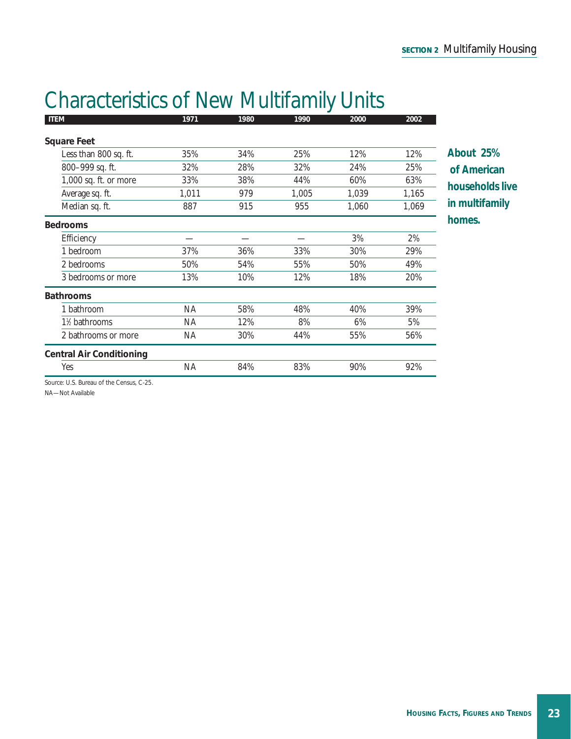# Characteristics of New Multifamily Units

| ITEM | 1971 | 1980 | 1990 | 2000 | 2002 |
|---|---|---|---|---|---|
| **Square Feet** | | | | | |
| Less than 800 sq. ft. | 35% | 34% | 25% | 12% | 12% |
| 800–999 sq. ft. | 32% | 28% | 32% | 24% | 25% |
| 1,000 sq. ft. or more | 33% | 38% | 44% | 60% | 63% |
| Average sq. ft. | 1,011 | 979 | 1,005 | 1,039 | 1,165 |
| Median sq. ft. | 887 | 915 | 955 | 1,060 | 1,069 |
| **Bedrooms** | | | | | |
| Efficiency | — | — | — | 3% | 2% |
| 1 bedroom | 37% | 36% | 33% | 30% | 29% |
| 2 bedrooms | 50% | 54% | 55% | 50% | 49% |
| 3 bedrooms or more | 13% | 10% | 12% | 18% | 20% |
| **Bathrooms** | | | | | |
| 1 bathroom | NA | 58% | 48% | 40% | 39% |
| 1½ bathrooms | NA | 12% | 8% | 6% | 5% |
| 2 bathrooms or more | NA | 30% | 44% | 55% | 56% |
| **Central Air Conditioning** | | | | | |
| Yes | NA | 84% | 83% | 90% | 92% |

Source: U.S. Bureau of the Census, C-25.

NA—Not Available

**About 25% of American households live in multifamily homes.**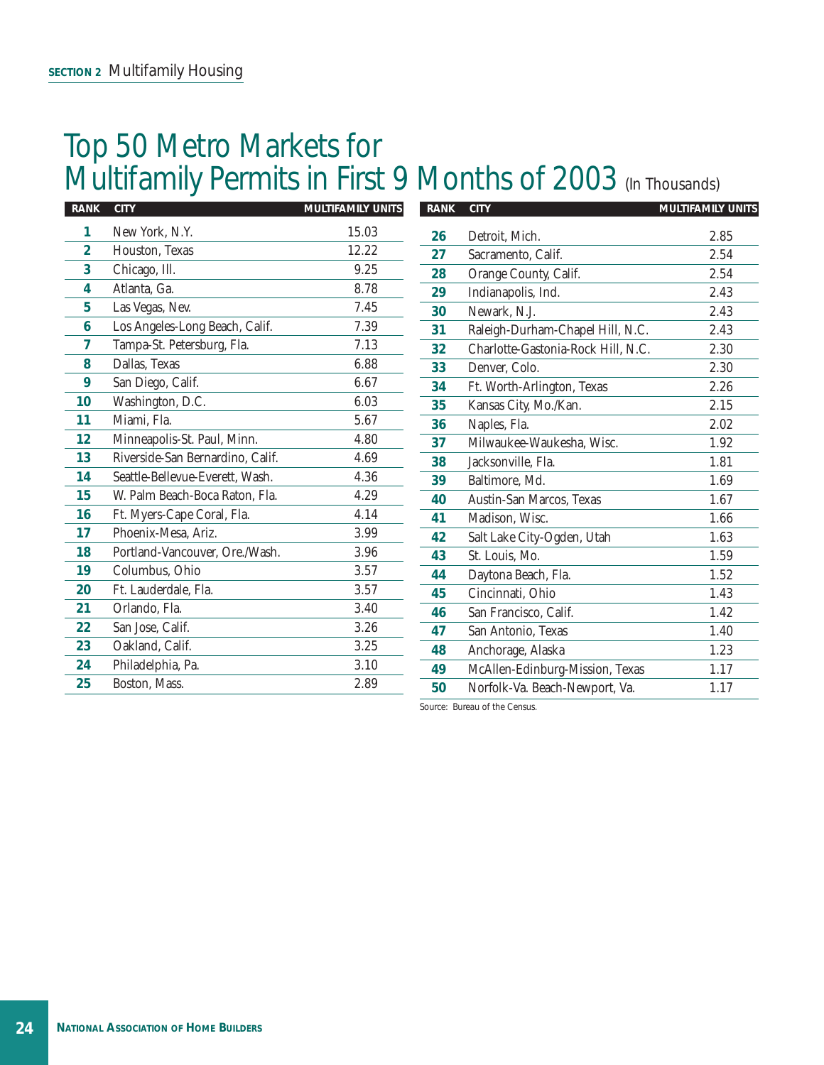# Top 50 Metro Markets for Multifamily Permits in First 9 Months of 2003 (In Thousands)

| RANK | CITY | MULTIFAMILY UNITS |
|---|---|---|
| 1 | New York, N.Y. | 15.03 |
| 2 | Houston, Texas | 12.22 |
| 3 | Chicago, Ill. | 9.25 |
| 4 | Atlanta, Ga. | 8.78 |
| 5 | Las Vegas, Nev. | 7.45 |
| 6 | Los Angeles-Long Beach, Calif. | 7.39 |
| 7 | Tampa-St. Petersburg, Fla. | 7.13 |
| 8 | Dallas, Texas | 6.88 |
| 9 | San Diego, Calif. | 6.67 |
| 10 | Washington, D.C. | 6.03 |
| 11 | Miami, Fla. | 5.67 |
| 12 | Minneapolis-St. Paul, Minn. | 4.80 |
| 13 | Riverside-San Bernardino, Calif. | 4.69 |
| 14 | Seattle-Bellevue-Everett, Wash. | 4.36 |
| 15 | W. Palm Beach-Boca Raton, Fla. | 4.29 |
| 16 | Ft. Myers-Cape Coral, Fla. | 4.14 |
| 17 | Phoenix-Mesa, Ariz. | 3.99 |
| 18 | Portland-Vancouver, Ore./Wash. | 3.96 |
| 19 | Columbus, Ohio | 3.57 |
| 20 | Ft. Lauderdale, Fla. | 3.57 |
| 21 | Orlando, Fla. | 3.40 |
| 22 | San Jose, Calif. | 3.26 |
| 23 | Oakland, Calif. | 3.25 |
| 24 | Philadelphia, Pa. | 3.10 |
| 25 | Boston, Mass. | 2.89 |
| 26 | Detroit, Mich. | 2.85 |
| 27 | Sacramento, Calif. | 2.54 |
| 28 | Orange County, Calif. | 2.54 |
| 29 | Indianapolis, Ind. | 2.43 |
| 30 | Newark, N.J. | 2.43 |
| 31 | Raleigh-Durham-Chapel Hill, N.C. | 2.43 |
| 32 | Charlotte-Gastonia-Rock Hill, N.C. | 2.30 |
| 33 | Denver, Colo. | 2.30 |
| 34 | Ft. Worth-Arlington, Texas | 2.26 |
| 35 | Kansas City, Mo./Kan. | 2.15 |
| 36 | Naples, Fla. | 2.02 |
| 37 | Milwaukee-Waukesha, Wisc. | 1.92 |
| 38 | Jacksonville, Fla. | 1.81 |
| 39 | Baltimore, Md. | 1.69 |
| 40 | Austin-San Marcos, Texas | 1.67 |
| 41 | Madison, Wisc. | 1.66 |
| 42 | Salt Lake City-Ogden, Utah | 1.63 |
| 43 | St. Louis, Mo. | 1.59 |
| 44 | Daytona Beach, Fla. | 1.52 |
| 45 | Cincinnati, Ohio | 1.43 |
| 46 | San Francisco, Calif. | 1.42 |
| 47 | San Antonio, Texas | 1.40 |
| 48 | Anchorage, Alaska | 1.23 |
| 49 | McAllen-Edinburg-Mission, Texas | 1.17 |
| 50 | Norfolk-Va. Beach-Newport, Va. | 1.17 |

Source: Bureau of the Census.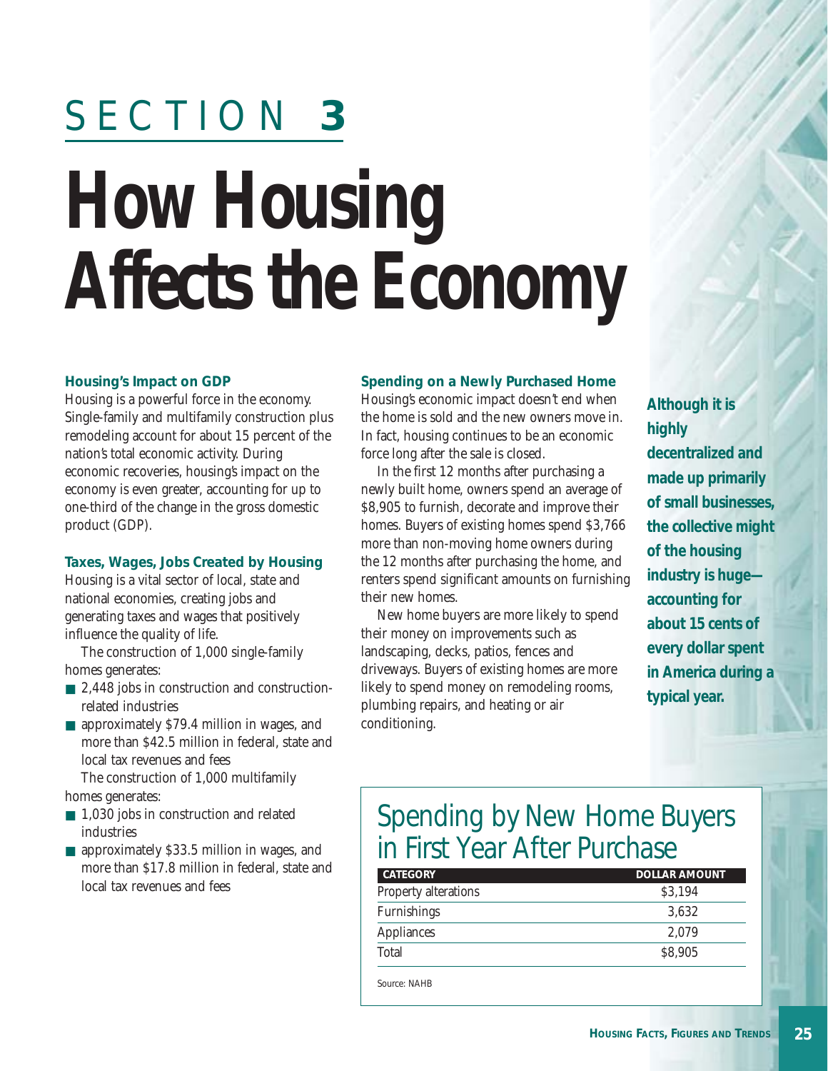# SECTION 3

# How Housing Affects the Economy

### Housing's Impact on GDP

Housing is a powerful force in the economy. Single-family and multifamily construction plus remodeling account for about 15 percent of the nation's total economic activity. During economic recoveries, housing's impact on the economy is even greater, accounting for up to one-third of the change in the gross domestic product (GDP).

### Taxes, Wages, Jobs Created by Housing

Housing is a vital sector of local, state and national economies, creating jobs and generating taxes and wages that positively influence the quality of life.

The construction of 1,000 single-family homes generates:

- 2,448 jobs in construction and construction-related industries
- approximately $79.4 million in wages, and more than $42.5 million in federal, state and local tax revenues and fees

The construction of 1,000 multifamily homes generates:

- 1,030 jobs in construction and related industries
- approximately $33.5 million in wages, and more than $17.8 million in federal, state and local tax revenues and fees

### Spending on a Newly Purchased Home

Housing's economic impact doesn't end when the home is sold and the new owners move in. In fact, housing continues to be an economic force long after the sale is closed.

In the first 12 months after purchasing a newly built home, owners spend an average of $8,905 to furnish, decorate and improve their homes. Buyers of existing homes spend $3,766 more than non-moving home owners during the 12 months after purchasing the home, and renters spend significant amounts on furnishing their new homes.

New home buyers are more likely to spend their money on improvements such as landscaping, decks, patios, fences and driveways. Buyers of existing homes are more likely to spend money on remodeling rooms, plumbing repairs, and heating or air conditioning.

**Although it is highly decentralized and made up primarily of small businesses, the collective might of the housing industry is huge—accounting for about 15 cents of every dollar spent in America during a typical year.**

## Spending by New Home Buyers in First Year After Purchase

| CATEGORY | DOLLAR AMOUNT |
|---|---|
| Property alterations | $3,194 |
| Furnishings | 3,632 |
| Appliances | 2,079 |
| Total | $8,905 |

Source: NAHB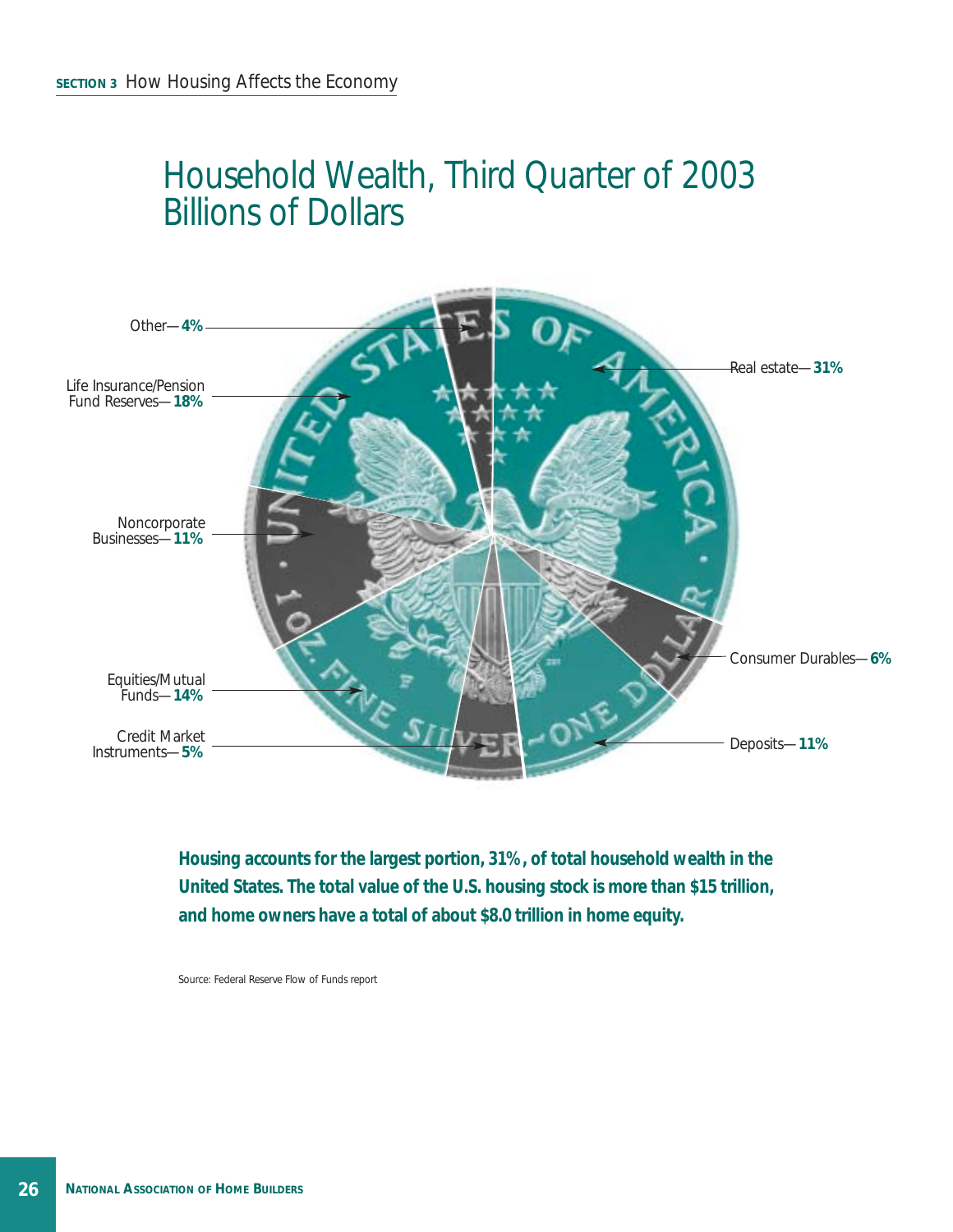# Household Wealth, Third Quarter of 2003
## Billions of Dollars

Other—**4%**

Life Insurance/Pension Fund Reserves—**18%**

Noncorporate Businesses—**11%**

Equities/Mutual Funds—**14%**

Credit Market Instruments—**5%**

Real estate—**31%**

Consumer Durables—**6%**

Deposits—**11%**

**Housing accounts for the largest portion, 31%, of total household wealth in the United States. The total value of the U.S. housing stock is more than $15 trillion, and home owners have a total of about $8.0 trillion in home equity.**

Source: Federal Reserve Flow of Funds report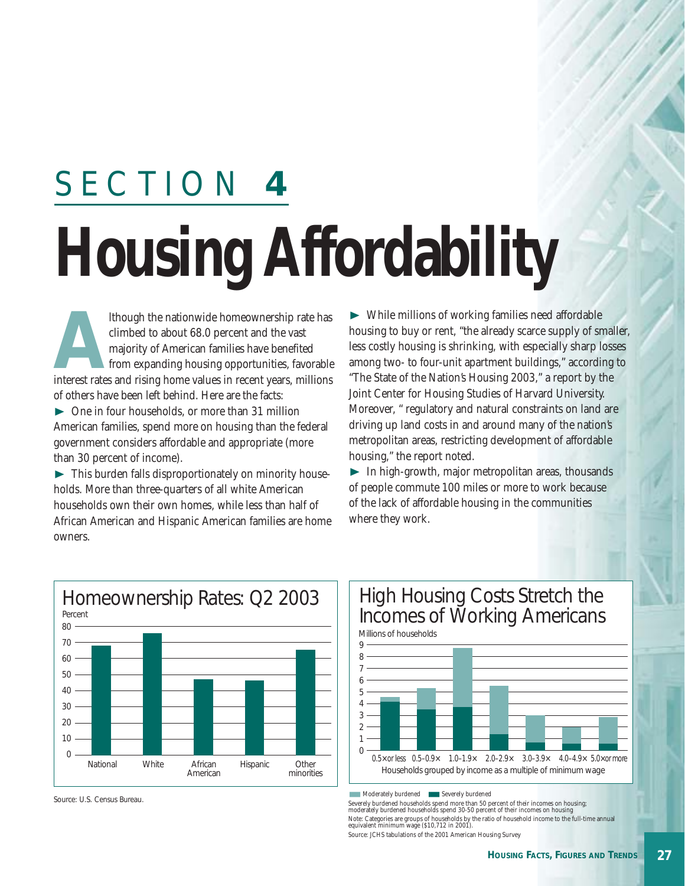# SECTION 4

# Housing Affordability

Although the nationwide homeownership rate has climbed to about 68.0 percent and the vast majority of American families have benefited from expanding housing opportunities, favorable interest rates and rising home values in recent years, millions of others have been left behind. Here are the facts:

► One in four households, or more than 31 million American families, spend more on housing than the federal government considers affordable and appropriate (more than 30 percent of income).

► This burden falls disproportionately on minority households. More than three-quarters of all white American households own their own homes, while less than half of African American and Hispanic American families are home owners.

► While millions of working families need affordable housing to buy or rent, "the already scarce supply of smaller, less costly housing is shrinking, with especially sharp losses among two- to four-unit apartment buildings," according to "The State of the Nation's Housing 2003," a report by the Joint Center for Housing Studies of Harvard University. Moreover, " regulatory and natural constraints on land are driving up land costs in and around many of the nation's metropolitan areas, restricting development of affordable housing," the report noted.

► In high-growth, major metropolitan areas, thousands of people commute 100 miles or more to work because of the lack of affordable housing in the communities where they work.

## Homeownership Rates: Q2 2003

Percent

| | National | White | African American | Hispanic | Other minorities |
|---|---|---|---|---|---|
| Percent | ~68 | ~75.5 | ~47 | ~46.5 | ~65.5 |

Source: U.S. Census Bureau.

## High Housing Costs Stretch the Incomes of Working Americans

Millions of households

| Households grouped by income as a multiple of minimum wage | Severely burdened | Moderately burdened | Total |
|---|---|---|---|
| 0.5× or less | ~4.2 | ~0.4 | ~4.6 |
| 0.5–0.9× | ~3.5 | ~1.8 | ~5.3 |
| 1.0–1.9× | ~3.7 | ~5.1 | ~8.8 |
| 2.0–2.9× | ~1.4 | ~4.1 | ~5.5 |
| 3.0–3.9× | ~0.7 | ~2.3 | ~3.0 |
| 4.0–4.9× | ~0.6 | ~1.4 | ~2.0 |
| 5.0× or more | ~0.6 | ~2.2 | ~2.8 |

Moderately burdened | Severely burdened

Severely burdened households spend more than 50 percent of their incomes on housing; moderately burdened households spend 30-50 percent of their incomes on housing

Note: Categories are groups of households by the ratio of household income to the full-time annual equivalent minimum wage ($10,712 in 2001).

Source: JCHS tabulations of the 2001 American Housing Survey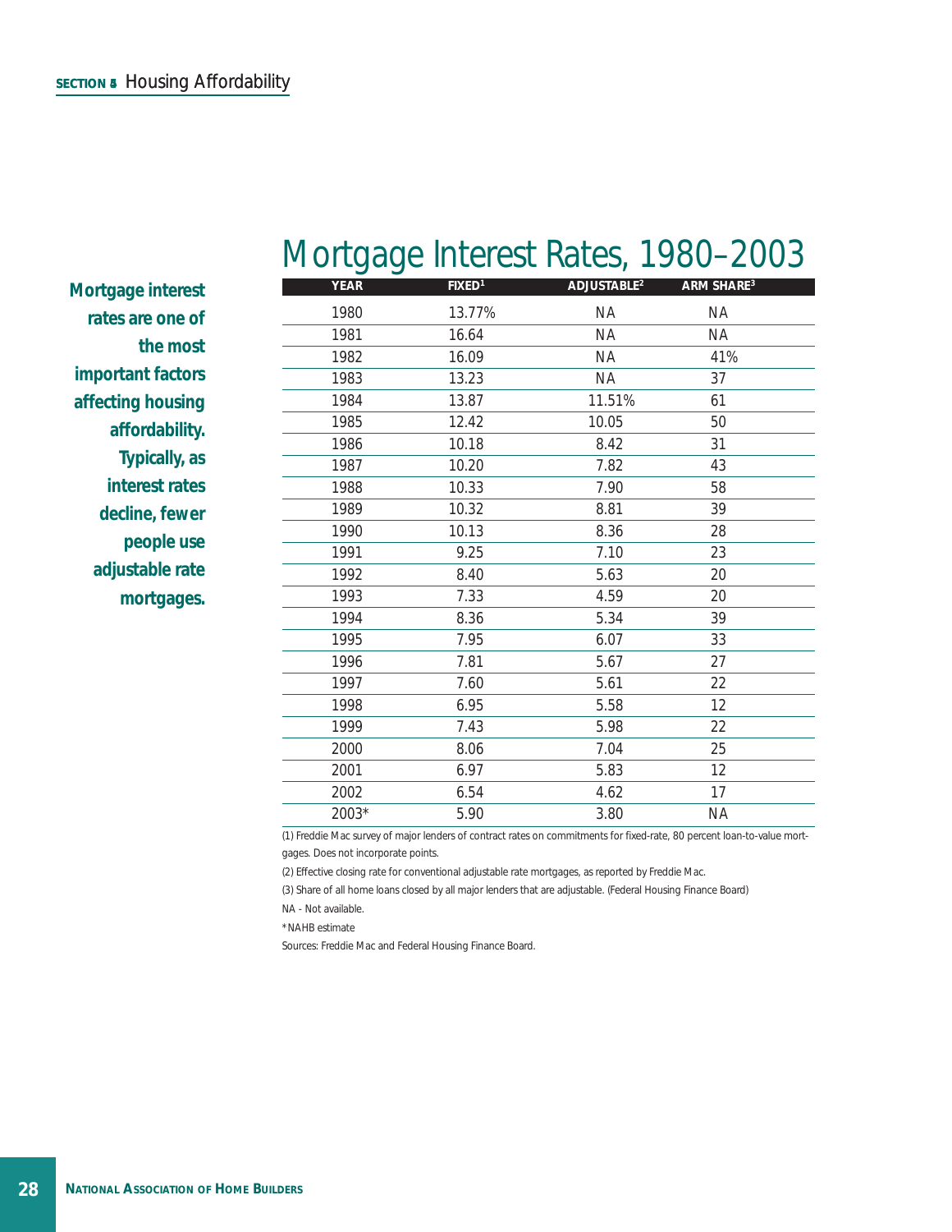# Mortgage Interest Rates, 1980–2003

**Mortgage interest rates are one of the most important factors affecting housing affordability. Typically, as interest rates decline, fewer people use adjustable rate mortgages.**

| YEAR | FIXED[1] | ADJUSTABLE[2] | ARM SHARE[3] |
|---|---|---|---|
| 1980 | 13.77% | NA | NA |
| 1981 | 16.64 | NA | NA |
| 1982 | 16.09 | NA | 41% |
| 1983 | 13.23 | NA | 37 |
| 1984 | 13.87 | 11.51% | 61 |
| 1985 | 12.42 | 10.05 | 50 |
| 1986 | 10.18 | 8.42 | 31 |
| 1987 | 10.20 | 7.82 | 43 |
| 1988 | 10.33 | 7.90 | 58 |
| 1989 | 10.32 | 8.81 | 39 |
| 1990 | 10.13 | 8.36 | 28 |
| 1991 | 9.25 | 7.10 | 23 |
| 1992 | 8.40 | 5.63 | 20 |
| 1993 | 7.33 | 4.59 | 20 |
| 1994 | 8.36 | 5.34 | 39 |
| 1995 | 7.95 | 6.07 | 33 |
| 1996 | 7.81 | 5.67 | 27 |
| 1997 | 7.60 | 5.61 | 22 |
| 1998 | 6.95 | 5.58 | 12 |
| 1999 | 7.43 | 5.98 | 22 |
| 2000 | 8.06 | 7.04 | 25 |
| 2001 | 6.97 | 5.83 | 12 |
| 2002 | 6.54 | 4.62 | 17 |
| 2003* | 5.90 | 3.80 | NA |

(1) Freddie Mac survey of major lenders of contract rates on commitments for fixed-rate, 80 percent loan-to-value mortgages. Does not incorporate points.

(2) Effective closing rate for conventional adjustable rate mortgages, as reported by Freddie Mac.

(3) Share of all home loans closed by all major lenders that are adjustable. (Federal Housing Finance Board)

NA - Not available.

*NAHB estimate

Sources: Freddie Mac and Federal Housing Finance Board.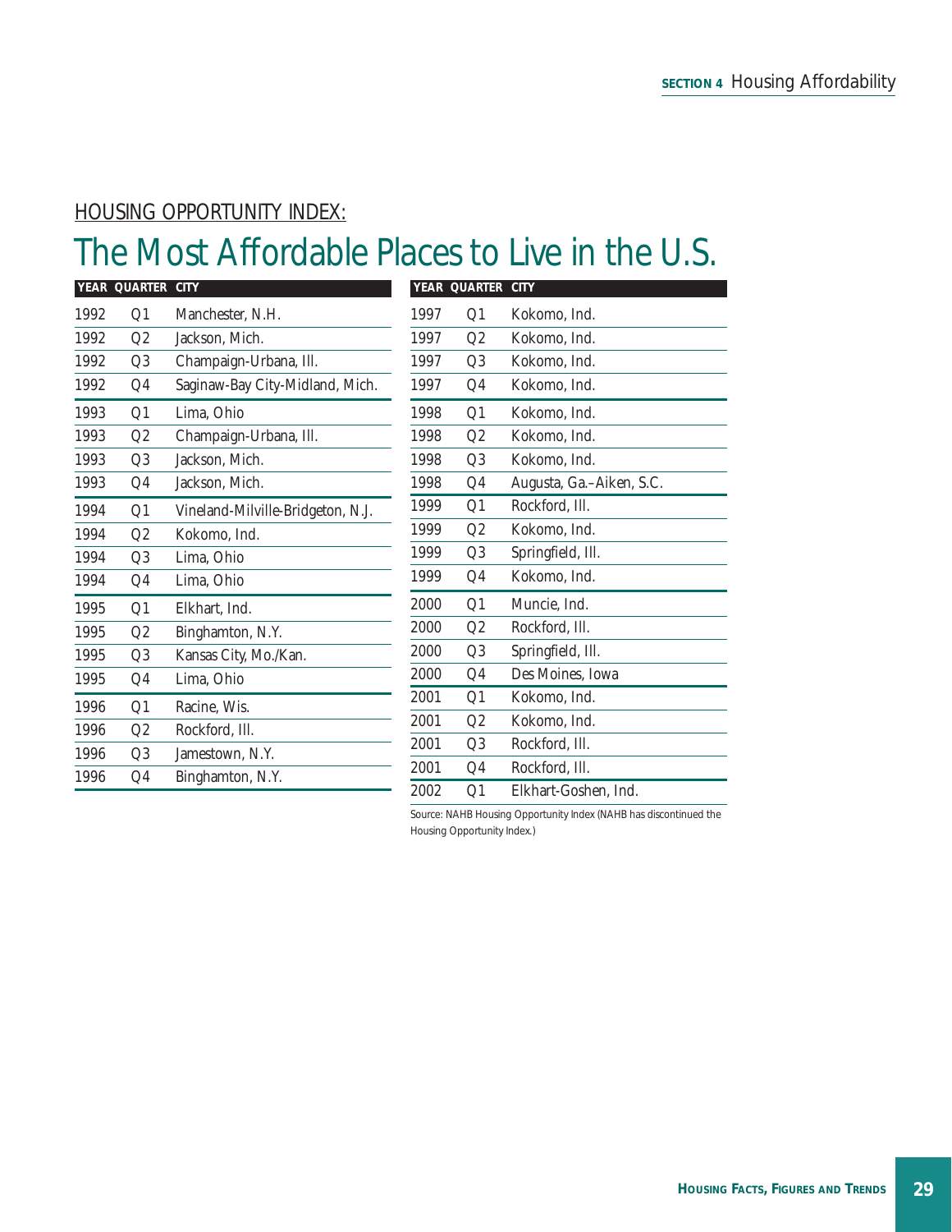HOUSING OPPORTUNITY INDEX:

# The Most Affordable Places to Live in the U.S.

| YEAR | QUARTER | CITY |
|---|---|---|
| 1992 | Q1 | Manchester, N.H. |
| 1992 | Q2 | Jackson, Mich. |
| 1992 | Q3 | Champaign-Urbana, Ill. |
| 1992 | Q4 | Saginaw-Bay City-Midland, Mich. |
| 1993 | Q1 | Lima, Ohio |
| 1993 | Q2 | Champaign-Urbana, Ill. |
| 1993 | Q3 | Jackson, Mich. |
| 1993 | Q4 | Jackson, Mich. |
| 1994 | Q1 | Vineland-Milville-Bridgeton, N.J. |
| 1994 | Q2 | Kokomo, Ind. |
| 1994 | Q3 | Lima, Ohio |
| 1994 | Q4 | Lima, Ohio |
| 1995 | Q1 | Elkhart, Ind. |
| 1995 | Q2 | Binghamton, N.Y. |
| 1995 | Q3 | Kansas City, Mo./Kan. |
| 1995 | Q4 | Lima, Ohio |
| 1996 | Q1 | Racine, Wis. |
| 1996 | Q2 | Rockford, Ill. |
| 1996 | Q3 | Jamestown, N.Y. |
| 1996 | Q4 | Binghamton, N.Y. |
| 1997 | Q1 | Kokomo, Ind. |
| 1997 | Q2 | Kokomo, Ind. |
| 1997 | Q3 | Kokomo, Ind. |
| 1997 | Q4 | Kokomo, Ind. |
| 1998 | Q1 | Kokomo, Ind. |
| 1998 | Q2 | Kokomo, Ind. |
| 1998 | Q3 | Kokomo, Ind. |
| 1998 | Q4 | Augusta, Ga.–Aiken, S.C. |
| 1999 | Q1 | Rockford, Ill. |
| 1999 | Q2 | Kokomo, Ind. |
| 1999 | Q3 | Springfield, Ill. |
| 1999 | Q4 | Kokomo, Ind. |
| 2000 | Q1 | Muncie, Ind. |
| 2000 | Q2 | Rockford, Ill. |
| 2000 | Q3 | Springfield, Ill. |
| 2000 | Q4 | Des Moines, Iowa |
| 2001 | Q1 | Kokomo, Ind. |
| 2001 | Q2 | Kokomo, Ind. |
| 2001 | Q3 | Rockford, Ill. |
| 2001 | Q4 | Rockford, Ill. |
| 2002 | Q1 | Elkhart-Goshen, Ind. |

Source: NAHB Housing Opportunity Index (NAHB has discontinued the Housing Opportunity Index.)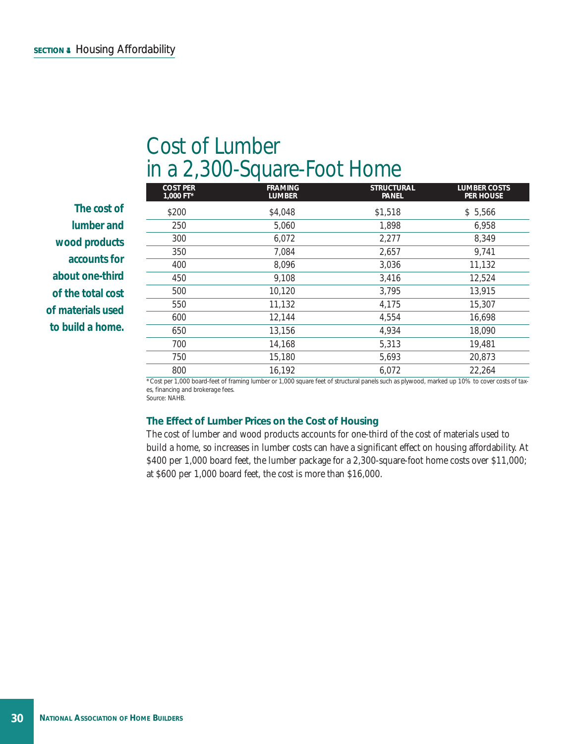# Cost of Lumber in a 2,300-Square-Foot Home

**The cost of lumber and wood products accounts for about one-third of the total cost of materials used to build a home.**

| COST PER 1,000 FT* | FRAMING LUMBER | STRUCTURAL PANEL | LUMBER COSTS PER HOUSE |
|---|---|---|---|
| $200 | $4,048 | $1,518 | $ 5,566 |
| 250 | 5,060 | 1,898 | 6,958 |
| 300 | 6,072 | 2,277 | 8,349 |
| 350 | 7,084 | 2,657 | 9,741 |
| 400 | 8,096 | 3,036 | 11,132 |
| 450 | 9,108 | 3,416 | 12,524 |
| 500 | 10,120 | 3,795 | 13,915 |
| 550 | 11,132 | 4,175 | 15,307 |
| 600 | 12,144 | 4,554 | 16,698 |
| 650 | 13,156 | 4,934 | 18,090 |
| 700 | 14,168 | 5,313 | 19,481 |
| 750 | 15,180 | 5,693 | 20,873 |
| 800 | 16,192 | 6,072 | 22,264 |

*Cost per 1,000 board-feet of framing lumber or 1,000 square feet of structural panels such as plywood, marked up 10% to cover costs of taxes, financing and brokerage fees.
Source: NAHB.

### The Effect of Lumber Prices on the Cost of Housing

The cost of lumber and wood products accounts for one-third of the cost of materials used to build a home, so increases in lumber costs can have a significant effect on housing affordability. At $400 per 1,000 board feet, the lumber package for a 2,300-square-foot home costs over $11,000; at $600 per 1,000 board feet, the cost is more than $16,000.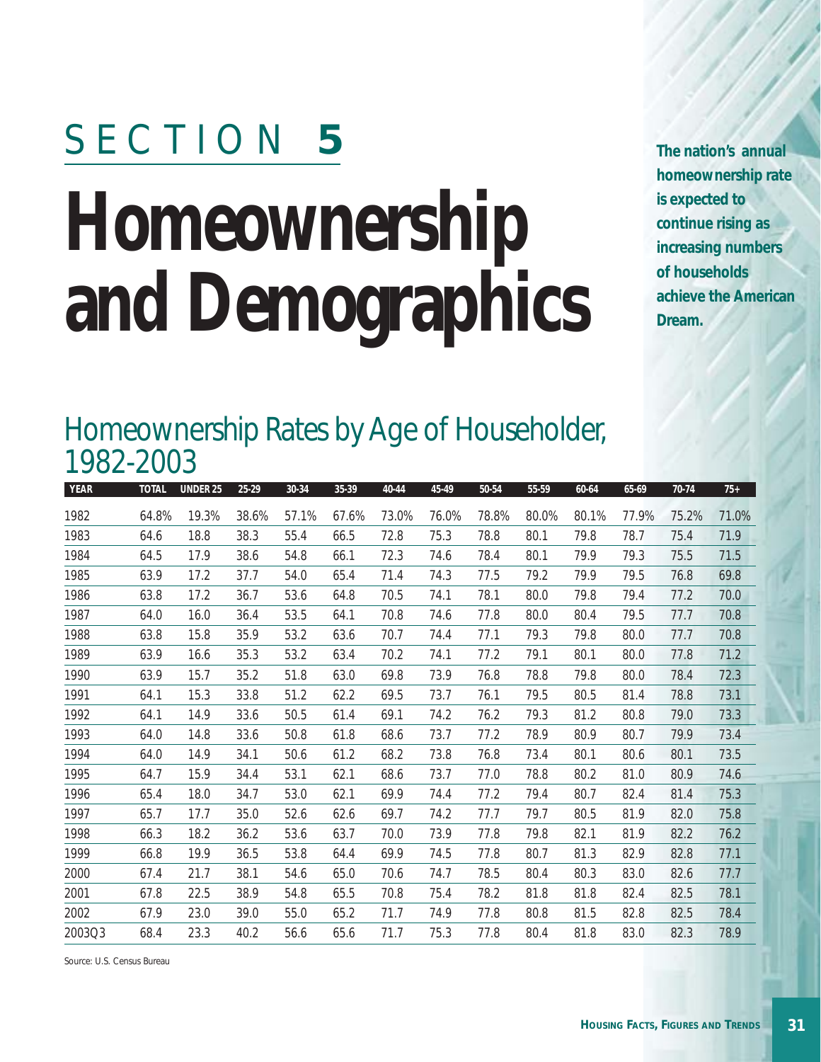# SECTION 5

# Homeownership and Demographics

**The nation's annual homeownership rate is expected to continue rising as increasing numbers of households achieve the American Dream.**

## Homeownership Rates by Age of Householder, 1982-2003

| YEAR | TOTAL | UNDER 25 | 25-29 | 30-34 | 35-39 | 40-44 | 45-49 | 50-54 | 55-59 | 60-64 | 65-69 | 70-74 | 75+ |
|---|---|---|---|---|---|---|---|---|---|---|---|---|---|
| 1982 | 64.8% | 19.3% | 38.6% | 57.1% | 67.6% | 73.0% | 76.0% | 78.8% | 80.0% | 80.1% | 77.9% | 75.2% | 71.0% |
| 1983 | 64.6 | 18.8 | 38.3 | 55.4 | 66.5 | 72.8 | 75.3 | 78.8 | 80.1 | 79.8 | 78.7 | 75.4 | 71.9 |
| 1984 | 64.5 | 17.9 | 38.6 | 54.8 | 66.1 | 72.3 | 74.6 | 78.4 | 80.1 | 79.9 | 79.3 | 75.5 | 71.5 |
| 1985 | 63.9 | 17.2 | 37.7 | 54.0 | 65.4 | 71.4 | 74.3 | 77.5 | 79.2 | 79.9 | 79.5 | 76.8 | 69.8 |
| 1986 | 63.8 | 17.2 | 36.7 | 53.6 | 64.8 | 70.5 | 74.1 | 78.1 | 80.0 | 79.8 | 79.4 | 77.2 | 70.0 |
| 1987 | 64.0 | 16.0 | 36.4 | 53.5 | 64.1 | 70.8 | 74.6 | 77.8 | 80.0 | 80.4 | 79.5 | 77.7 | 70.8 |
| 1988 | 63.8 | 15.8 | 35.9 | 53.2 | 63.6 | 70.7 | 74.4 | 77.1 | 79.3 | 79.8 | 80.0 | 77.7 | 70.8 |
| 1989 | 63.9 | 16.6 | 35.3 | 53.2 | 63.4 | 70.2 | 74.1 | 77.2 | 79.1 | 80.1 | 80.0 | 77.8 | 71.2 |
| 1990 | 63.9 | 15.7 | 35.2 | 51.8 | 63.0 | 69.8 | 73.9 | 76.8 | 78.8 | 79.8 | 80.0 | 78.4 | 72.3 |
| 1991 | 64.1 | 15.3 | 33.8 | 51.2 | 62.2 | 69.5 | 73.7 | 76.1 | 79.5 | 80.5 | 81.4 | 78.8 | 73.1 |
| 1992 | 64.1 | 14.9 | 33.6 | 50.5 | 61.4 | 69.1 | 74.2 | 76.2 | 79.3 | 81.2 | 80.8 | 79.0 | 73.3 |
| 1993 | 64.0 | 14.8 | 33.6 | 50.8 | 61.8 | 68.6 | 73.7 | 77.2 | 78.9 | 80.9 | 80.7 | 79.9 | 73.4 |
| 1994 | 64.0 | 14.9 | 34.1 | 50.6 | 61.2 | 68.2 | 73.8 | 76.8 | 73.4 | 80.1 | 80.6 | 80.1 | 73.5 |
| 1995 | 64.7 | 15.9 | 34.4 | 53.1 | 62.1 | 68.6 | 73.7 | 77.0 | 78.8 | 80.2 | 81.0 | 80.9 | 74.6 |
| 1996 | 65.4 | 18.0 | 34.7 | 53.0 | 62.1 | 69.9 | 74.4 | 77.2 | 79.4 | 80.7 | 82.4 | 81.4 | 75.3 |
| 1997 | 65.7 | 17.7 | 35.0 | 52.6 | 62.6 | 69.7 | 74.2 | 77.7 | 79.7 | 80.5 | 81.9 | 82.0 | 75.8 |
| 1998 | 66.3 | 18.2 | 36.2 | 53.6 | 63.7 | 70.0 | 73.9 | 77.8 | 79.8 | 82.1 | 81.9 | 82.2 | 76.2 |
| 1999 | 66.8 | 19.9 | 36.5 | 53.8 | 64.4 | 69.9 | 74.5 | 77.8 | 80.7 | 81.3 | 82.9 | 82.8 | 77.1 |
| 2000 | 67.4 | 21.7 | 38.1 | 54.6 | 65.0 | 70.6 | 74.7 | 78.5 | 80.4 | 80.3 | 83.0 | 82.6 | 77.7 |
| 2001 | 67.8 | 22.5 | 38.9 | 54.8 | 65.5 | 70.8 | 75.4 | 78.2 | 81.8 | 81.8 | 82.4 | 82.5 | 78.1 |
| 2002 | 67.9 | 23.0 | 39.0 | 55.0 | 65.2 | 71.7 | 74.9 | 77.8 | 80.8 | 81.5 | 82.8 | 82.5 | 78.4 |
| 2003Q3 | 68.4 | 23.3 | 40.2 | 56.6 | 65.6 | 71.7 | 75.3 | 77.8 | 80.4 | 81.8 | 83.0 | 82.3 | 78.9 |

Source: U.S. Census Bureau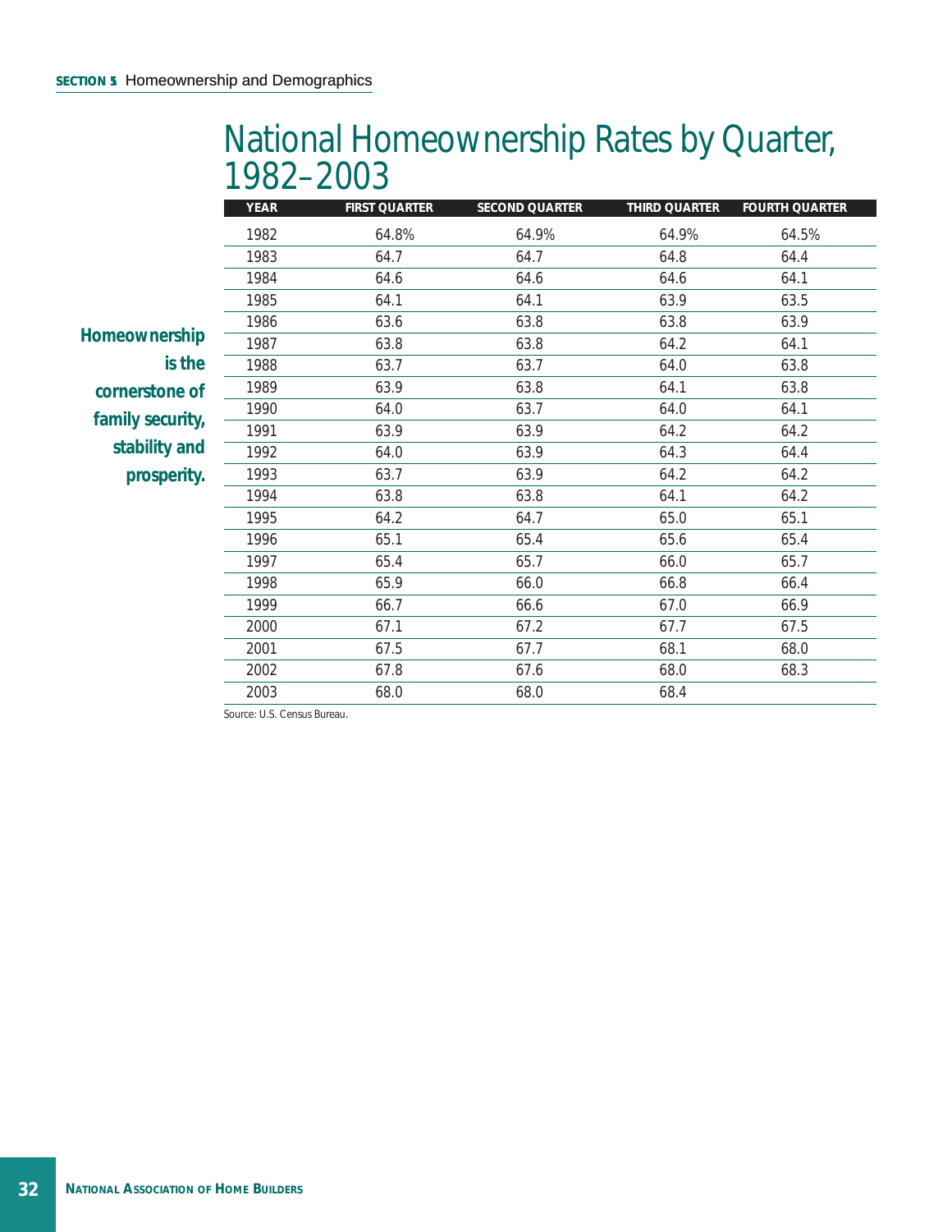# National Homeownership Rates by Quarter, 1982–2003

**Homeownership is the cornerstone of family security, stability and prosperity.**

| YEAR | FIRST QUARTER | SECOND QUARTER | THIRD QUARTER | FOURTH QUARTER |
|---|---|---|---|---|
| 1982 | 64.8% | 64.9% | 64.9% | 64.5% |
| 1983 | 64.7 | 64.7 | 64.8 | 64.4 |
| 1984 | 64.6 | 64.6 | 64.6 | 64.1 |
| 1985 | 64.1 | 64.1 | 63.9 | 63.5 |
| 1986 | 63.6 | 63.8 | 63.8 | 63.9 |
| 1987 | 63.8 | 63.8 | 64.2 | 64.1 |
| 1988 | 63.7 | 63.7 | 64.0 | 63.8 |
| 1989 | 63.9 | 63.8 | 64.1 | 63.8 |
| 1990 | 64.0 | 63.7 | 64.0 | 64.1 |
| 1991 | 63.9 | 63.9 | 64.2 | 64.2 |
| 1992 | 64.0 | 63.9 | 64.3 | 64.4 |
| 1993 | 63.7 | 63.9 | 64.2 | 64.2 |
| 1994 | 63.8 | 63.8 | 64.1 | 64.2 |
| 1995 | 64.2 | 64.7 | 65.0 | 65.1 |
| 1996 | 65.1 | 65.4 | 65.6 | 65.4 |
| 1997 | 65.4 | 65.7 | 66.0 | 65.7 |
| 1998 | 65.9 | 66.0 | 66.8 | 66.4 |
| 1999 | 66.7 | 66.6 | 67.0 | 66.9 |
| 2000 | 67.1 | 67.2 | 67.7 | 67.5 |
| 2001 | 67.5 | 67.7 | 68.1 | 68.0 |
| 2002 | 67.8 | 67.6 | 68.0 | 68.3 |
| 2003 | 68.0 | 68.0 | 68.4 | |

Source: U.S. Census Bureau.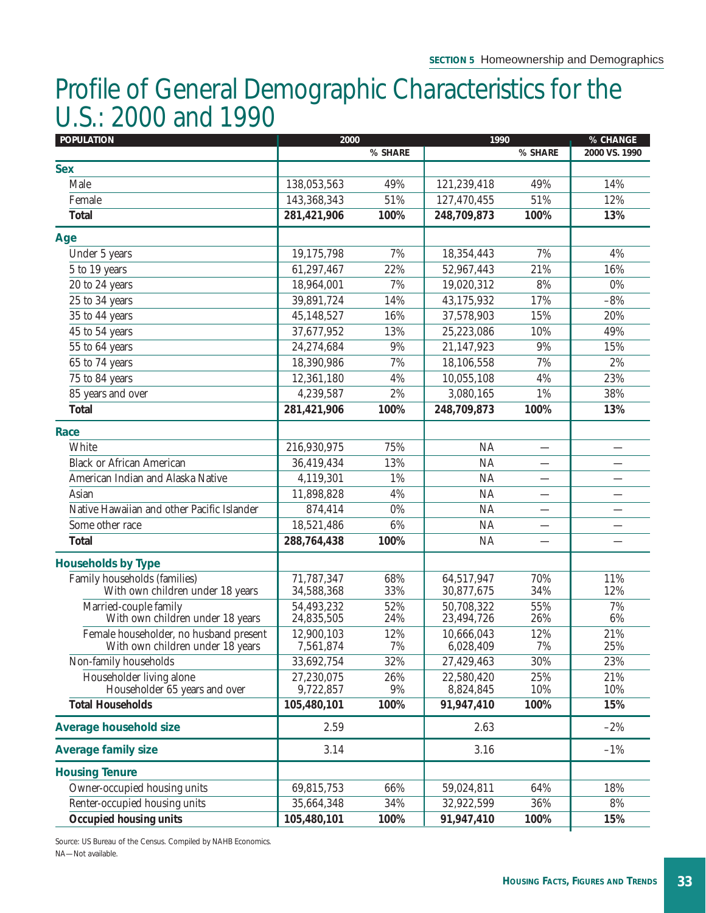# Profile of General Demographic Characteristics for the U.S.: 2000 and 1990

| POPULATION | 2000 | % SHARE | 1990 | % SHARE | % CHANGE 2000 VS. 1990 |
|---|---|---|---|---|---|
| **Sex** | | | | | |
| Male | 138,053,563 | 49% | 121,239,418 | 49% | 14% |
| Female | 143,368,343 | 51% | 127,470,455 | 51% | 12% |
| **Total** | **281,421,906** | **100%** | **248,709,873** | **100%** | **13%** |
| **Age** | | | | | |
| Under 5 years | 19,175,798 | 7% | 18,354,443 | 7% | 4% |
| 5 to 19 years | 61,297,467 | 22% | 52,967,443 | 21% | 16% |
| 20 to 24 years | 18,964,001 | 7% | 19,020,312 | 8% | 0% |
| 25 to 34 years | 39,891,724 | 14% | 43,175,932 | 17% | –8% |
| 35 to 44 years | 45,148,527 | 16% | 37,578,903 | 15% | 20% |
| 45 to 54 years | 37,677,952 | 13% | 25,223,086 | 10% | 49% |
| 55 to 64 years | 24,274,684 | 9% | 21,147,923 | 9% | 15% |
| 65 to 74 years | 18,390,986 | 7% | 18,106,558 | 7% | 2% |
| 75 to 84 years | 12,361,180 | 4% | 10,055,108 | 4% | 23% |
| 85 years and over | 4,239,587 | 2% | 3,080,165 | 1% | 38% |
| **Total** | **281,421,906** | **100%** | **248,709,873** | **100%** | **13%** |
| **Race** | | | | | |
| White | 216,930,975 | 75% | NA | — | — |
| Black or African American | 36,419,434 | 13% | NA | — | — |
| American Indian and Alaska Native | 4,119,301 | 1% | NA | — | — |
| Asian | 11,898,828 | 4% | NA | — | — |
| Native Hawaiian and other Pacific Islander | 874,414 | 0% | NA | — | — |
| Some other race | 18,521,486 | 6% | NA | — | — |
| **Total** | **288,764,438** | **100%** | NA | — | — |
| **Households by Type** | | | | | |
| Family households (families) | 71,787,347 | 68% | 64,517,947 | 70% | 11% |
| With own children under 18 years | 34,588,368 | 33% | 30,877,675 | 34% | 12% |
| Married-couple family | 54,493,232 | 52% | 50,708,322 | 55% | 7% |
| With own children under 18 years | 24,835,505 | 24% | 23,494,726 | 26% | 6% |
| Female householder, no husband present | 12,900,103 | 12% | 10,666,043 | 12% | 21% |
| With own children under 18 years | 7,561,874 | 7% | 6,028,409 | 7% | 25% |
| Non-family households | 33,692,754 | 32% | 27,429,463 | 30% | 23% |
| Householder living alone | 27,230,075 | 26% | 22,580,420 | 25% | 21% |
| Householder 65 years and over | 9,722,857 | 9% | 8,824,845 | 10% | 10% |
| **Total Households** | **105,480,101** | **100%** | **91,947,410** | **100%** | **15%** |
| **Average household size** | 2.59 | | 2.63 | | –2% |
| **Average family size** | 3.14 | | 3.16 | | –1% |
| **Housing Tenure** | | | | | |
| Owner-occupied housing units | 69,815,753 | 66% | 59,024,811 | 64% | 18% |
| Renter-occupied housing units | 35,664,348 | 34% | 32,922,599 | 36% | 8% |
| **Occupied housing units** | **105,480,101** | **100%** | **91,947,410** | **100%** | **15%** |

Source: US Bureau of the Census. Compiled by NAHB Economics.
NA—Not available.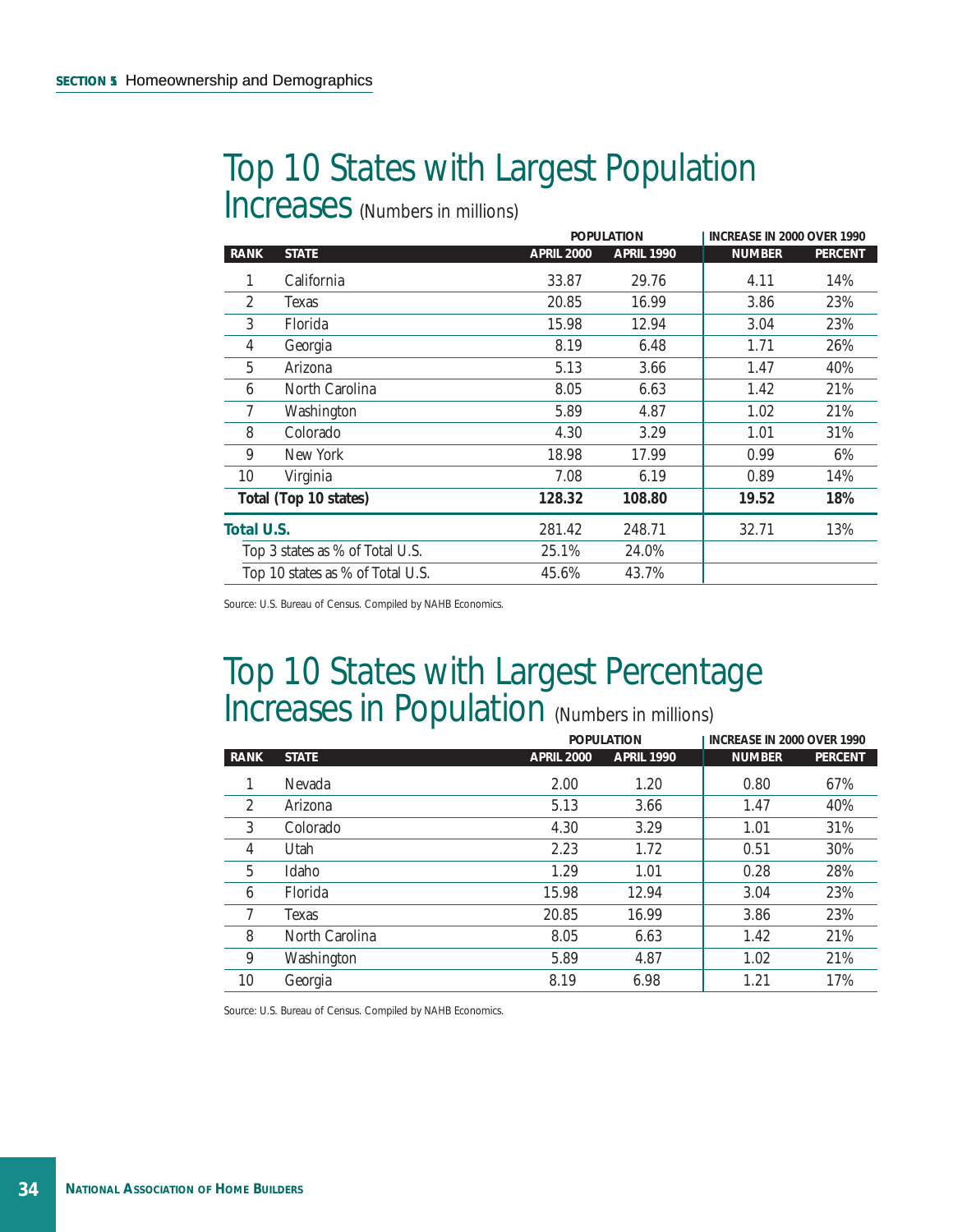# Top 10 States with Largest Population Increases (Numbers in millions)

| RANK | STATE | POPULATION | | INCREASE IN 2000 OVER 1990 | |
|---|---|---|---|---|---|
| | | APRIL 2000 | APRIL 1990 | NUMBER | PERCENT |
| 1 | California | 33.87 | 29.76 | 4.11 | 14% |
| 2 | Texas | 20.85 | 16.99 | 3.86 | 23% |
| 3 | Florida | 15.98 | 12.94 | 3.04 | 23% |
| 4 | Georgia | 8.19 | 6.48 | 1.71 | 26% |
| 5 | Arizona | 5.13 | 3.66 | 1.47 | 40% |
| 6 | North Carolina | 8.05 | 6.63 | 1.42 | 21% |
| 7 | Washington | 5.89 | 4.87 | 1.02 | 21% |
| 8 | Colorado | 4.30 | 3.29 | 1.01 | 31% |
| 9 | New York | 18.98 | 17.99 | 0.99 | 6% |
| 10 | Virginia | 7.08 | 6.19 | 0.89 | 14% |
| **Total (Top 10 states)** | | **128.32** | **108.80** | **19.52** | **18%** |
| **Total U.S.** | | 281.42 | 248.71 | 32.71 | 13% |
| Top 3 states as % of Total U.S. | | 25.1% | 24.0% | | |
| Top 10 states as % of Total U.S. | | 45.6% | 43.7% | | |

Source: U.S. Bureau of Census. Compiled by NAHB Economics.

# Top 10 States with Largest Percentage Increases in Population (Numbers in millions)

| RANK | STATE | POPULATION | | INCREASE IN 2000 OVER 1990 | |
|---|---|---|---|---|---|
| | | APRIL 2000 | APRIL 1990 | NUMBER | PERCENT |
| 1 | Nevada | 2.00 | 1.20 | 0.80 | 67% |
| 2 | Arizona | 5.13 | 3.66 | 1.47 | 40% |
| 3 | Colorado | 4.30 | 3.29 | 1.01 | 31% |
| 4 | Utah | 2.23 | 1.72 | 0.51 | 30% |
| 5 | Idaho | 1.29 | 1.01 | 0.28 | 28% |
| 6 | Florida | 15.98 | 12.94 | 3.04 | 23% |
| 7 | Texas | 20.85 | 16.99 | 3.86 | 23% |
| 8 | North Carolina | 8.05 | 6.63 | 1.42 | 21% |
| 9 | Washington | 5.89 | 4.87 | 1.02 | 21% |
| 10 | Georgia | 8.19 | 6.98 | 1.21 | 17% |

Source: U.S. Bureau of Census. Compiled by NAHB Economics.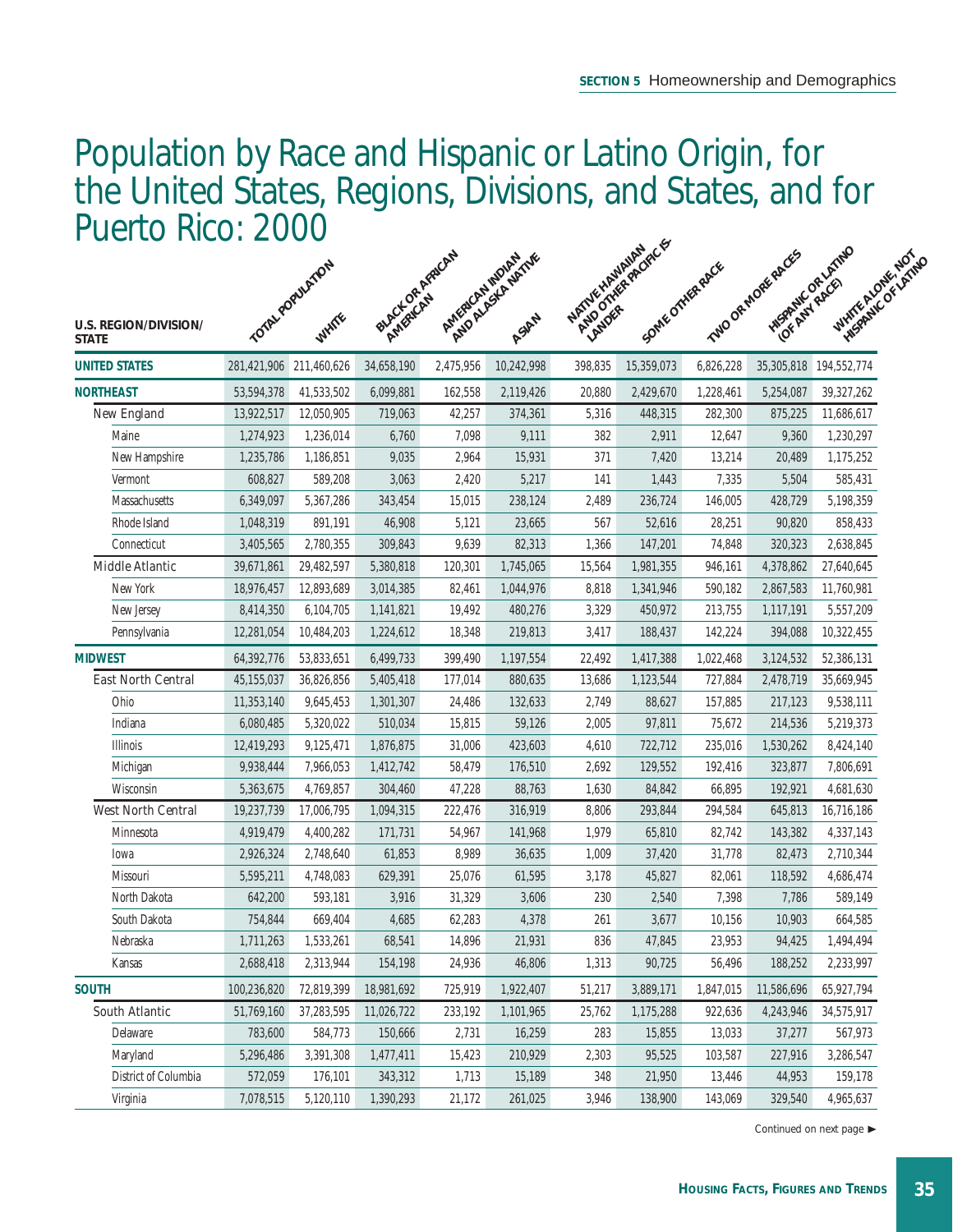# Population by Race and Hispanic or Latino Origin, for the United States, Regions, Divisions, and States, and for Puerto Rico: 2000

| U.S. REGION/DIVISION/ STATE | TOTAL POPULATION | WHITE | BLACK OR AFRICAN AMERICAN | AMERICAN INDIAN AND ALASKA NATIVE | ASIAN | NATIVE HAWAIIAN AND OTHER PACIFIC ISLANDER | SOME OTHER RACE | TWO OR MORE RACES | HISPANIC OR LATINO (OF ANY RACE) | WHITE ALONE, NOT HISPANIC OF LATINO |
|---|---|---|---|---|---|---|---|---|---|---|
| **UNITED STATES** | 281,421,906 | 211,460,626 | 34,658,190 | 2,475,956 | 10,242,998 | 398,835 | 15,359,073 | 6,826,228 | 35,305,818 | 194,552,774 |
| **NORTHEAST** | 53,594,378 | 41,533,502 | 6,099,881 | 162,558 | 2,119,426 | 20,880 | 2,429,670 | 1,228,461 | 5,254,087 | 39,327,262 |
| New England | 13,922,517 | 12,050,905 | 719,063 | 42,257 | 374,361 | 5,316 | 448,315 | 282,300 | 875,225 | 11,686,617 |
| Maine | 1,274,923 | 1,236,014 | 6,760 | 7,098 | 9,111 | 382 | 2,911 | 12,647 | 9,360 | 1,230,297 |
| New Hampshire | 1,235,786 | 1,186,851 | 9,035 | 2,964 | 15,931 | 371 | 7,420 | 13,214 | 20,489 | 1,175,252 |
| Vermont | 608,827 | 589,208 | 3,063 | 2,420 | 5,217 | 141 | 1,443 | 7,335 | 5,504 | 585,431 |
| Massachusetts | 6,349,097 | 5,367,286 | 343,454 | 15,015 | 238,124 | 2,489 | 236,724 | 146,005 | 428,729 | 5,198,359 |
| Rhode Island | 1,048,319 | 891,191 | 46,908 | 5,121 | 23,665 | 567 | 52,616 | 28,251 | 90,820 | 858,433 |
| Connecticut | 3,405,565 | 2,780,355 | 309,843 | 9,639 | 82,313 | 1,366 | 147,201 | 74,848 | 320,323 | 2,638,845 |
| Middle Atlantic | 39,671,861 | 29,482,597 | 5,380,818 | 120,301 | 1,745,065 | 15,564 | 1,981,355 | 946,161 | 4,378,862 | 27,640,645 |
| New York | 18,976,457 | 12,893,689 | 3,014,385 | 82,461 | 1,044,976 | 8,818 | 1,341,946 | 590,182 | 2,867,583 | 11,760,981 |
| New Jersey | 8,414,350 | 6,104,705 | 1,141,821 | 19,492 | 480,276 | 3,329 | 450,972 | 213,755 | 1,117,191 | 5,557,209 |
| Pennsylvania | 12,281,054 | 10,484,203 | 1,224,612 | 18,348 | 219,813 | 3,417 | 188,437 | 142,224 | 394,088 | 10,322,455 |
| **MIDWEST** | 64,392,776 | 53,833,651 | 6,499,733 | 399,490 | 1,197,554 | 22,492 | 1,417,388 | 1,022,468 | 3,124,532 | 52,386,131 |
| East North Central | 45,155,037 | 36,826,856 | 5,405,418 | 177,014 | 880,635 | 13,686 | 1,123,544 | 727,884 | 2,478,719 | 35,669,945 |
| Ohio | 11,353,140 | 9,645,453 | 1,301,307 | 24,486 | 132,633 | 2,749 | 88,627 | 157,885 | 217,123 | 9,538,111 |
| Indiana | 6,080,485 | 5,320,022 | 510,034 | 15,815 | 59,126 | 2,005 | 97,811 | 75,672 | 214,536 | 5,219,373 |
| Illinois | 12,419,293 | 9,125,471 | 1,876,875 | 31,006 | 423,603 | 4,610 | 722,712 | 235,016 | 1,530,262 | 8,424,140 |
| Michigan | 9,938,444 | 7,966,053 | 1,412,742 | 58,479 | 176,510 | 2,692 | 129,552 | 192,416 | 323,877 | 7,806,691 |
| Wisconsin | 5,363,675 | 4,769,857 | 304,460 | 47,228 | 88,763 | 1,630 | 84,842 | 66,895 | 192,921 | 4,681,630 |
| West North Central | 19,237,739 | 17,006,795 | 1,094,315 | 222,476 | 316,919 | 8,806 | 293,844 | 294,584 | 645,813 | 16,716,186 |
| Minnesota | 4,919,479 | 4,400,282 | 171,731 | 54,967 | 141,968 | 1,979 | 65,810 | 82,742 | 143,382 | 4,337,143 |
| Iowa | 2,926,324 | 2,748,640 | 61,853 | 8,989 | 36,635 | 1,009 | 37,420 | 31,778 | 82,473 | 2,710,344 |
| Missouri | 5,595,211 | 4,748,083 | 629,391 | 25,076 | 61,595 | 3,178 | 45,827 | 82,061 | 118,592 | 4,686,474 |
| North Dakota | 642,200 | 593,181 | 3,916 | 31,329 | 3,606 | 230 | 2,540 | 7,398 | 7,786 | 589,149 |
| South Dakota | 754,844 | 669,404 | 4,685 | 62,283 | 4,378 | 261 | 3,677 | 10,156 | 10,903 | 664,585 |
| Nebraska | 1,711,263 | 1,533,261 | 68,541 | 14,896 | 21,931 | 836 | 47,845 | 23,953 | 94,425 | 1,494,494 |
| Kansas | 2,688,418 | 2,313,944 | 154,198 | 24,936 | 46,806 | 1,313 | 90,725 | 56,496 | 188,252 | 2,233,997 |
| **SOUTH** | 100,236,820 | 72,819,399 | 18,981,692 | 725,919 | 1,922,407 | 51,217 | 3,889,171 | 1,847,015 | 11,586,696 | 65,927,794 |
| South Atlantic | 51,769,160 | 37,283,595 | 11,026,722 | 233,192 | 1,101,965 | 25,762 | 1,175,288 | 922,636 | 4,243,946 | 34,575,917 |
| Delaware | 783,600 | 584,773 | 150,666 | 2,731 | 16,259 | 283 | 15,855 | 13,033 | 37,277 | 567,973 |
| Maryland | 5,296,486 | 3,391,308 | 1,477,411 | 15,423 | 210,929 | 2,303 | 95,525 | 103,587 | 227,916 | 3,286,547 |
| District of Columbia | 572,059 | 176,101 | 343,312 | 1,713 | 15,189 | 348 | 21,950 | 13,446 | 44,953 | 159,178 |
| Virginia | 7,078,515 | 5,120,110 | 1,390,293 | 21,172 | 261,025 | 3,946 | 138,900 | 143,069 | 329,540 | 4,965,637 |

Continued on next page ►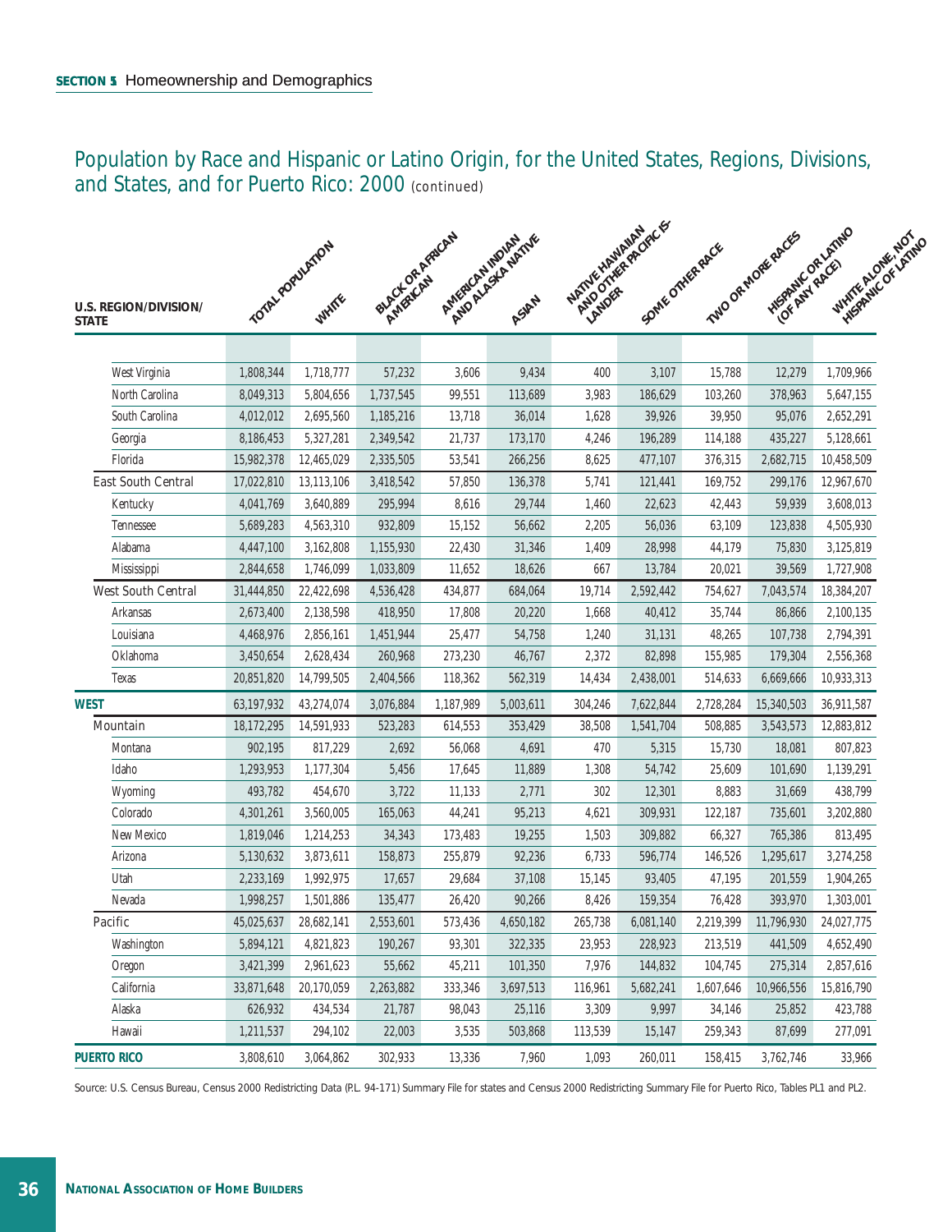## Population by Race and Hispanic or Latino Origin, for the United States, Regions, Divisions, and States, and for Puerto Rico: 2000 (continued)

| U.S. REGION/DIVISION/ STATE | TOTAL POPULATION | WHITE | BLACK OR AFRICAN AMERICAN | AMERICAN INDIAN AND ALASKA NATIVE | ASIAN | NATIVE HAWAIIAN AND OTHER PACIFIC ISLANDER | SOME OTHER RACE | TWO OR MORE RACES | HISPANIC OR LATINO (OF ANY RACE) | WHITE ALONE, NOT HISPANIC OF LATINO |
|---|---|---|---|---|---|---|---|---|---|---|
| West Virginia | 1,808,344 | 1,718,777 | 57,232 | 3,606 | 9,434 | 400 | 3,107 | 15,788 | 12,279 | 1,709,966 |
| North Carolina | 8,049,313 | 5,804,656 | 1,737,545 | 99,551 | 113,689 | 3,983 | 186,629 | 103,260 | 378,963 | 5,647,155 |
| South Carolina | 4,012,012 | 2,695,560 | 1,185,216 | 13,718 | 36,014 | 1,628 | 39,926 | 39,950 | 95,076 | 2,652,291 |
| Georgia | 8,186,453 | 5,327,281 | 2,349,542 | 21,737 | 173,170 | 4,246 | 196,289 | 114,188 | 435,227 | 5,128,661 |
| Florida | 15,982,378 | 12,465,029 | 2,335,505 | 53,541 | 266,256 | 8,625 | 477,107 | 376,315 | 2,682,715 | 10,458,509 |
| East South Central | 17,022,810 | 13,113,106 | 3,418,542 | 57,850 | 136,378 | 5,741 | 121,441 | 169,752 | 299,176 | 12,967,670 |
| Kentucky | 4,041,769 | 3,640,889 | 295,994 | 8,616 | 29,744 | 1,460 | 22,623 | 42,443 | 59,939 | 3,608,013 |
| Tennessee | 5,689,283 | 4,563,310 | 932,809 | 15,152 | 56,662 | 2,205 | 56,036 | 63,109 | 123,838 | 4,505,930 |
| Alabama | 4,447,100 | 3,162,808 | 1,155,930 | 22,430 | 31,346 | 1,409 | 28,998 | 44,179 | 75,830 | 3,125,819 |
| Mississippi | 2,844,658 | 1,746,099 | 1,033,809 | 11,652 | 18,626 | 667 | 13,784 | 20,021 | 39,569 | 1,727,908 |
| West South Central | 31,444,850 | 22,422,698 | 4,536,428 | 434,877 | 684,064 | 19,714 | 2,592,442 | 754,627 | 7,043,574 | 18,384,207 |
| Arkansas | 2,673,400 | 2,138,598 | 418,950 | 17,808 | 20,220 | 1,668 | 40,412 | 35,744 | 86,866 | 2,100,135 |
| Louisiana | 4,468,976 | 2,856,161 | 1,451,944 | 25,477 | 54,758 | 1,240 | 31,131 | 48,265 | 107,738 | 2,794,391 |
| Oklahoma | 3,450,654 | 2,628,434 | 260,968 | 273,230 | 46,767 | 2,372 | 82,898 | 155,985 | 179,304 | 2,556,368 |
| Texas | 20,851,820 | 14,799,505 | 2,404,566 | 118,362 | 562,319 | 14,434 | 2,438,001 | 514,633 | 6,669,666 | 10,933,313 |
| **WEST** | 63,197,932 | 43,274,074 | 3,076,884 | 1,187,989 | 5,003,611 | 304,246 | 7,622,844 | 2,728,284 | 15,340,503 | 36,911,587 |
| Mountain | 18,172,295 | 14,591,933 | 523,283 | 614,553 | 353,429 | 38,508 | 1,541,704 | 508,885 | 3,543,573 | 12,883,812 |
| Montana | 902,195 | 817,229 | 2,692 | 56,068 | 4,691 | 470 | 5,315 | 15,730 | 18,081 | 807,823 |
| Idaho | 1,293,953 | 1,177,304 | 5,456 | 17,645 | 11,889 | 1,308 | 54,742 | 25,609 | 101,690 | 1,139,291 |
| Wyoming | 493,782 | 454,670 | 3,722 | 11,133 | 2,771 | 302 | 12,301 | 8,883 | 31,669 | 438,799 |
| Colorado | 4,301,261 | 3,560,005 | 165,063 | 44,241 | 95,213 | 4,621 | 309,931 | 122,187 | 735,601 | 3,202,880 |
| New Mexico | 1,819,046 | 1,214,253 | 34,343 | 173,483 | 19,255 | 1,503 | 309,882 | 66,327 | 765,386 | 813,495 |
| Arizona | 5,130,632 | 3,873,611 | 158,873 | 255,879 | 92,236 | 6,733 | 596,774 | 146,526 | 1,295,617 | 3,274,258 |
| Utah | 2,233,169 | 1,992,975 | 17,657 | 29,684 | 37,108 | 15,145 | 93,405 | 47,195 | 201,559 | 1,904,265 |
| Nevada | 1,998,257 | 1,501,886 | 135,477 | 26,420 | 90,266 | 8,426 | 159,354 | 76,428 | 393,970 | 1,303,001 |
| Pacific | 45,025,637 | 28,682,141 | 2,553,601 | 573,436 | 4,650,182 | 265,738 | 6,081,140 | 2,219,399 | 11,796,930 | 24,027,775 |
| Washington | 5,894,121 | 4,821,823 | 190,267 | 93,301 | 322,335 | 23,953 | 228,923 | 213,519 | 441,509 | 4,652,490 |
| Oregon | 3,421,399 | 2,961,623 | 55,662 | 45,211 | 101,350 | 7,976 | 144,832 | 104,745 | 275,314 | 2,857,616 |
| California | 33,871,648 | 20,170,059 | 2,263,882 | 333,346 | 3,697,513 | 116,961 | 5,682,241 | 1,607,646 | 10,966,556 | 15,816,790 |
| Alaska | 626,932 | 434,534 | 21,787 | 98,043 | 25,116 | 3,309 | 9,997 | 34,146 | 25,852 | 423,788 |
| Hawaii | 1,211,537 | 294,102 | 22,003 | 3,535 | 503,868 | 113,539 | 15,147 | 259,343 | 87,699 | 277,091 |
| **PUERTO RICO** | 3,808,610 | 3,064,862 | 302,933 | 13,336 | 7,960 | 1,093 | 260,011 | 158,415 | 3,762,746 | 33,966 |

Source: U.S. Census Bureau, Census 2000 Redistricting Data (P.L. 94-171) Summary File for states and Census 2000 Redistricting Summary File for Puerto Rico, Tables PL1 and PL2.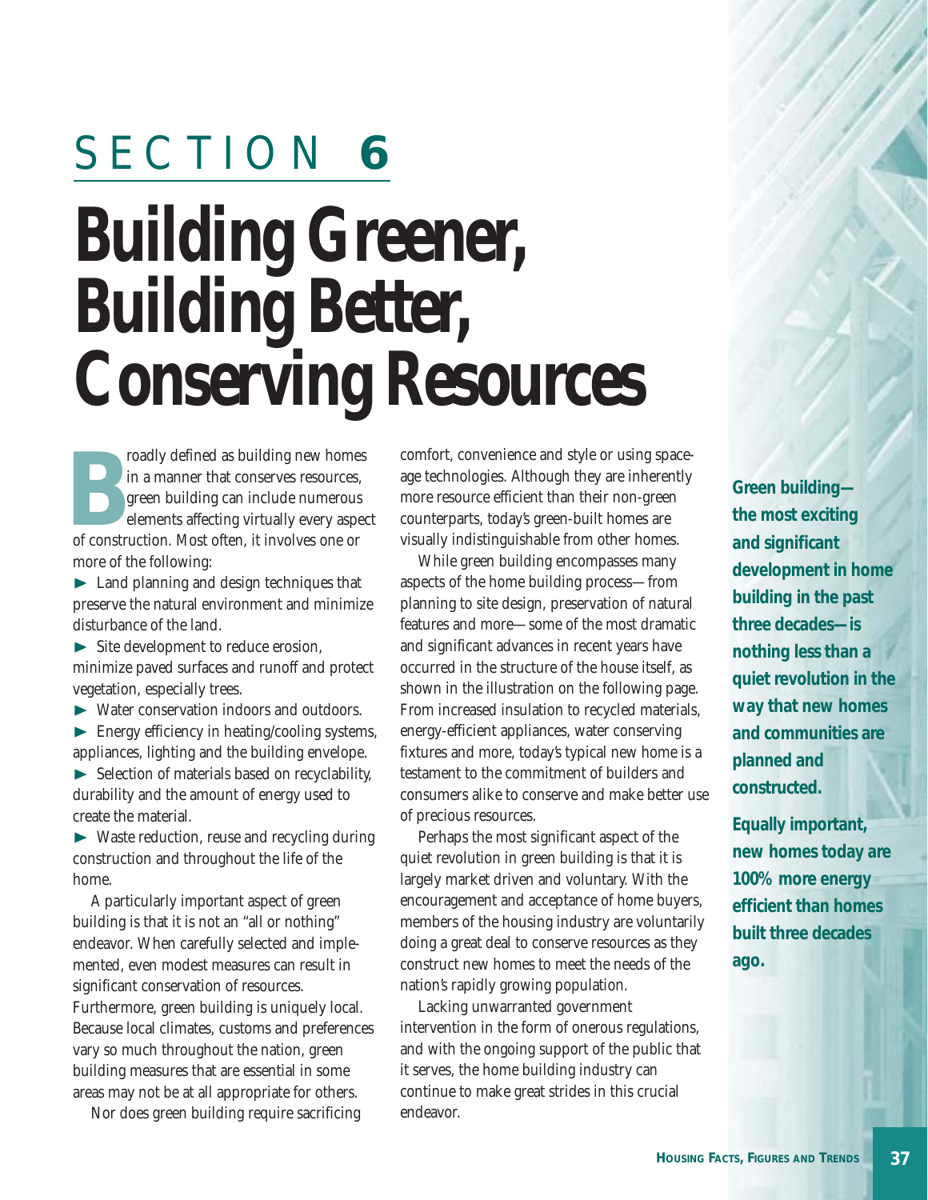# SECTION 6

# Building Greener, Building Better, Conserving Resources

Broadly defined as building new homes in a manner that conserves resources, green building can include numerous elements affecting virtually every aspect of construction. Most often, it involves one or more of the following:

- Land planning and design techniques that preserve the natural environment and minimize disturbance of the land.
- Site development to reduce erosion, minimize paved surfaces and runoff and protect vegetation, especially trees.
- Water conservation indoors and outdoors.
- Energy efficiency in heating/cooling systems, appliances, lighting and the building envelope.
- Selection of materials based on recyclability, durability and the amount of energy used to create the material.
- Waste reduction, reuse and recycling during construction and throughout the life of the home.

A particularly important aspect of green building is that it is not an "all or nothing" endeavor. When carefully selected and implemented, even modest measures can result in significant conservation of resources. Furthermore, green building is uniquely local. Because local climates, customs and preferences vary so much throughout the nation, green building measures that are essential in some areas may not be at all appropriate for others.

Nor does green building require sacrificing comfort, convenience and style or using space-age technologies. Although they are inherently more resource efficient than their non-green counterparts, today's green-built homes are visually indistinguishable from other homes.

While green building encompasses many aspects of the home building process—from planning to site design, preservation of natural features and more—some of the most dramatic and significant advances in recent years have occurred in the structure of the house itself, as shown in the illustration on the following page. From increased insulation to recycled materials, energy-efficient appliances, water conserving fixtures and more, today's typical new home is a testament to the commitment of builders and consumers alike to conserve and make better use of precious resources.

Perhaps the most significant aspect of the quiet revolution in green building is that it is largely market driven and voluntary. With the encouragement and acceptance of home buyers, members of the housing industry are voluntarily doing a great deal to conserve resources as they construct new homes to meet the needs of the nation's rapidly growing population.

Lacking unwarranted government intervention in the form of onerous regulations, and with the ongoing support of the public that it serves, the home building industry can continue to make great strides in this crucial endeavor.

**Green building—the most exciting and significant development in home building in the past three decades—is nothing less than a quiet revolution in the way that new homes and communities are planned and constructed.**

**Equally important, new homes today are 100% more energy efficient than homes built three decades ago.**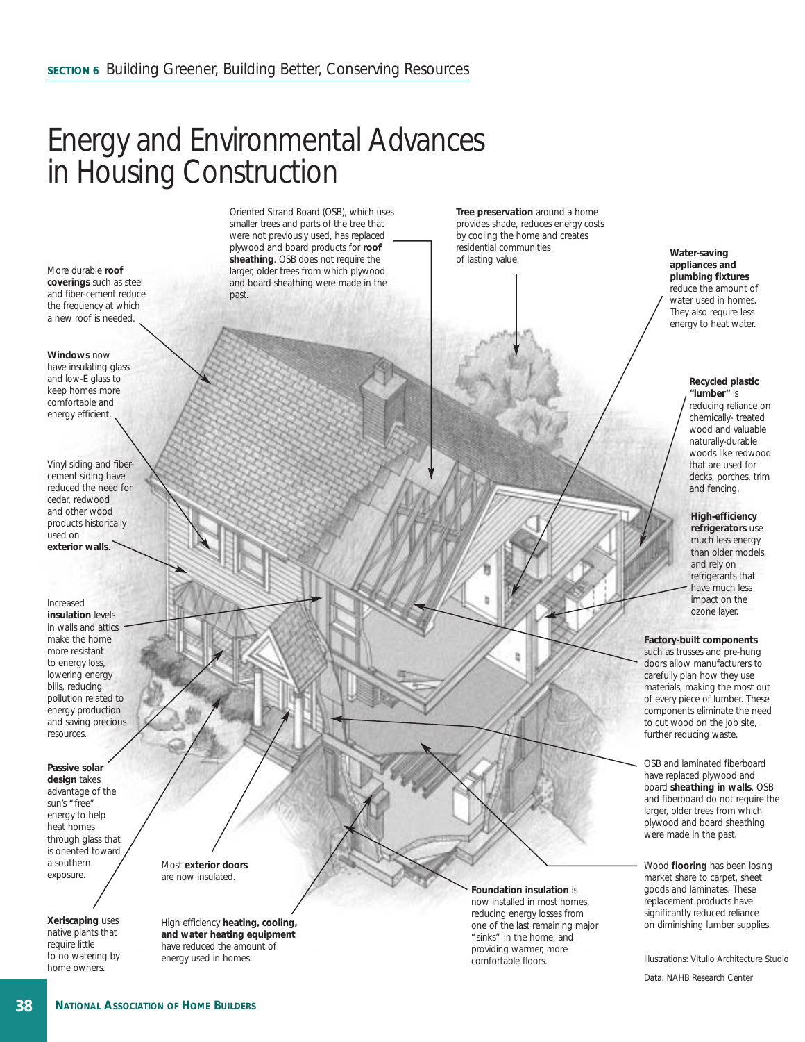# Energy and Environmental Advances in Housing Construction

More durable **roof coverings** such as steel and fiber-cement reduce the frequency at which a new roof is needed.

**Windows** now have insulating glass and low-E glass to keep homes more comfortable and energy efficient.

Vinyl siding and fiber-cement siding have reduced the need for cedar, redwood and other wood products historically used on **exterior walls**.

Increased **insulation** levels in walls and attics make the home more resistant to energy loss, lowering energy bills, reducing pollution related to energy production and saving precious resources.

**Passive solar design** takes advantage of the sun's "free" energy to help heat homes through glass that is oriented toward a southern exposure.

**Xeriscaping** uses native plants that require little to no watering by home owners.

Most **exterior doors** are now insulated.

High efficiency **heating, cooling, and water heating equipment** have reduced the amount of energy used in homes.

Oriented Strand Board (OSB), which uses smaller trees and parts of the tree that were not previously used, has replaced plywood and board products for **roof sheathing**. OSB does not require the larger, older trees from which plywood and board sheathing were made in the past.

**Tree preservation** around a home provides shade, reduces energy costs by cooling the home and creates residential communities of lasting value.

**Water-saving appliances and plumbing fixtures** reduce the amount of water used in homes. They also require less energy to heat water.

**Recycled plastic "lumber"** is reducing reliance on chemically- treated wood and valuable naturally-durable woods like redwood that are used for decks, porches, trim and fencing.

**High-efficiency refrigerators** use much less energy than older models, and rely on refrigerants that have much less impact on the ozone layer.

**Factory-built components** such as trusses and pre-hung doors allow manufacturers to carefully plan how they use materials, making the most out of every piece of lumber. These components eliminate the need to cut wood on the job site, further reducing waste.

OSB and laminated fiberboard have replaced plywood and board **sheathing in walls**. OSB and fiberboard do not require the larger, older trees from which plywood and board sheathing were made in the past.

Wood **flooring** has been losing market share to carpet, sheet goods and laminates. These replacement products have significantly reduced reliance on diminishing lumber supplies.

**Foundation insulation** is now installed in most homes, reducing energy losses from one of the last remaining major "sinks" in the home, and providing warmer, more comfortable floors.

Illustrations: Vitullo Architecture Studio

Data: NAHB Research Center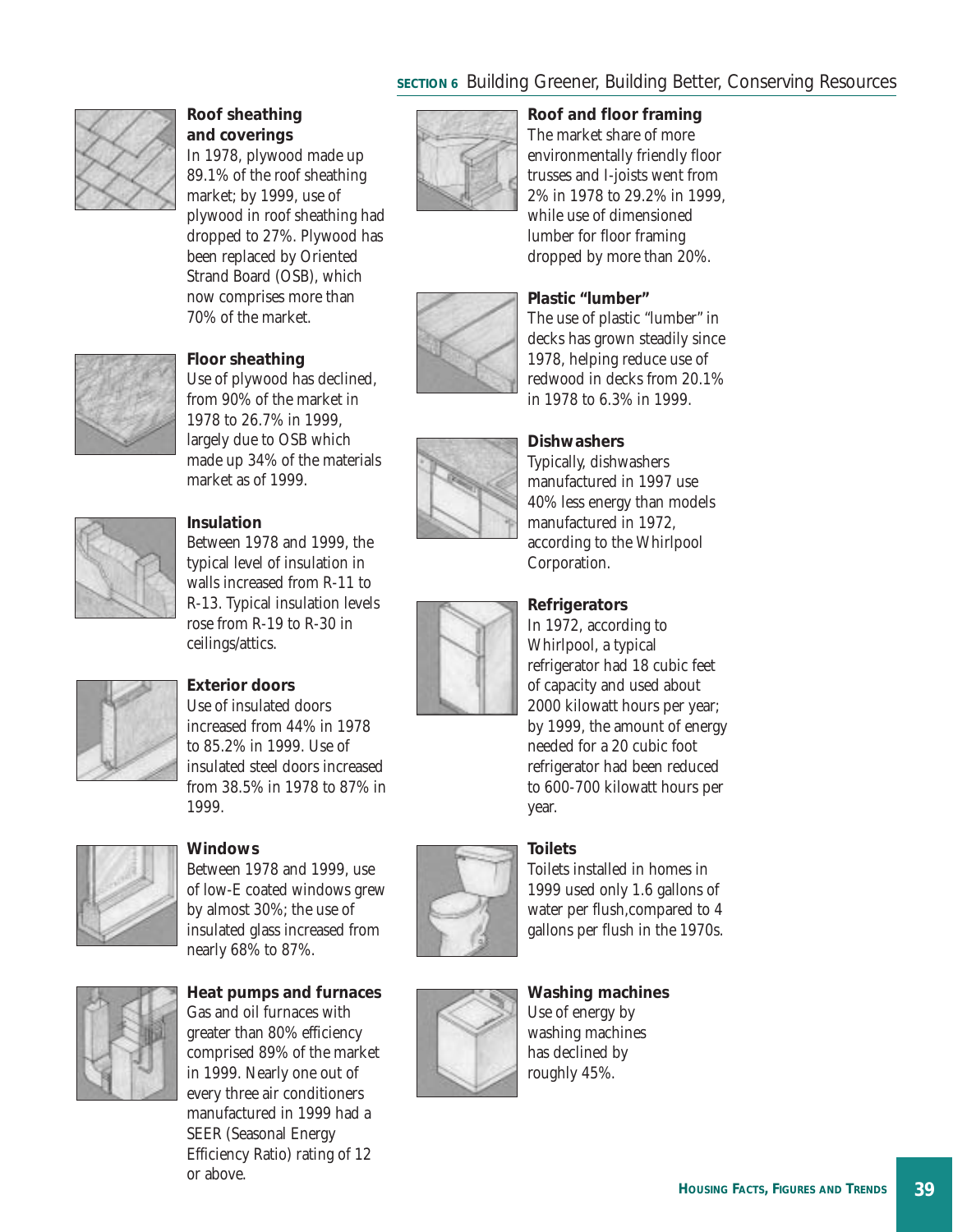### Roof sheathing and coverings

In 1978, plywood made up 89.1% of the roof sheathing market; by 1999, use of plywood in roof sheathing had dropped to 27%. Plywood has been replaced by Oriented Strand Board (OSB), which now comprises more than 70% of the market.

### Floor sheathing

Use of plywood has declined, from 90% of the market in 1978 to 26.7% in 1999, largely due to OSB which made up 34% of the materials market as of 1999.

### Insulation

Between 1978 and 1999, the typical level of insulation in walls increased from R-11 to R-13. Typical insulation levels rose from R-19 to R-30 in ceilings/attics.

### Exterior doors

Use of insulated doors increased from 44% in 1978 to 85.2% in 1999. Use of insulated steel doors increased from 38.5% in 1978 to 87% in 1999.

### Windows

Between 1978 and 1999, use of low-E coated windows grew by almost 30%; the use of insulated glass increased from nearly 68% to 87%.

### Heat pumps and furnaces

Gas and oil furnaces with greater than 80% efficiency comprised 89% of the market in 1999. Nearly one out of every three air conditioners manufactured in 1999 had a SEER (Seasonal Energy Efficiency Ratio) rating of 12 or above.

### Roof and floor framing

The market share of more environmentally friendly floor trusses and I-joists went from 2% in 1978 to 29.2% in 1999, while use of dimensioned lumber for floor framing dropped by more than 20%.

### Plastic "lumber"

The use of plastic "lumber" in decks has grown steadily since 1978, helping reduce use of redwood in decks from 20.1% in 1978 to 6.3% in 1999.

### Dishwashers

Typically, dishwashers manufactured in 1997 use 40% less energy than models manufactured in 1972, according to the Whirlpool Corporation.

### Refrigerators

In 1972, according to Whirlpool, a typical refrigerator had 18 cubic feet of capacity and used about 2000 kilowatt hours per year; by 1999, the amount of energy needed for a 20 cubic foot refrigerator had been reduced to 600-700 kilowatt hours per year.

### Toilets

Toilets installed in homes in 1999 used only 1.6 gallons of water per flush,compared to 4 gallons per flush in the 1970s.

### Washing machines

Use of energy by washing machines has declined by roughly 45%.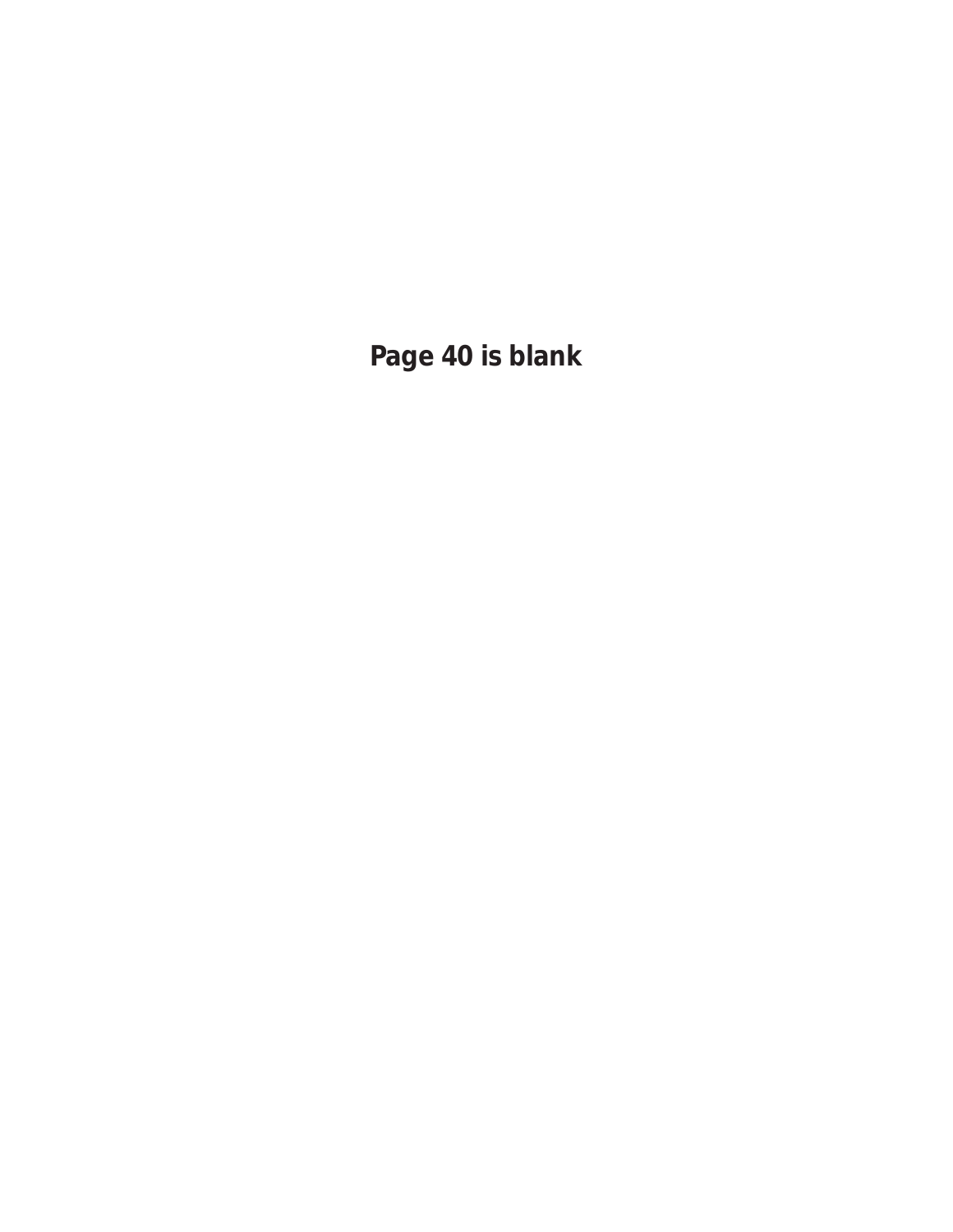**Page 40 is blank**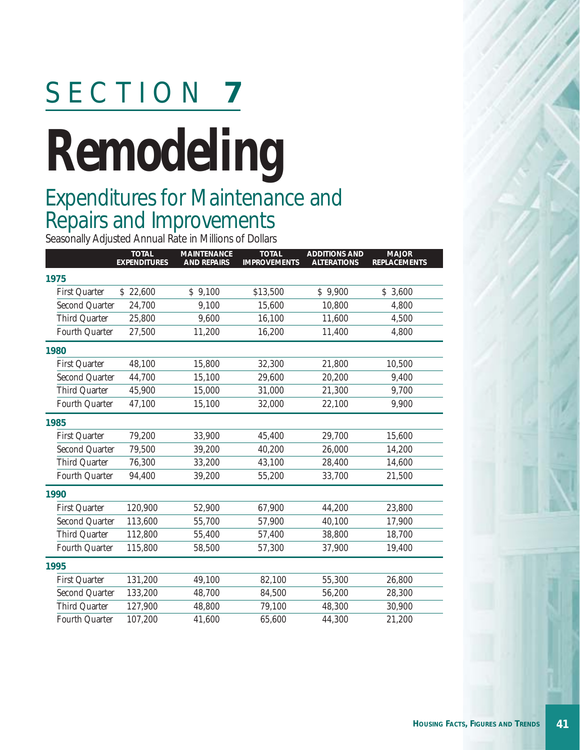# SECTION 7

# Remodeling

## Expenditures for Maintenance and Repairs and Improvements

Seasonally Adjusted Annual Rate in Millions of Dollars

| | TOTAL EXPENDITURES | MAINTENANCE AND REPAIRS | TOTAL IMPROVEMENTS | ADDITIONS AND ALTERATIONS | MAJOR REPLACEMENTS |
|---|---|---|---|---|---|
| **1975** | | | | | |
| First Quarter | $ 22,600 | $ 9,100 | $13,500 | $ 9,900 | $ 3,600 |
| Second Quarter | 24,700 | 9,100 | 15,600 | 10,800 | 4,800 |
| Third Quarter | 25,800 | 9,600 | 16,100 | 11,600 | 4,500 |
| Fourth Quarter | 27,500 | 11,200 | 16,200 | 11,400 | 4,800 |
| **1980** | | | | | |
| First Quarter | 48,100 | 15,800 | 32,300 | 21,800 | 10,500 |
| Second Quarter | 44,700 | 15,100 | 29,600 | 20,200 | 9,400 |
| Third Quarter | 45,900 | 15,000 | 31,000 | 21,300 | 9,700 |
| Fourth Quarter | 47,100 | 15,100 | 32,000 | 22,100 | 9,900 |
| **1985** | | | | | |
| First Quarter | 79,200 | 33,900 | 45,400 | 29,700 | 15,600 |
| Second Quarter | 79,500 | 39,200 | 40,200 | 26,000 | 14,200 |
| Third Quarter | 76,300 | 33,200 | 43,100 | 28,400 | 14,600 |
| Fourth Quarter | 94,400 | 39,200 | 55,200 | 33,700 | 21,500 |
| **1990** | | | | | |
| First Quarter | 120,900 | 52,900 | 67,900 | 44,200 | 23,800 |
| Second Quarter | 113,600 | 55,700 | 57,900 | 40,100 | 17,900 |
| Third Quarter | 112,800 | 55,400 | 57,400 | 38,800 | 18,700 |
| Fourth Quarter | 115,800 | 58,500 | 57,300 | 37,900 | 19,400 |
| **1995** | | | | | |
| First Quarter | 131,200 | 49,100 | 82,100 | 55,300 | 26,800 |
| Second Quarter | 133,200 | 48,700 | 84,500 | 56,200 | 28,300 |
| Third Quarter | 127,900 | 48,800 | 79,100 | 48,300 | 30,900 |
| Fourth Quarter | 107,200 | 41,600 | 65,600 | 44,300 | 21,200 |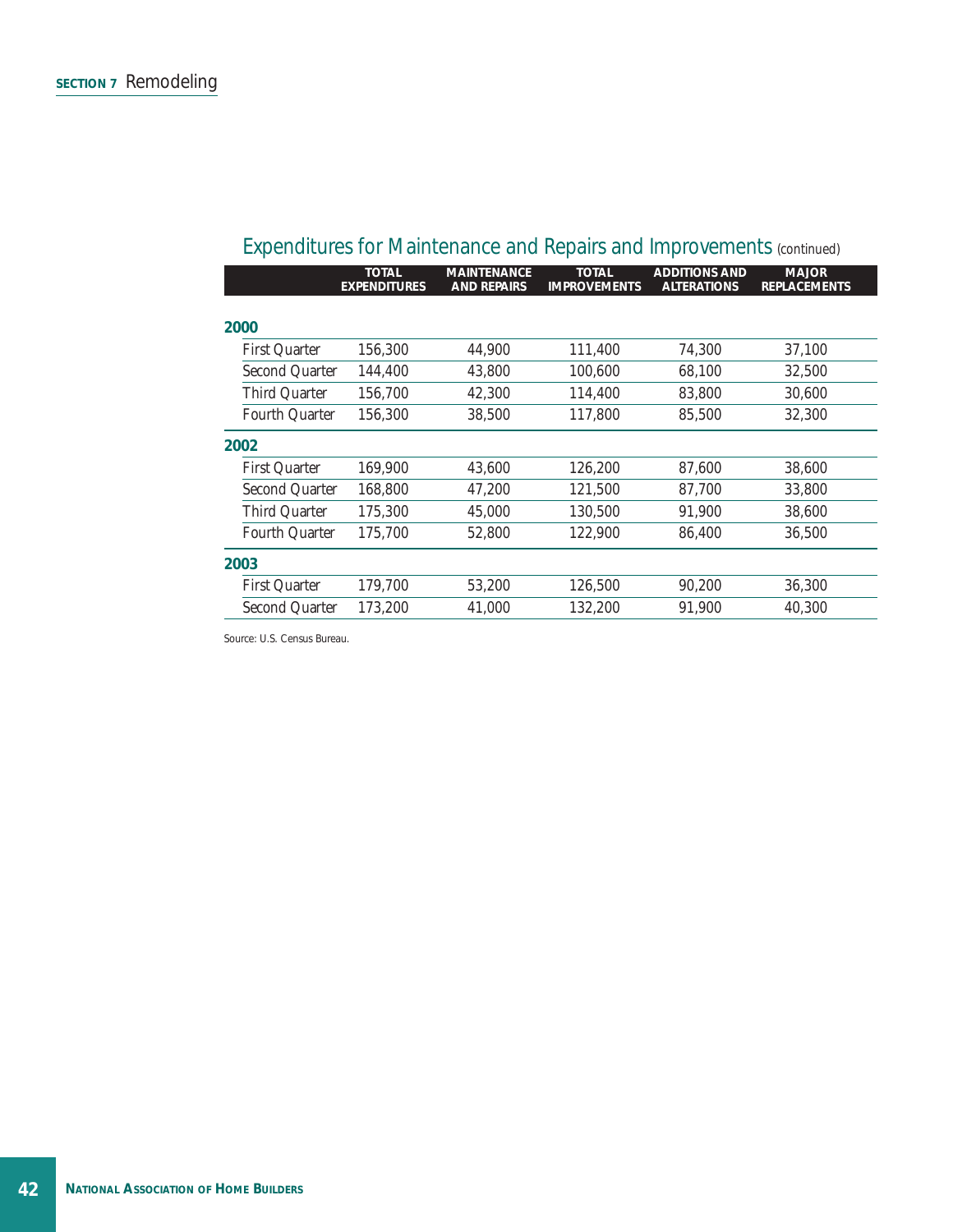## Expenditures for Maintenance and Repairs and Improvements *(continued)*

| | TOTAL EXPENDITURES | MAINTENANCE AND REPAIRS | TOTAL IMPROVEMENTS | ADDITIONS AND ALTERATIONS | MAJOR REPLACEMENTS |
|---|---|---|---|---|---|
| **2000** | | | | | |
| First Quarter | 156,300 | 44,900 | 111,400 | 74,300 | 37,100 |
| Second Quarter | 144,400 | 43,800 | 100,600 | 68,100 | 32,500 |
| Third Quarter | 156,700 | 42,300 | 114,400 | 83,800 | 30,600 |
| Fourth Quarter | 156,300 | 38,500 | 117,800 | 85,500 | 32,300 |
| **2002** | | | | | |
| First Quarter | 169,900 | 43,600 | 126,200 | 87,600 | 38,600 |
| Second Quarter | 168,800 | 47,200 | 121,500 | 87,700 | 33,800 |
| Third Quarter | 175,300 | 45,000 | 130,500 | 91,900 | 38,600 |
| Fourth Quarter | 175,700 | 52,800 | 122,900 | 86,400 | 36,500 |
| **2003** | | | | | |
| First Quarter | 179,700 | 53,200 | 126,500 | 90,200 | 36,300 |
| Second Quarter | 173,200 | 41,000 | 132,200 | 91,900 | 40,300 |

Source: U.S. Census Bureau.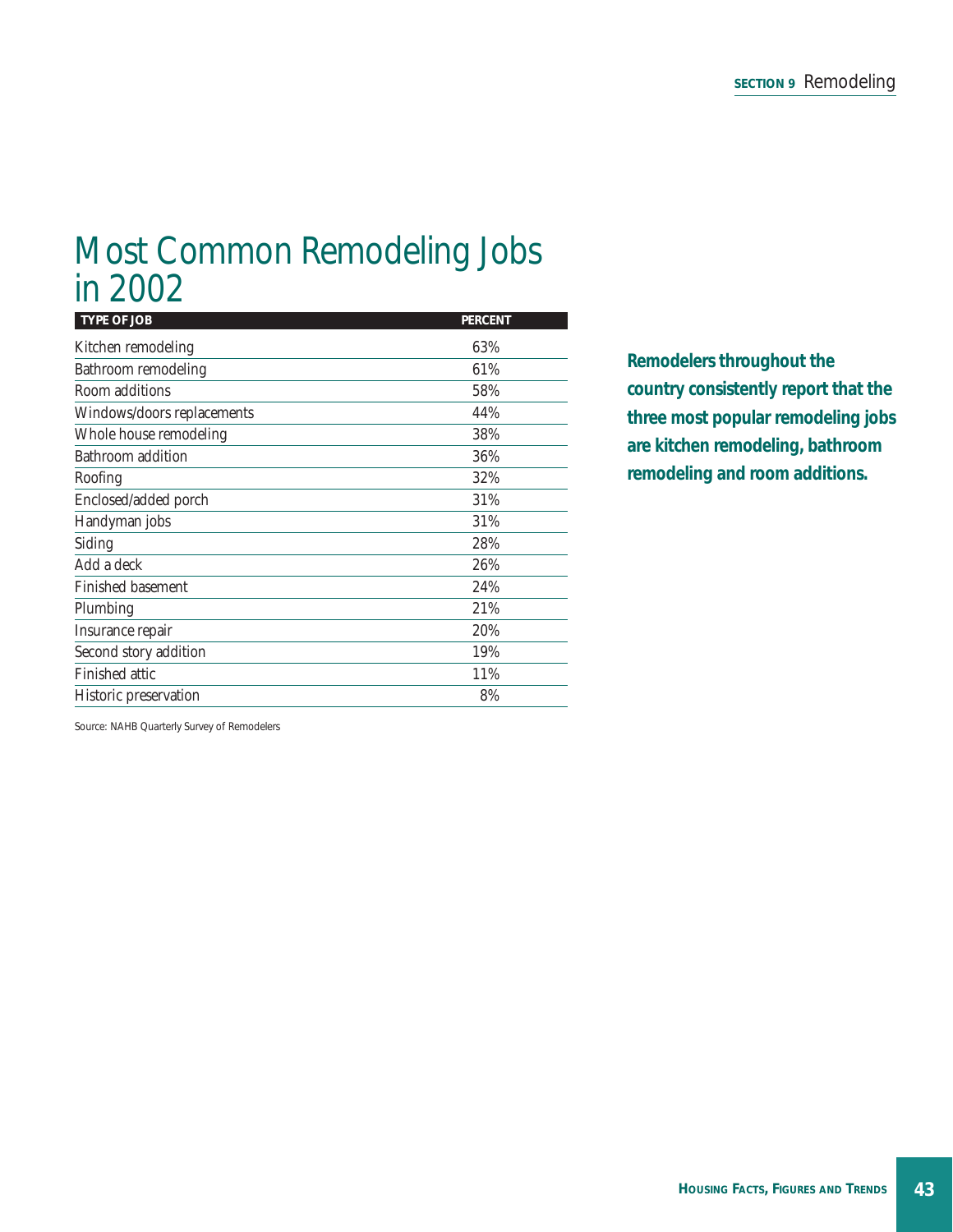# Most Common Remodeling Jobs in 2002

| TYPE OF JOB | PERCENT |
|---|---|
| Kitchen remodeling | 63% |
| Bathroom remodeling | 61% |
| Room additions | 58% |
| Windows/doors replacements | 44% |
| Whole house remodeling | 38% |
| Bathroom addition | 36% |
| Roofing | 32% |
| Enclosed/added porch | 31% |
| Handyman jobs | 31% |
| Siding | 28% |
| Add a deck | 26% |
| Finished basement | 24% |
| Plumbing | 21% |
| Insurance repair | 20% |
| Second story addition | 19% |
| Finished attic | 11% |
| Historic preservation | 8% |

Source: NAHB Quarterly Survey of Remodelers

**Remodelers throughout the country consistently report that the three most popular remodeling jobs are kitchen remodeling, bathroom remodeling and room additions.**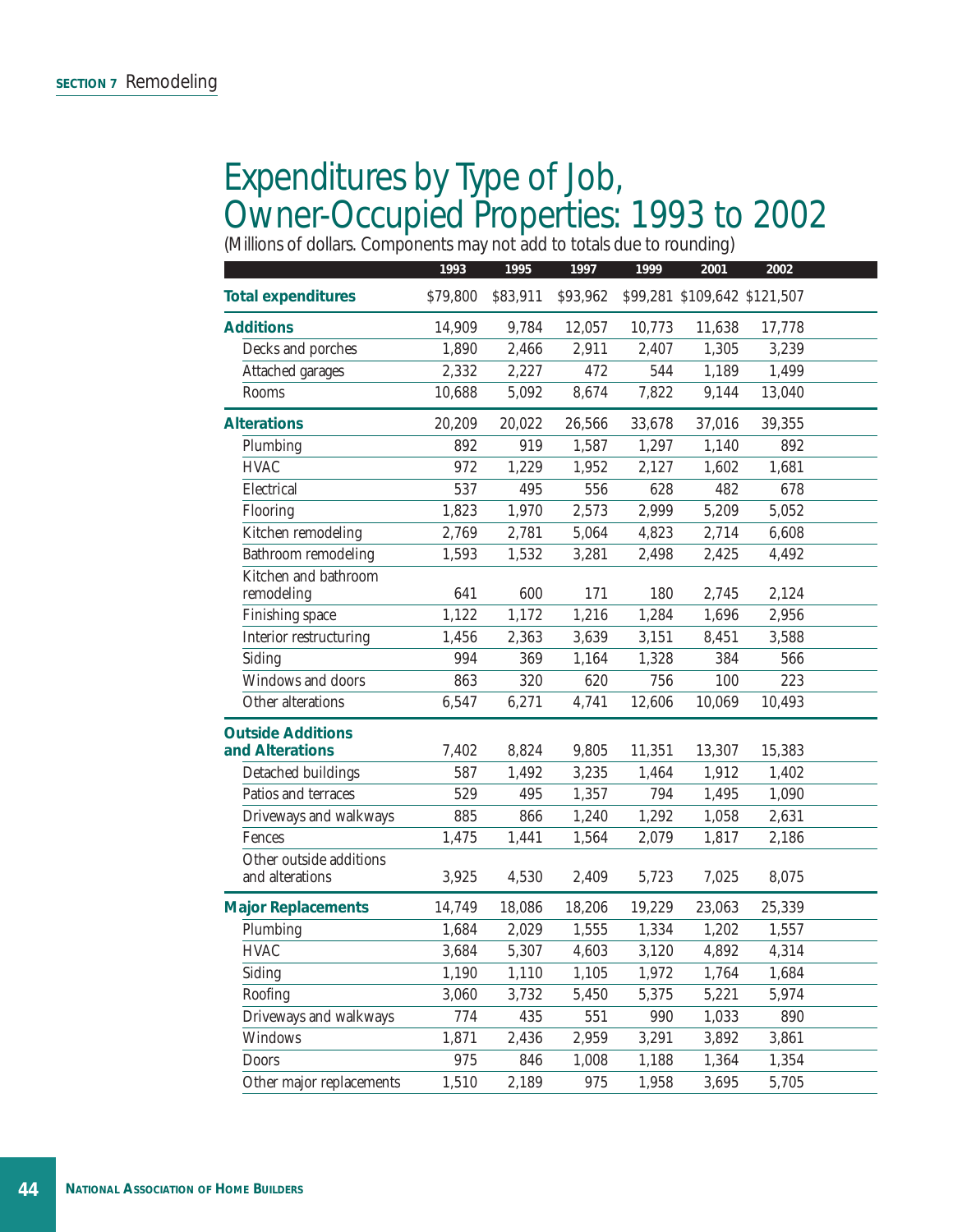# Expenditures by Type of Job, Owner-Occupied Properties: 1993 to 2002

(Millions of dollars. Components may not add to totals due to rounding)

| | 1993 | 1995 | 1997 | 1999 | 2001 | 2002 |
|---|---|---|---|---|---|---|
| **Total expenditures** | $79,800 | $83,911 | $93,962 | $99,281 | $109,642 | $121,507 |
| **Additions** | 14,909 | 9,784 | 12,057 | 10,773 | 11,638 | 17,778 |
| Decks and porches | 1,890 | 2,466 | 2,911 | 2,407 | 1,305 | 3,239 |
| Attached garages | 2,332 | 2,227 | 472 | 544 | 1,189 | 1,499 |
| Rooms | 10,688 | 5,092 | 8,674 | 7,822 | 9,144 | 13,040 |
| **Alterations** | 20,209 | 20,022 | 26,566 | 33,678 | 37,016 | 39,355 |
| Plumbing | 892 | 919 | 1,587 | 1,297 | 1,140 | 892 |
| HVAC | 972 | 1,229 | 1,952 | 2,127 | 1,602 | 1,681 |
| Electrical | 537 | 495 | 556 | 628 | 482 | 678 |
| Flooring | 1,823 | 1,970 | 2,573 | 2,999 | 5,209 | 5,052 |
| Kitchen remodeling | 2,769 | 2,781 | 5,064 | 4,823 | 2,714 | 6,608 |
| Bathroom remodeling | 1,593 | 1,532 | 3,281 | 2,498 | 2,425 | 4,492 |
| Kitchen and bathroom remodeling | 641 | 600 | 171 | 180 | 2,745 | 2,124 |
| Finishing space | 1,122 | 1,172 | 1,216 | 1,284 | 1,696 | 2,956 |
| Interior restructuring | 1,456 | 2,363 | 3,639 | 3,151 | 8,451 | 3,588 |
| Siding | 994 | 369 | 1,164 | 1,328 | 384 | 566 |
| Windows and doors | 863 | 320 | 620 | 756 | 100 | 223 |
| Other alterations | 6,547 | 6,271 | 4,741 | 12,606 | 10,069 | 10,493 |
| **Outside Additions and Alterations** | 7,402 | 8,824 | 9,805 | 11,351 | 13,307 | 15,383 |
| Detached buildings | 587 | 1,492 | 3,235 | 1,464 | 1,912 | 1,402 |
| Patios and terraces | 529 | 495 | 1,357 | 794 | 1,495 | 1,090 |
| Driveways and walkways | 885 | 866 | 1,240 | 1,292 | 1,058 | 2,631 |
| Fences | 1,475 | 1,441 | 1,564 | 2,079 | 1,817 | 2,186 |
| Other outside additions and alterations | 3,925 | 4,530 | 2,409 | 5,723 | 7,025 | 8,075 |
| **Major Replacements** | 14,749 | 18,086 | 18,206 | 19,229 | 23,063 | 25,339 |
| Plumbing | 1,684 | 2,029 | 1,555 | 1,334 | 1,202 | 1,557 |
| HVAC | 3,684 | 5,307 | 4,603 | 3,120 | 4,892 | 4,314 |
| Siding | 1,190 | 1,110 | 1,105 | 1,972 | 1,764 | 1,684 |
| Roofing | 3,060 | 3,732 | 5,450 | 5,375 | 5,221 | 5,974 |
| Driveways and walkways | 774 | 435 | 551 | 990 | 1,033 | 890 |
| Windows | 1,871 | 2,436 | 2,959 | 3,291 | 3,892 | 3,861 |
| Doors | 975 | 846 | 1,008 | 1,188 | 1,364 | 1,354 |
| Other major replacements | 1,510 | 2,189 | 975 | 1,958 | 3,695 | 5,705 |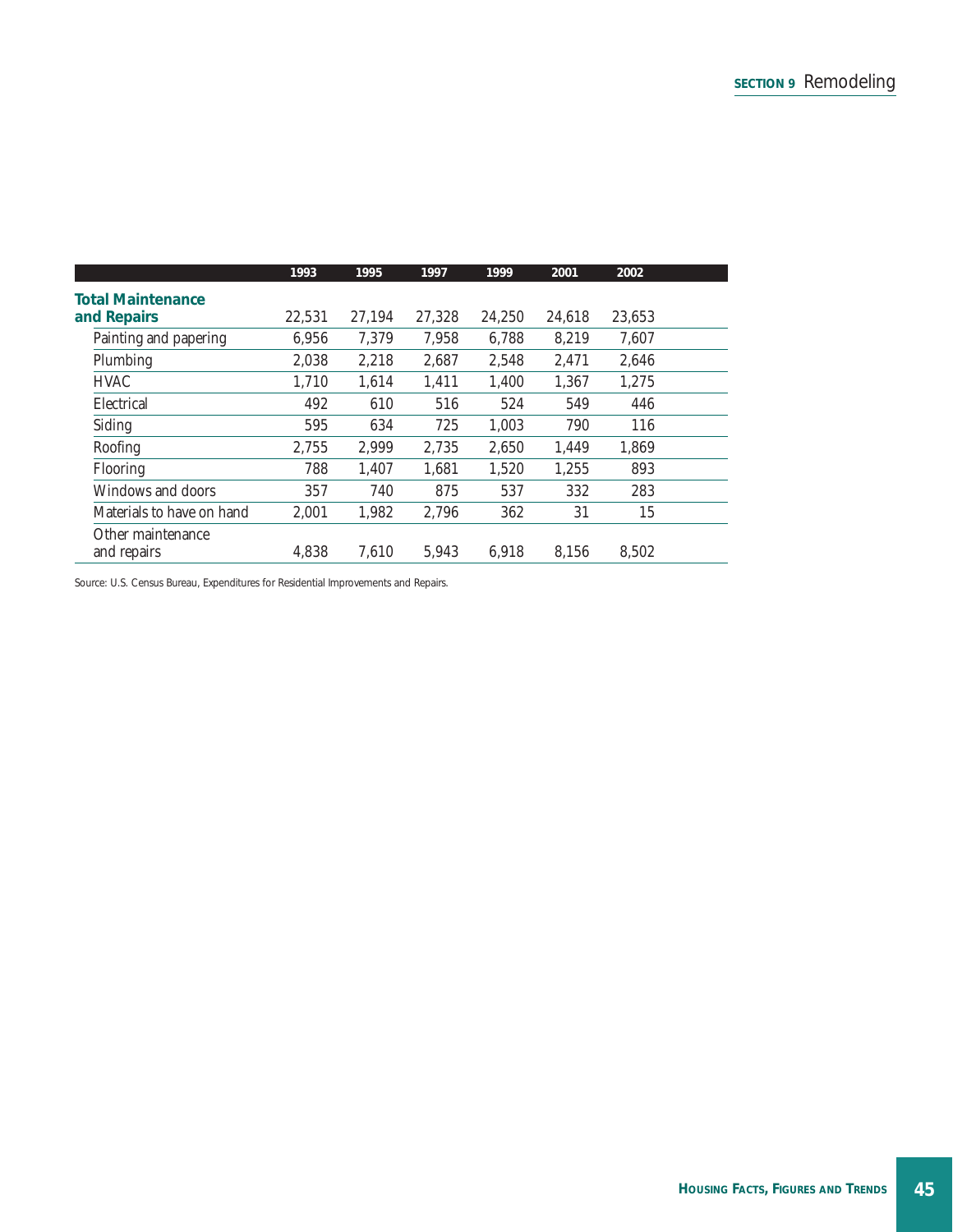| | 1993 | 1995 | 1997 | 1999 | 2001 | 2002 |
|---|---|---|---|---|---|---|
| **Total Maintenance and Repairs** | 22,531 | 27,194 | 27,328 | 24,250 | 24,618 | 23,653 |
| Painting and papering | 6,956 | 7,379 | 7,958 | 6,788 | 8,219 | 7,607 |
| Plumbing | 2,038 | 2,218 | 2,687 | 2,548 | 2,471 | 2,646 |
| HVAC | 1,710 | 1,614 | 1,411 | 1,400 | 1,367 | 1,275 |
| Electrical | 492 | 610 | 516 | 524 | 549 | 446 |
| Siding | 595 | 634 | 725 | 1,003 | 790 | 116 |
| Roofing | 2,755 | 2,999 | 2,735 | 2,650 | 1,449 | 1,869 |
| Flooring | 788 | 1,407 | 1,681 | 1,520 | 1,255 | 893 |
| Windows and doors | 357 | 740 | 875 | 537 | 332 | 283 |
| Materials to have on hand | 2,001 | 1,982 | 2,796 | 362 | 31 | 15 |
| Other maintenance and repairs | 4,838 | 7,610 | 5,943 | 6,918 | 8,156 | 8,502 |

Source: U.S. Census Bureau, Expenditures for Residential Improvements and Repairs.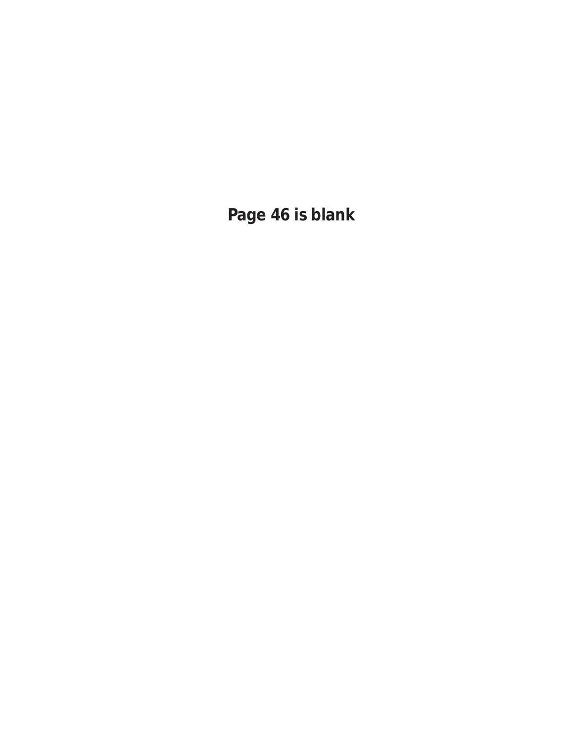**Page 46 is blank**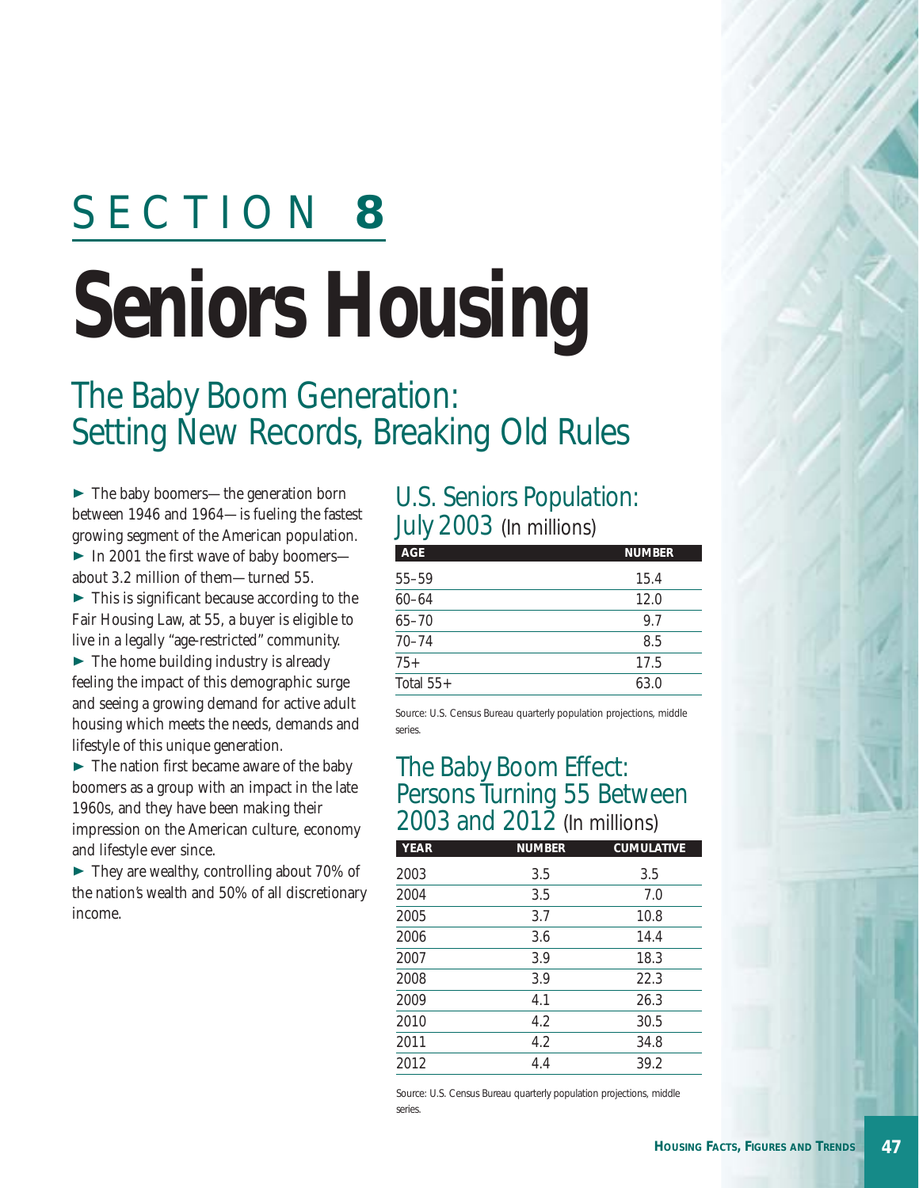# SECTION 8

# Seniors Housing

## The Baby Boom Generation: Setting New Records, Breaking Old Rules

- The baby boomers—the generation born between 1946 and 1964—is fueling the fastest growing segment of the American population.
- In 2001 the first wave of baby boomers—about 3.2 million of them—turned 55.
- This is significant because according to the Fair Housing Law, at 55, a buyer is eligible to live in a legally "age-restricted" community.
- The home building industry is already feeling the impact of this demographic surge and seeing a growing demand for active adult housing which meets the needs, demands and lifestyle of this unique generation.
- The nation first became aware of the baby boomers as a group with an impact in the late 1960s, and they have been making their impression on the American culture, economy and lifestyle ever since.
- They are wealthy, controlling about 70% of the nation's wealth and 50% of all discretionary income.

### U.S. Seniors Population: July 2003 (In millions)

| AGE | NUMBER |
|---|---|
| 55–59 | 15.4 |
| 60–64 | 12.0 |
| 65–70 | 9.7 |
| 70–74 | 8.5 |
| 75+ | 17.5 |
| Total 55+ | 63.0 |

Source: U.S. Census Bureau quarterly population projections, middle series.

### The Baby Boom Effect: Persons Turning 55 Between 2003 and 2012 (In millions)

| YEAR | NUMBER | CUMULATIVE |
|---|---|---|
| 2003 | 3.5 | 3.5 |
| 2004 | 3.5 | 7.0 |
| 2005 | 3.7 | 10.8 |
| 2006 | 3.6 | 14.4 |
| 2007 | 3.9 | 18.3 |
| 2008 | 3.9 | 22.3 |
| 2009 | 4.1 | 26.3 |
| 2010 | 4.2 | 30.5 |
| 2011 | 4.2 | 34.8 |
| 2012 | 4.4 | 39.2 |

Source: U.S. Census Bureau quarterly population projections, middle series.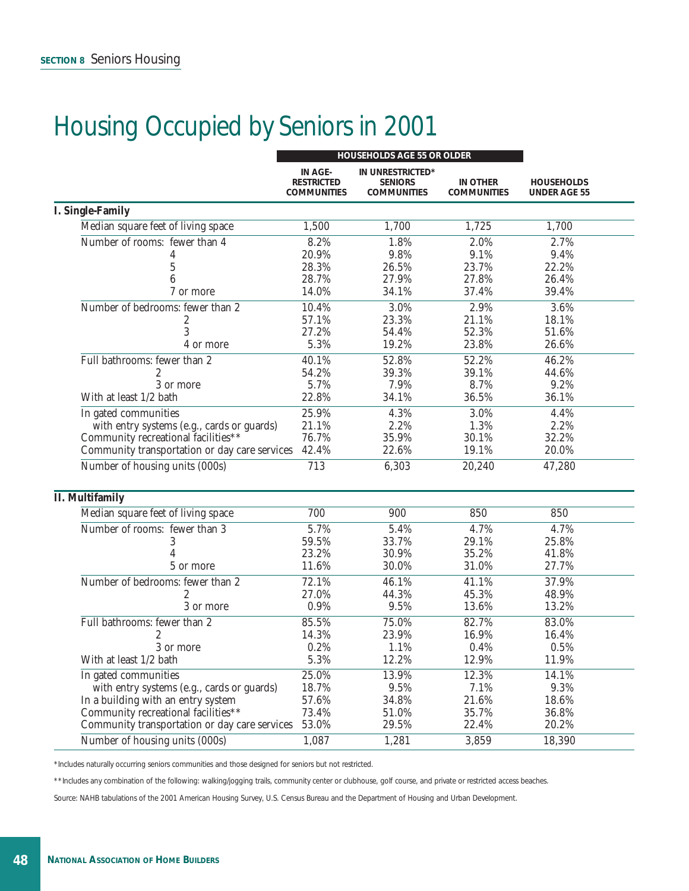# Housing Occupied by Seniors in 2001

| | HOUSEHOLDS AGE 55 OR OLDER | | | |
|---|---|---|---|---|
| | IN AGE-RESTRICTED COMMUNITIES | IN UNRESTRICTED* SENIORS COMMUNITIES | IN OTHER COMMUNITIES | HOUSEHOLDS UNDER AGE 55 |
| **I. Single-Family** | | | | |
| Median square feet of living space | 1,500 | 1,700 | 1,725 | 1,700 |
| Number of rooms: fewer than 4 | 8.2% | 1.8% | 2.0% | 2.7% |
| 4 | 20.9% | 9.8% | 9.1% | 9.4% |
| 5 | 28.3% | 26.5% | 23.7% | 22.2% |
| 6 | 28.7% | 27.9% | 27.8% | 26.4% |
| 7 or more | 14.0% | 34.1% | 37.4% | 39.4% |
| Number of bedrooms: fewer than 2 | 10.4% | 3.0% | 2.9% | 3.6% |
| 2 | 57.1% | 23.3% | 21.1% | 18.1% |
| 3 | 27.2% | 54.4% | 52.3% | 51.6% |
| 4 or more | 5.3% | 19.2% | 23.8% | 26.6% |
| Full bathrooms: fewer than 2 | 40.1% | 52.8% | 52.2% | 46.2% |
| 2 | 54.2% | 39.3% | 39.1% | 44.6% |
| 3 or more | 5.7% | 7.9% | 8.7% | 9.2% |
| With at least 1/2 bath | 22.8% | 34.1% | 36.5% | 36.1% |
| In gated communities | 25.9% | 4.3% | 3.0% | 4.4% |
| with entry systems (e.g., cards or guards) | 21.1% | 2.2% | 1.3% | 2.2% |
| Community recreational facilities** | 76.7% | 35.9% | 30.1% | 32.2% |
| Community transportation or day care services | 42.4% | 22.6% | 19.1% | 20.0% |
| Number of housing units (000s) | 713 | 6,303 | 20,240 | 47,280 |
| **II. Multifamily** | | | | |
| Median square feet of living space | 700 | 900 | 850 | 850 |
| Number of rooms: fewer than 3 | 5.7% | 5.4% | 4.7% | 4.7% |
| 3 | 59.5% | 33.7% | 29.1% | 25.8% |
| 4 | 23.2% | 30.9% | 35.2% | 41.8% |
| 5 or more | 11.6% | 30.0% | 31.0% | 27.7% |
| Number of bedrooms: fewer than 2 | 72.1% | 46.1% | 41.1% | 37.9% |
| 2 | 27.0% | 44.3% | 45.3% | 48.9% |
| 3 or more | 0.9% | 9.5% | 13.6% | 13.2% |
| Full bathrooms: fewer than 2 | 85.5% | 75.0% | 82.7% | 83.0% |
| 2 | 14.3% | 23.9% | 16.9% | 16.4% |
| 3 or more | 0.2% | 1.1% | 0.4% | 0.5% |
| With at least 1/2 bath | 5.3% | 12.2% | 12.9% | 11.9% |
| In gated communities | 25.0% | 13.9% | 12.3% | 14.1% |
| with entry systems (e.g., cards or guards) | 18.7% | 9.5% | 7.1% | 9.3% |
| In a building with an entry system | 57.6% | 34.8% | 21.6% | 18.6% |
| Community recreational facilities** | 73.4% | 51.0% | 35.7% | 36.8% |
| Community transportation or day care services | 53.0% | 29.5% | 22.4% | 20.2% |
| Number of housing units (000s) | 1,087 | 1,281 | 3,859 | 18,390 |

*Includes naturally occurring seniors communities and those designed for seniors but not restricted.

**Includes any combination of the following: walking/jogging trails, community center or clubhouse, golf course, and private or restricted access beaches.

Source: NAHB tabulations of the 2001 American Housing Survey, U.S. Census Bureau and the Department of Housing and Urban Development.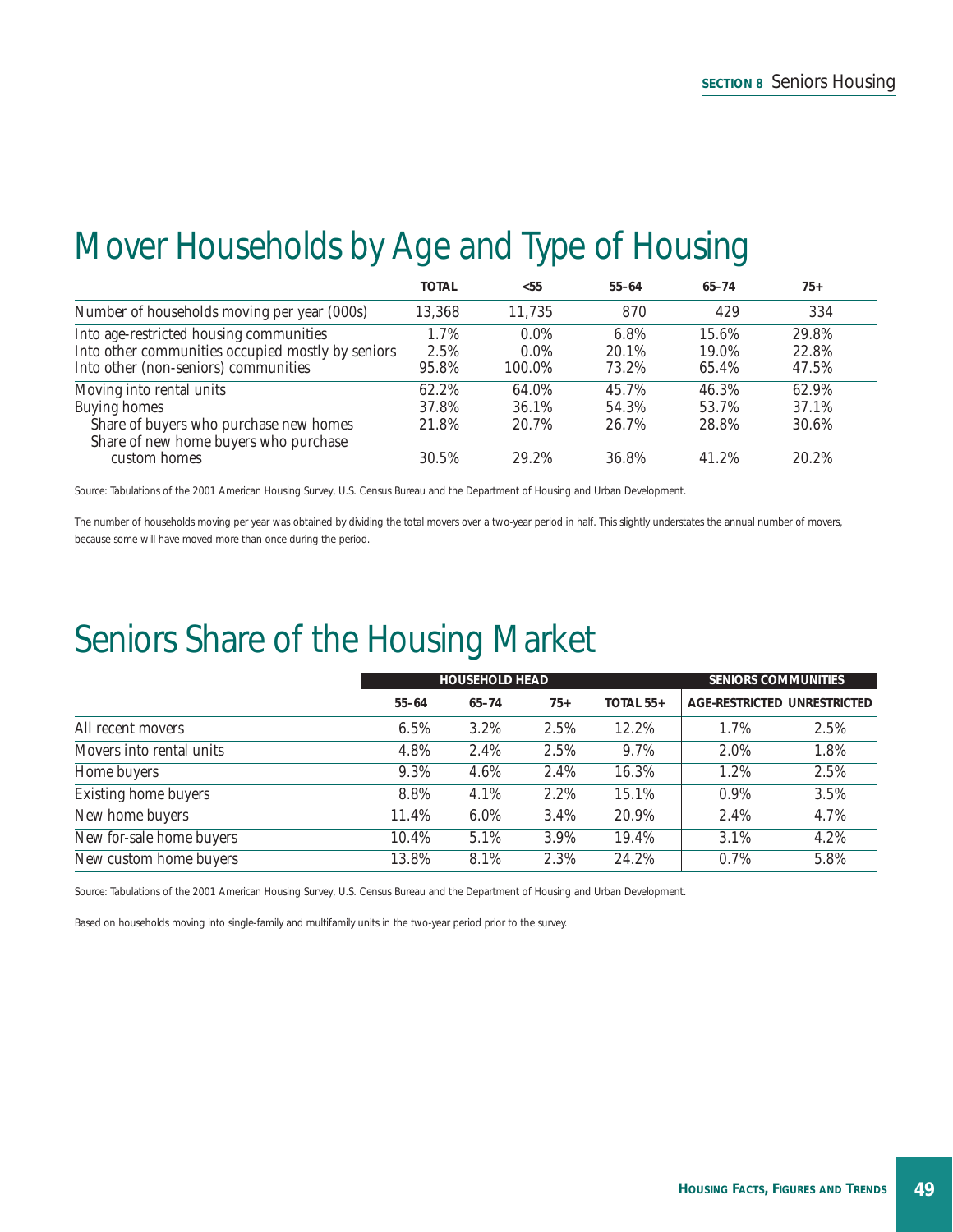# Mover Households by Age and Type of Housing

| | TOTAL | <55 | 55–64 | 65–74 | 75+ |
|---|---|---|---|---|---|
| Number of households moving per year (000s) | 13,368 | 11,735 | 870 | 429 | 334 |
| Into age-restricted housing communities | 1.7% | 0.0% | 6.8% | 15.6% | 29.8% |
| Into other communities occupied mostly by seniors | 2.5% | 0.0% | 20.1% | 19.0% | 22.8% |
| Into other (non-seniors) communities | 95.8% | 100.0% | 73.2% | 65.4% | 47.5% |
| Moving into rental units | 62.2% | 64.0% | 45.7% | 46.3% | 62.9% |
| Buying homes | 37.8% | 36.1% | 54.3% | 53.7% | 37.1% |
| Share of buyers who purchase new homes | 21.8% | 20.7% | 26.7% | 28.8% | 30.6% |
| Share of new home buyers who purchase custom homes | 30.5% | 29.2% | 36.8% | 41.2% | 20.2% |

Source: Tabulations of the 2001 American Housing Survey, U.S. Census Bureau and the Department of Housing and Urban Development.

The number of households moving per year was obtained by dividing the total movers over a two-year period in half. This slightly understates the annual number of movers, because some will have moved more than once during the period.

# Seniors Share of the Housing Market

| | HOUSEHOLD HEAD | | | | SENIORS COMMUNITIES | |
|---|---|---|---|---|---|---|
| | 55–64 | 65–74 | 75+ | TOTAL 55+ | AGE-RESTRICTED | UNRESTRICTED |
| All recent movers | 6.5% | 3.2% | 2.5% | 12.2% | 1.7% | 2.5% |
| Movers into rental units | 4.8% | 2.4% | 2.5% | 9.7% | 2.0% | 1.8% |
| Home buyers | 9.3% | 4.6% | 2.4% | 16.3% | 1.2% | 2.5% |
| Existing home buyers | 8.8% | 4.1% | 2.2% | 15.1% | 0.9% | 3.5% |
| New home buyers | 11.4% | 6.0% | 3.4% | 20.9% | 2.4% | 4.7% |
| New for-sale home buyers | 10.4% | 5.1% | 3.9% | 19.4% | 3.1% | 4.2% |
| New custom home buyers | 13.8% | 8.1% | 2.3% | 24.2% | 0.7% | 5.8% |

Source: Tabulations of the 2001 American Housing Survey, U.S. Census Bureau and the Department of Housing and Urban Development.

Based on households moving into single-family and multifamily units in the two-year period prior to the survey.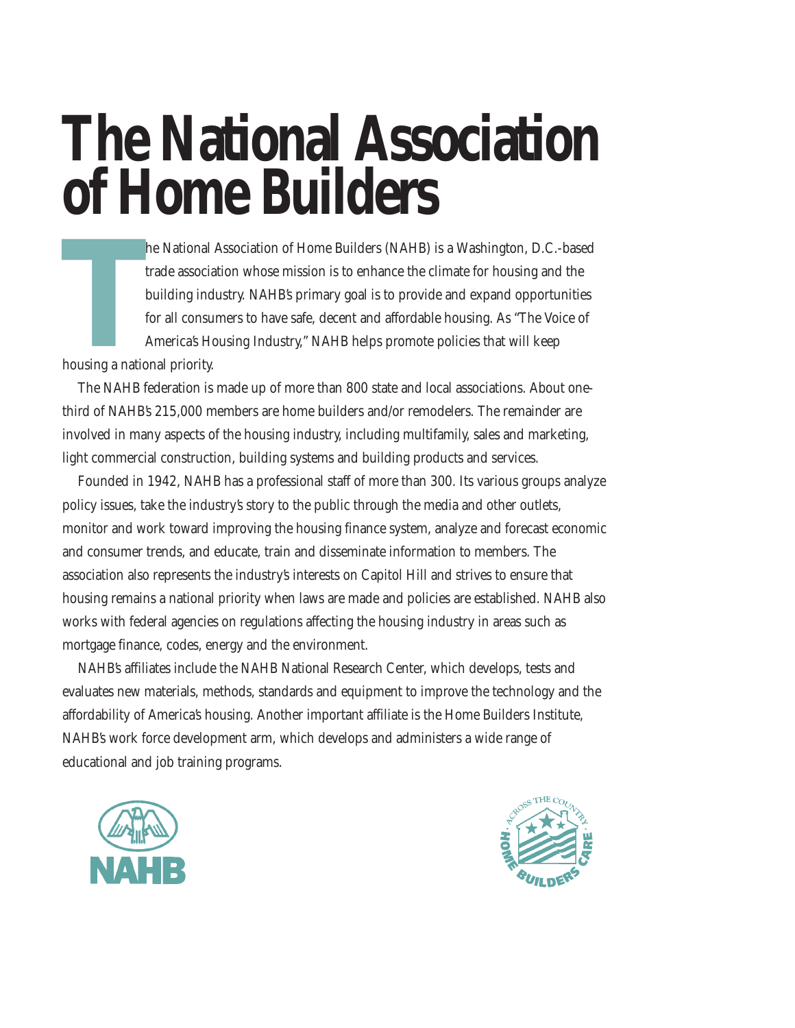# The National Association of Home Builders

The National Association of Home Builders (NAHB) is a Washington, D.C.-based trade association whose mission is to enhance the climate for housing and the building industry. NAHB's primary goal is to provide and expand opportunities for all consumers to have safe, decent and affordable housing. As "The Voice of America's Housing Industry," NAHB helps promote policies that will keep housing a national priority.

The NAHB federation is made up of more than 800 state and local associations. About one-third of NAHB's 215,000 members are home builders and/or remodelers. The remainder are involved in many aspects of the housing industry, including multifamily, sales and marketing, light commercial construction, building systems and building products and services.

Founded in 1942, NAHB has a professional staff of more than 300. Its various groups analyze policy issues, take the industry's story to the public through the media and other outlets, monitor and work toward improving the housing finance system, analyze and forecast economic and consumer trends, and educate, train and disseminate information to members. The association also represents the industry's interests on Capitol Hill and strives to ensure that housing remains a national priority when laws are made and policies are established. NAHB also works with federal agencies on regulations affecting the housing industry in areas such as mortgage finance, codes, energy and the environment.

NAHB's affiliates include the NAHB National Research Center, which develops, tests and evaluates new materials, methods, standards and equipment to improve the technology and the affordability of America's housing. Another important affiliate is the Home Builders Institute, NAHB's work force development arm, which develops and administers a wide range of educational and job training programs.

NAHB

ACROSS THE COUNTRY HOME BUILDERS CARE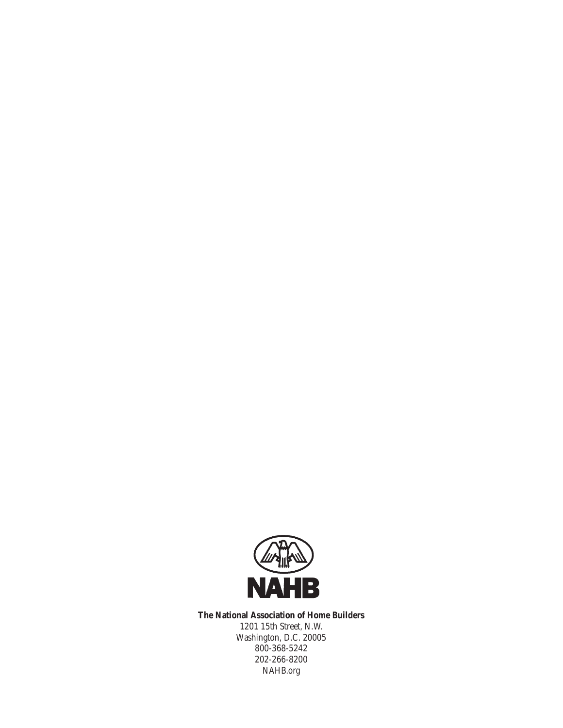NAHB

**The National Association of Home Builders**

1201 15th Street, N.W.
Washington, D.C. 20005
800-368-5242
202-266-8200
NAHB.org